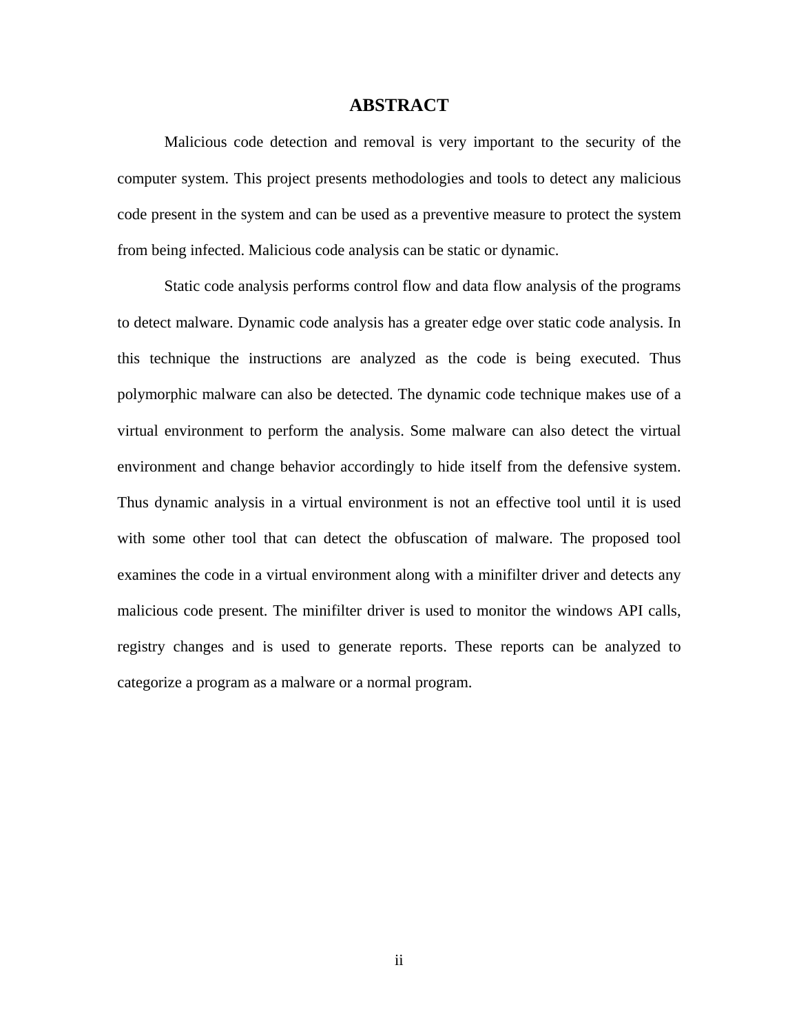# ABSTRACT

Malicious code detection and removal is very important to the security of the computer system. This project presents methodologies and tools to detect any malicious code present in the system and can be used as a preventive measure to protect the system from being infected. Malicious code analysis can be static or dynamic.

Static code analysis performs control flow and data flow analysis of the programs to detect malware. Dynamic code analysis has a greater edge over static code analysis. In this technique the instructions are analyzed as the code is being executed. Thus polymorphic malware can also be detected. The dynamic code technique makes use of a virtual environment to perform the analysis. Some malware can also detect the virtual environment and change behavior accordingly to hide itself from the defensive system. Thus dynamic analysis in a virtual environment is not an effective tool until it is used with some other tool that can detect the obfuscation of malware. The proposed tool examines the code in a virtual environment along with a minifilter driver and detects any malicious code present. The minifilter driver is used to monitor the windows API calls, registry changes and is used to generate reports. These reports can be analyzed to categorize a program as a malware or a normal program.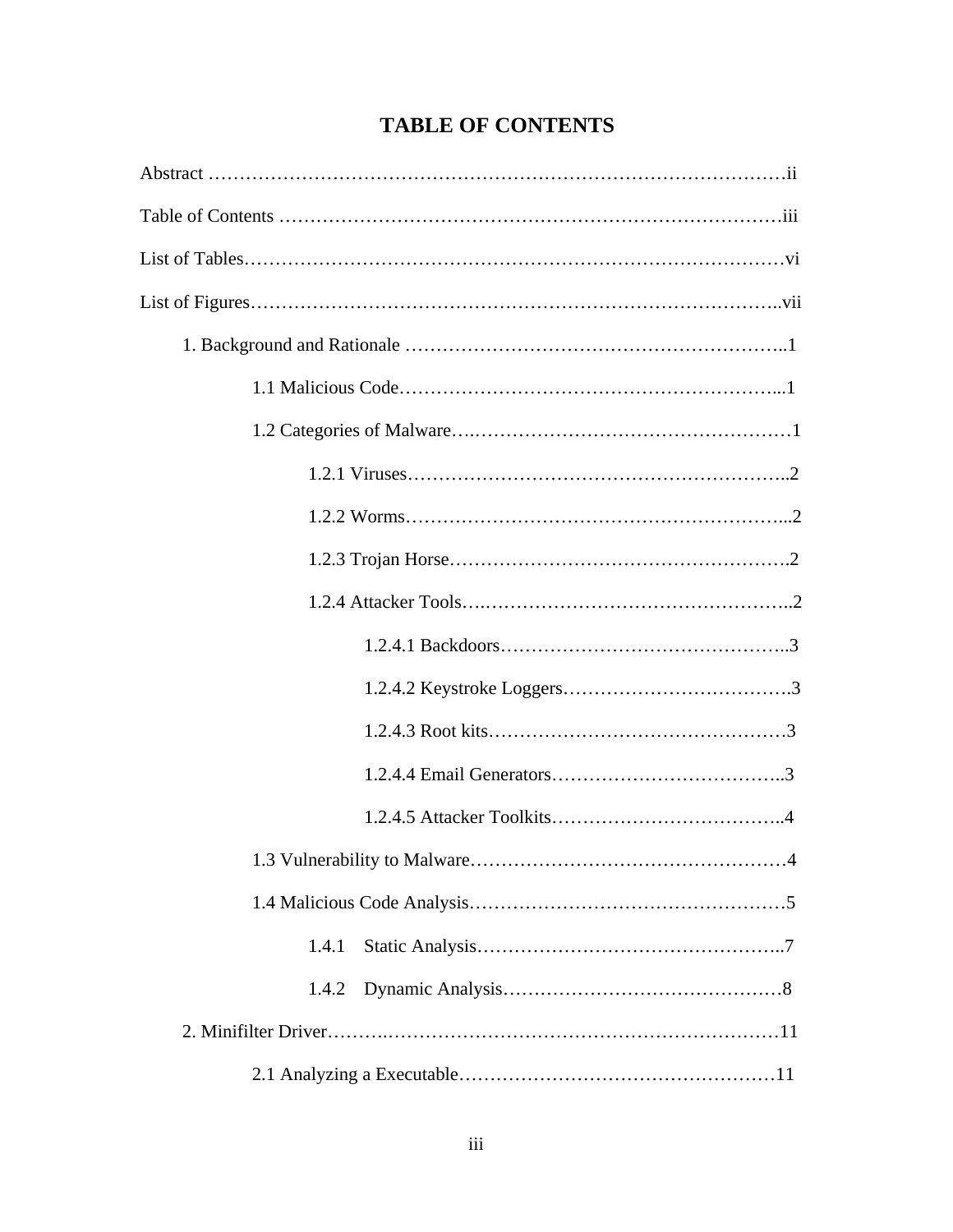# TABLE OF CONTENTS

Abstract ……………………………………………………………………………………ii

Table of Contents ……………………………………………………………………………iii

List of Tables…………………………………………………………………………………vi

List of Figures………………………………………………………………………………..vii

- 1. Background and Rationale ………………………………………………………..1
  - 1.1 Malicious Code……………………………………………………...1
  - 1.2 Categories of Malware….……………………………………………1
    - 1.2.1 Viruses……………………………………………………..2
    - 1.2.2 Worms……………………………………………………...2
    - 1.2.3 Trojan Horse……………………………………………….2
    - 1.2.4 Attacker Tools….…………………………………………..2
      - 1.2.4.1 Backdoors………………………………………..3
      - 1.2.4.2 Keystroke Loggers……………………………….3
      - 1.2.4.3 Root kits…………………………………………3
      - 1.2.4.4 Email Generators………………………………..3
      - 1.2.4.5 Attacker Toolkits………………………………..4
  - 1.3 Vulnerability to Malware……………………………………………4
  - 1.4 Malicious Code Analysis……………………………………………5
    - 1.4.1 Static Analysis…………………………………………..7
    - 1.4.2 Dynamic Analysis………………………………………8
- 2. Minifilter Driver……….…………………………………………………………11
  - 2.1 Analyzing a Executable……………………………………………11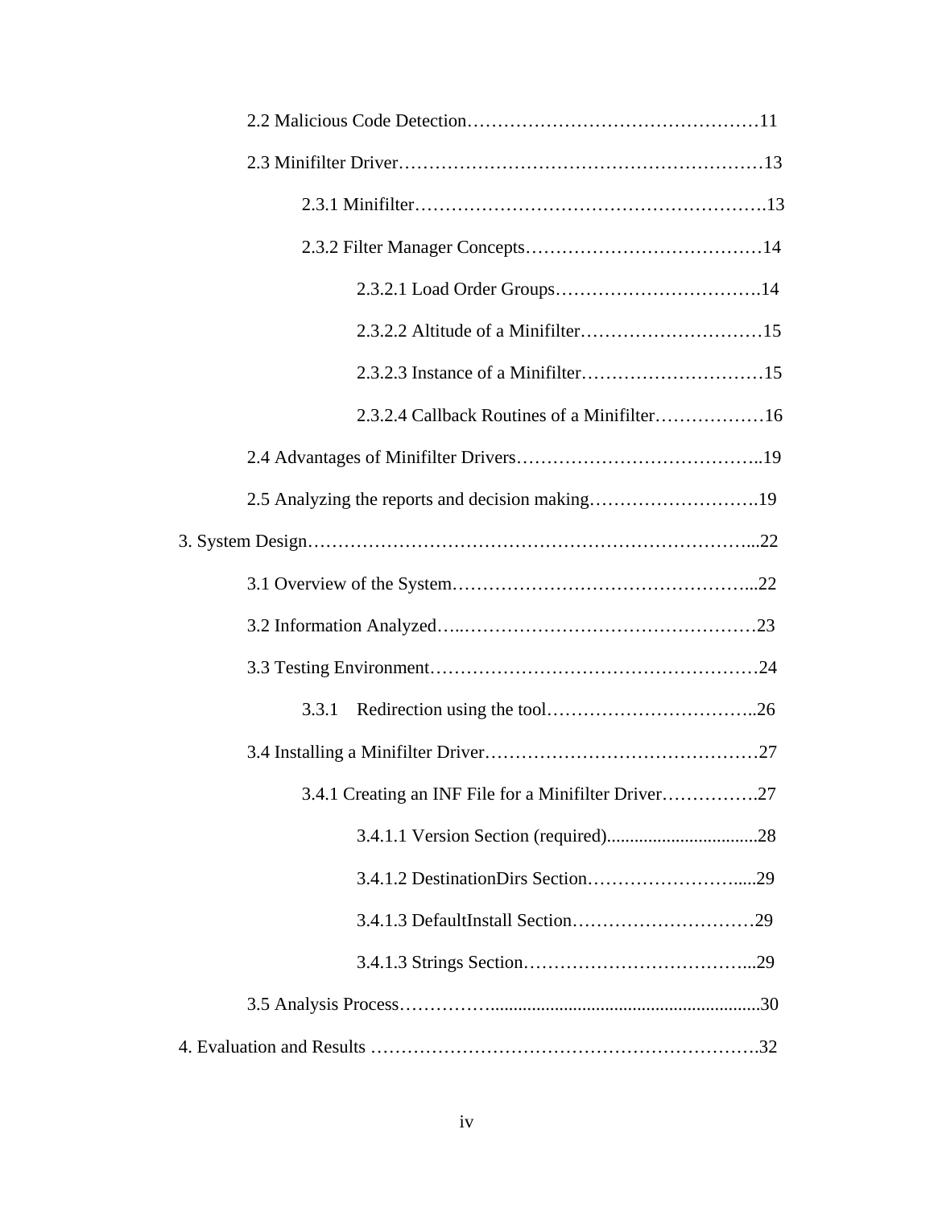2.2 Malicious Code Detection…………………………………………11

2.3 Minifilter Driver……………………………………………………13

2.3.1 Minifilter……………………………………………….13

2.3.2 Filter Manager Concepts…………………………………14

2.3.2.1 Load Order Groups…………………………….14

2.3.2.2 Altitude of a Minifilter…………………………15

2.3.2.3 Instance of a Minifilter…………………………15

2.3.2.4 Callback Routines of a Minifilter………………16

2.4 Advantages of Minifilter Drivers…………………………………..19

2.5 Analyzing the reports and decision making……………………….19

3. System Design…………………………………………………………...22

3.1 Overview of the System…………………………………………...22

3.2 Information Analyzed…..…………………………………………23

3.3 Testing Environment………………………………………………24

3.3.1 Redirection using the tool……………………………..26

3.4 Installing a Minifilter Driver………………………………………27

3.4.1 Creating an INF File for a Minifilter Driver…………….27

3.4.1.1 Version Section (required)................................28

3.4.1.2 DestinationDirs Section…………………….....29

3.4.1.3 DefaultInstall Section…………………………29

3.4.1.3 Strings Section………………………………...29

3.5 Analysis Process…………...........................................................30

4. Evaluation and Results ……………………………………………………….32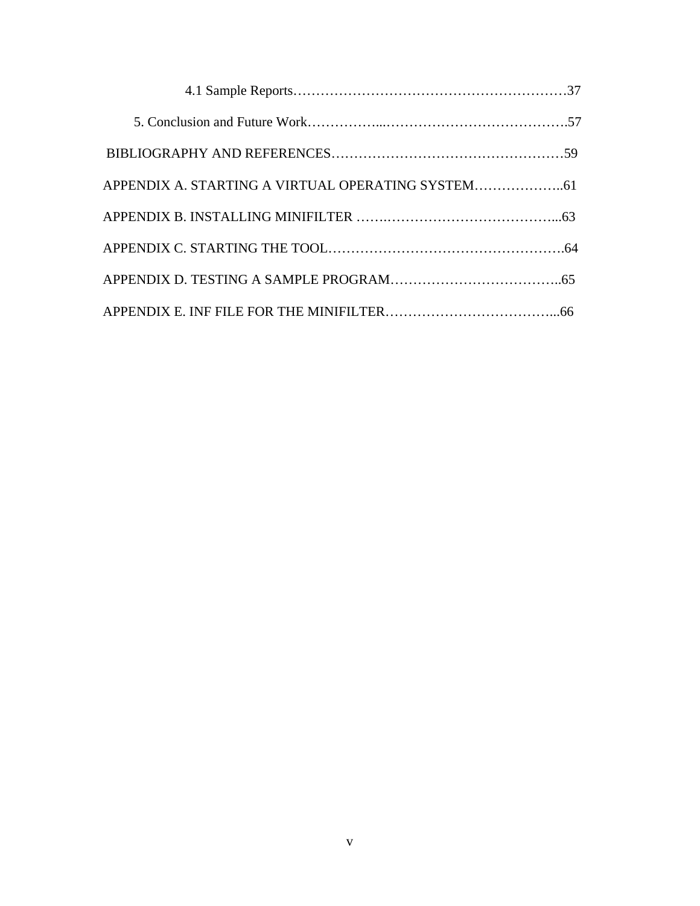4.1 Sample Reports……………………………………………………37

5. Conclusion and Future Work……………...………………………………….57

BIBLIOGRAPHY AND REFERENCES…………………………………………59

APPENDIX A. STARTING A VIRTUAL OPERATING SYSTEM………………..61

APPENDIX B. INSTALLING MINIFILTER …….………………………………...63

APPENDIX C. STARTING THE TOOL…………………………………………….64

APPENDIX D. TESTING A SAMPLE PROGRAM………………………………..65

APPENDIX E. INF FILE FOR THE MINIFILTER………………………………...66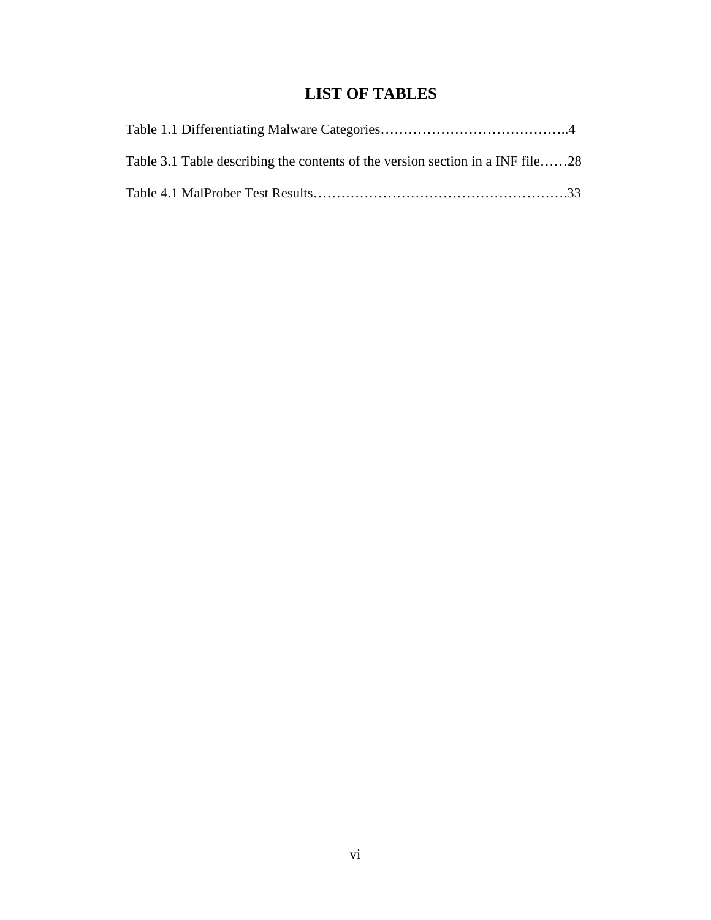# LIST OF TABLES

Table 1.1 Differentiating Malware Categories…………………………………..4

Table 3.1 Table describing the contents of the version section in a INF file……28

Table 4.1 MalProber Test Results……………………………………………….33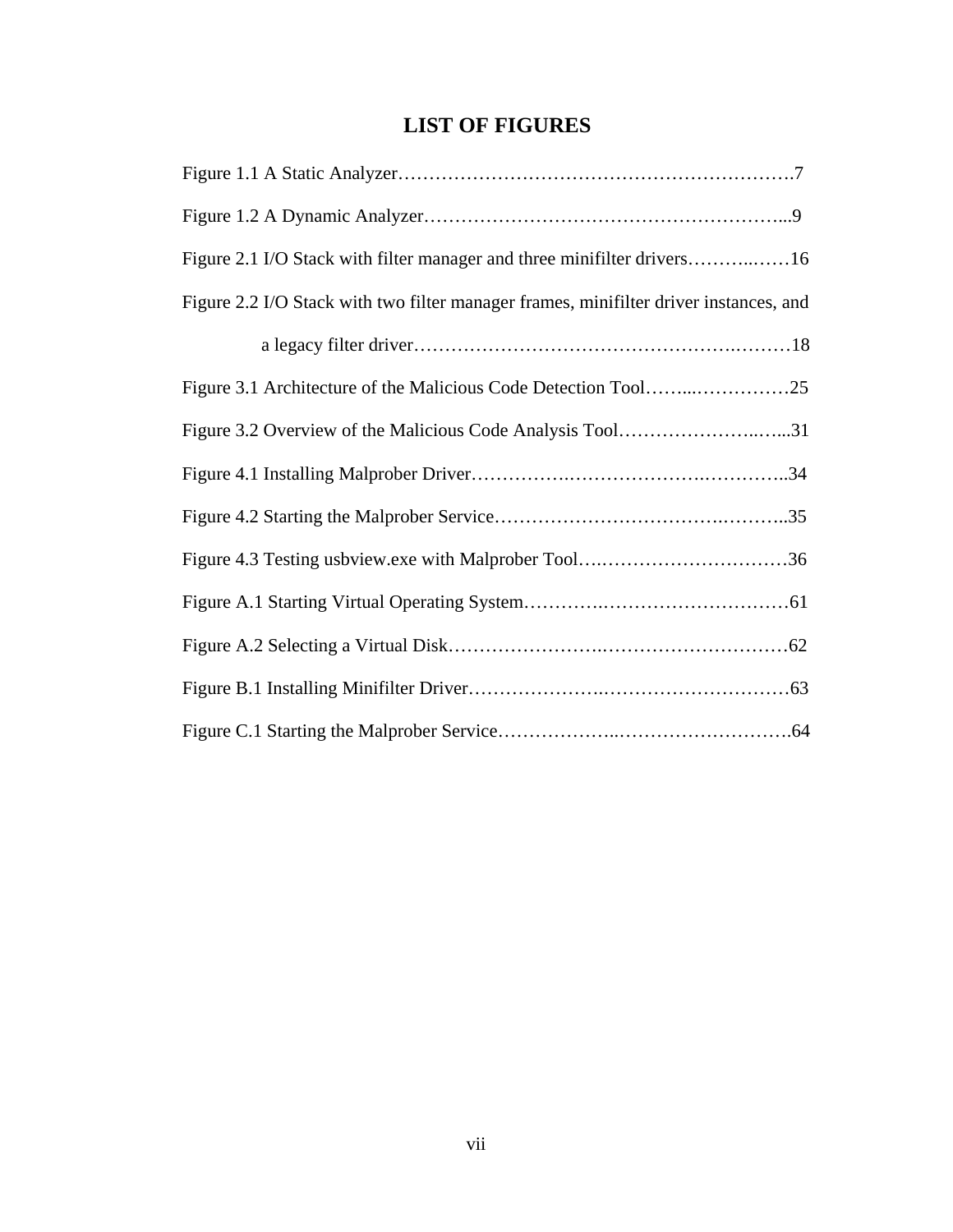# LIST OF FIGURES

Figure 1.1 A Static Analyzer……………………………………………………….7

Figure 1.2 A Dynamic Analyzer…………………………………………………...9

Figure 2.1 I/O Stack with filter manager and three minifilter drivers………..……16

Figure 2.2 I/O Stack with two filter manager frames, minifilter driver instances, and a legacy filter driver…………………………………………….………18

Figure 3.1 Architecture of the Malicious Code Detection Tool……...……………25

Figure 3.2 Overview of the Malicious Code Analysis Tool…………………..…...31

Figure 4.1 Installing Malprober Driver…………….………………….…………..34

Figure 4.2 Starting the Malprober Service……………………………….………..35

Figure 4.3 Testing usbview.exe with Malprober Tool….…………………….……36

Figure A.1 Starting Virtual Operating System……….…………………………61

Figure A.2 Selecting a Virtual Disk………………….…………………………62

Figure B.1 Installing Minifilter Driver……………….…………………………63

Figure C.1 Starting the Malprober Service………………..……………………….64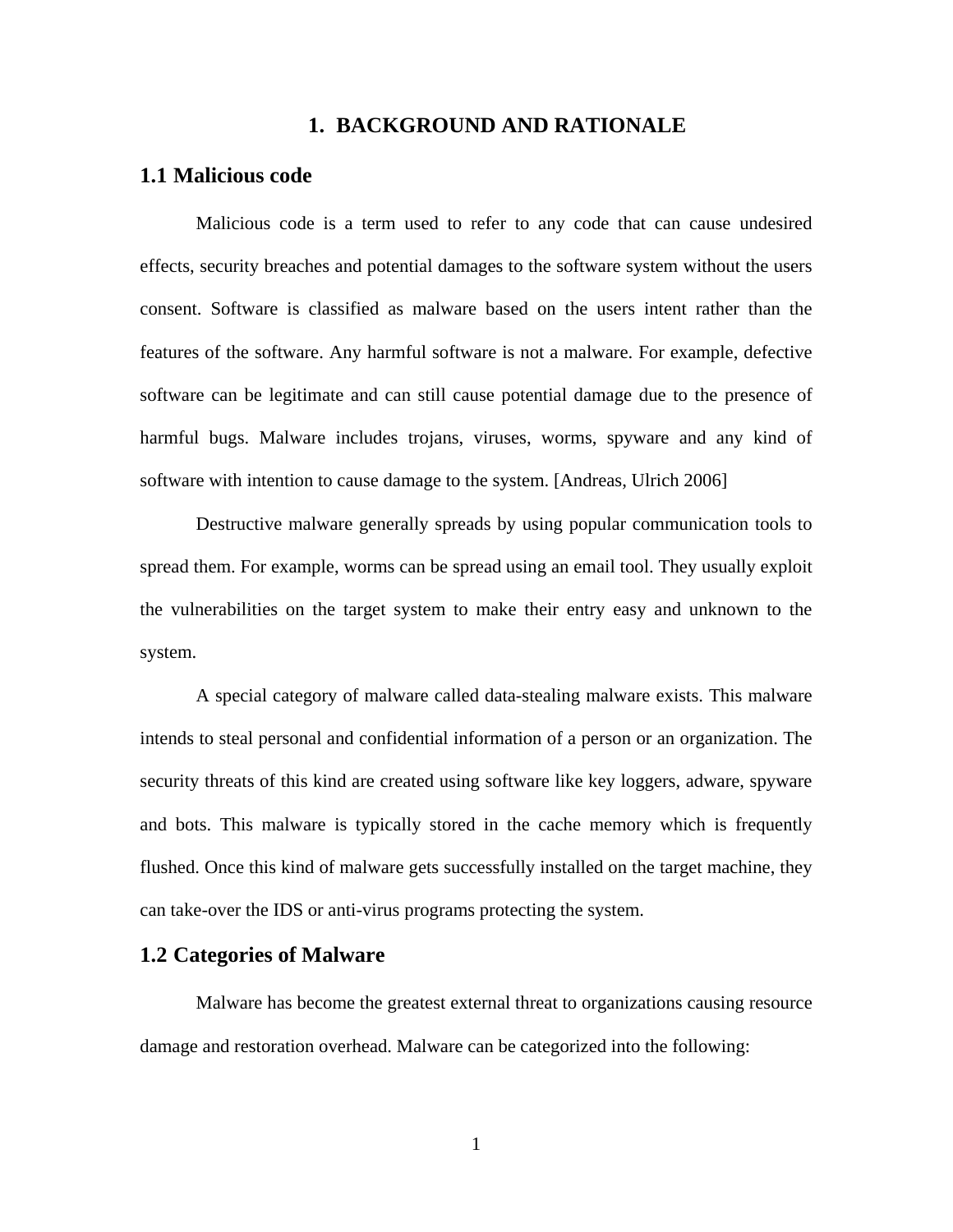# 1. BACKGROUND AND RATIONALE

## 1.1 Malicious code

Malicious code is a term used to refer to any code that can cause undesired effects, security breaches and potential damages to the software system without the users consent. Software is classified as malware based on the users intent rather than the features of the software. Any harmful software is not a malware. For example, defective software can be legitimate and can still cause potential damage due to the presence of harmful bugs. Malware includes trojans, viruses, worms, spyware and any kind of software with intention to cause damage to the system. [Andreas, Ulrich 2006]

Destructive malware generally spreads by using popular communication tools to spread them. For example, worms can be spread using an email tool. They usually exploit the vulnerabilities on the target system to make their entry easy and unknown to the system.

A special category of malware called data-stealing malware exists. This malware intends to steal personal and confidential information of a person or an organization. The security threats of this kind are created using software like key loggers, adware, spyware and bots. This malware is typically stored in the cache memory which is frequently flushed. Once this kind of malware gets successfully installed on the target machine, they can take-over the IDS or anti-virus programs protecting the system.

## 1.2 Categories of Malware

Malware has become the greatest external threat to organizations causing resource damage and restoration overhead. Malware can be categorized into the following: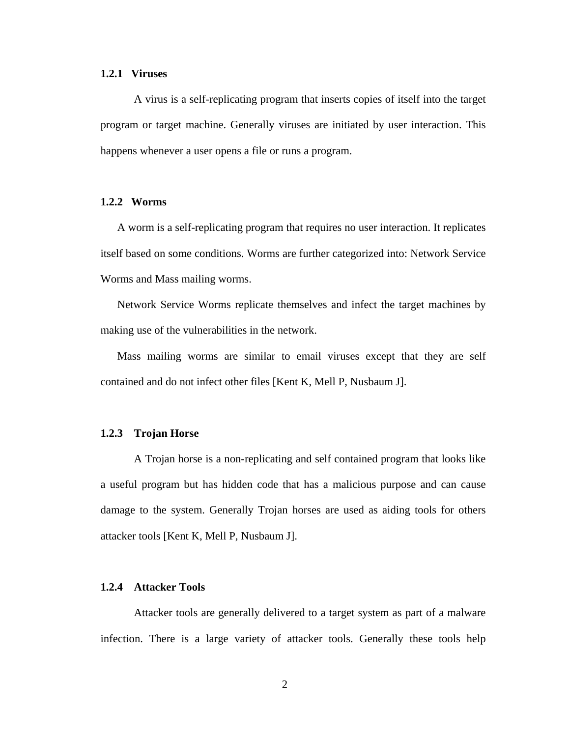### 1.2.1 Viruses

A virus is a self-replicating program that inserts copies of itself into the target program or target machine. Generally viruses are initiated by user interaction. This happens whenever a user opens a file or runs a program.

### 1.2.2 Worms

A worm is a self-replicating program that requires no user interaction. It replicates itself based on some conditions. Worms are further categorized into: Network Service Worms and Mass mailing worms.

Network Service Worms replicate themselves and infect the target machines by making use of the vulnerabilities in the network.

Mass mailing worms are similar to email viruses except that they are self contained and do not infect other files [Kent K, Mell P, Nusbaum J].

### 1.2.3 Trojan Horse

A Trojan horse is a non-replicating and self contained program that looks like a useful program but has hidden code that has a malicious purpose and can cause damage to the system. Generally Trojan horses are used as aiding tools for others attacker tools [Kent K, Mell P, Nusbaum J].

### 1.2.4 Attacker Tools

Attacker tools are generally delivered to a target system as part of a malware infection. There is a large variety of attacker tools. Generally these tools help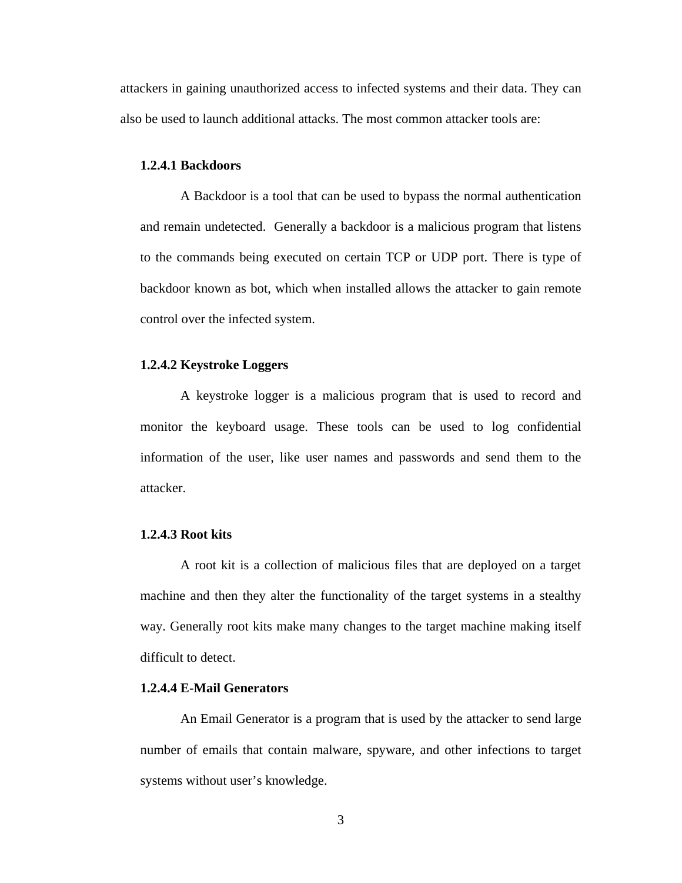attackers in gaining unauthorized access to infected systems and their data. They can also be used to launch additional attacks. The most common attacker tools are:

#### 1.2.4.1 Backdoors

A Backdoor is a tool that can be used to bypass the normal authentication and remain undetected. Generally a backdoor is a malicious program that listens to the commands being executed on certain TCP or UDP port. There is type of backdoor known as bot, which when installed allows the attacker to gain remote control over the infected system.

#### 1.2.4.2 Keystroke Loggers

A keystroke logger is a malicious program that is used to record and monitor the keyboard usage. These tools can be used to log confidential information of the user, like user names and passwords and send them to the attacker.

#### 1.2.4.3 Root kits

A root kit is a collection of malicious files that are deployed on a target machine and then they alter the functionality of the target systems in a stealthy way. Generally root kits make many changes to the target machine making itself difficult to detect.

#### 1.2.4.4 E-Mail Generators

An Email Generator is a program that is used by the attacker to send large number of emails that contain malware, spyware, and other infections to target systems without user's knowledge.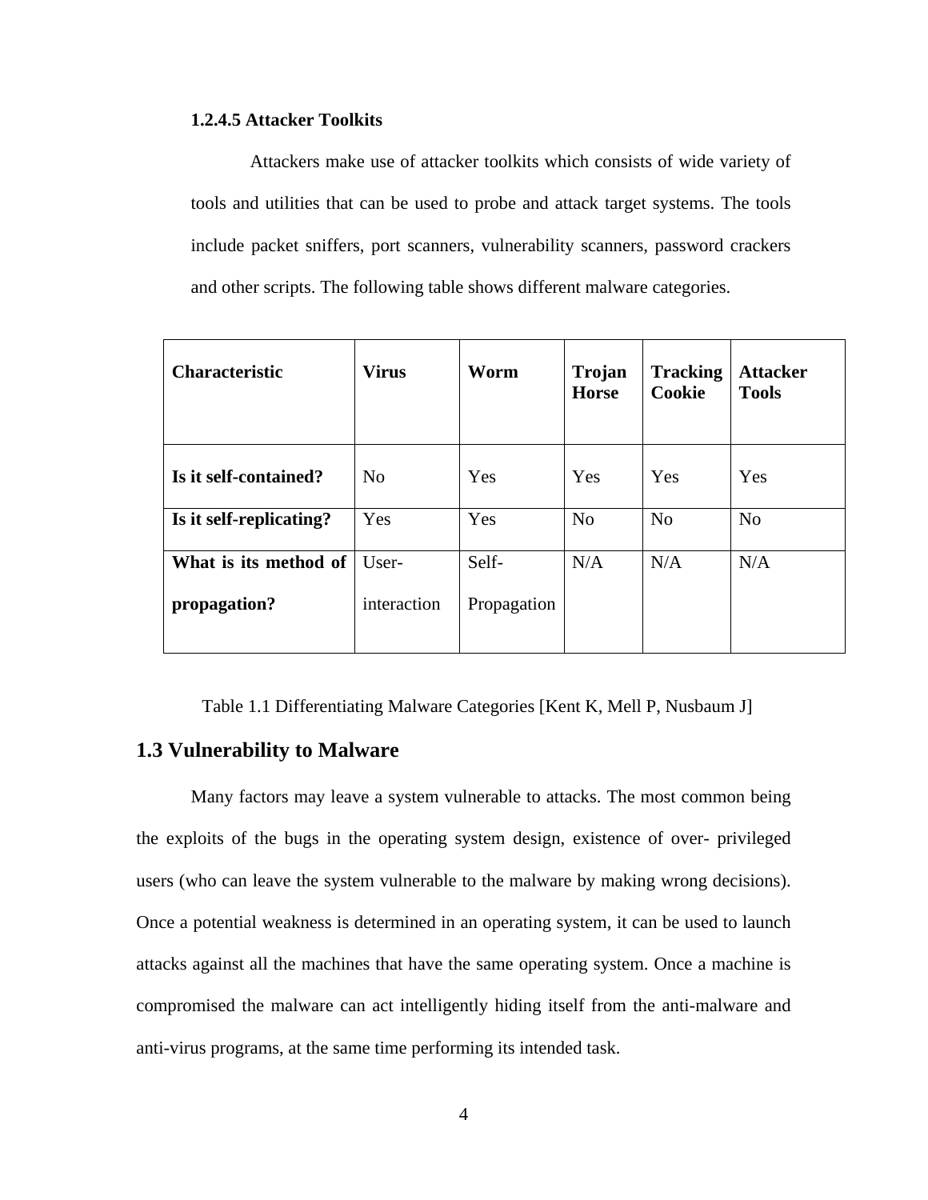#### 1.2.4.5 Attacker Toolkits

Attackers make use of attacker toolkits which consists of wide variety of tools and utilities that can be used to probe and attack target systems. The tools include packet sniffers, port scanners, vulnerability scanners, password crackers and other scripts. The following table shows different malware categories.

| Characteristic | Virus | Worm | Trojan Horse | Tracking Cookie | Attacker Tools |
|---|---|---|---|---|---|
| **Is it self-contained?** | No | Yes | Yes | Yes | Yes |
| **Is it self-replicating?** | Yes | Yes | No | No | No |
| **What is its method of propagation?** | User-interaction | Self-Propagation | N/A | N/A | N/A |

Table 1.1 Differentiating Malware Categories [Kent K, Mell P, Nusbaum J]

## 1.3 Vulnerability to Malware

Many factors may leave a system vulnerable to attacks. The most common being the exploits of the bugs in the operating system design, existence of over- privileged users (who can leave the system vulnerable to the malware by making wrong decisions). Once a potential weakness is determined in an operating system, it can be used to launch attacks against all the machines that have the same operating system. Once a machine is compromised the malware can act intelligently hiding itself from the anti-malware and anti-virus programs, at the same time performing its intended task.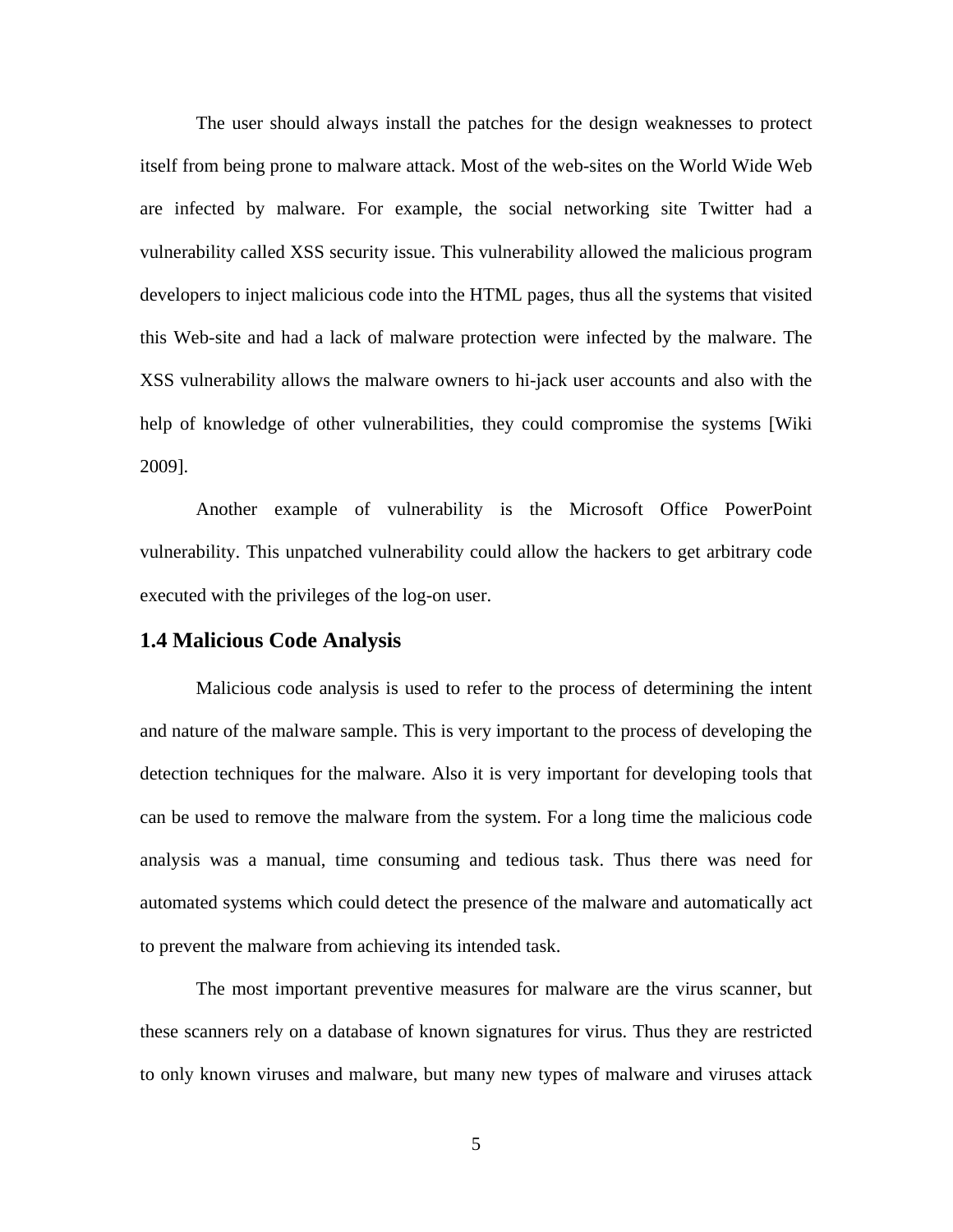The user should always install the patches for the design weaknesses to protect itself from being prone to malware attack. Most of the web-sites on the World Wide Web are infected by malware. For example, the social networking site Twitter had a vulnerability called XSS security issue. This vulnerability allowed the malicious program developers to inject malicious code into the HTML pages, thus all the systems that visited this Web-site and had a lack of malware protection were infected by the malware. The XSS vulnerability allows the malware owners to hi-jack user accounts and also with the help of knowledge of other vulnerabilities, they could compromise the systems [Wiki 2009].

Another example of vulnerability is the Microsoft Office PowerPoint vulnerability. This unpatched vulnerability could allow the hackers to get arbitrary code executed with the privileges of the log-on user.

## 1.4 Malicious Code Analysis

Malicious code analysis is used to refer to the process of determining the intent and nature of the malware sample. This is very important to the process of developing the detection techniques for the malware. Also it is very important for developing tools that can be used to remove the malware from the system. For a long time the malicious code analysis was a manual, time consuming and tedious task. Thus there was need for automated systems which could detect the presence of the malware and automatically act to prevent the malware from achieving its intended task.

The most important preventive measures for malware are the virus scanner, but these scanners rely on a database of known signatures for virus. Thus they are restricted to only known viruses and malware, but many new types of malware and viruses attack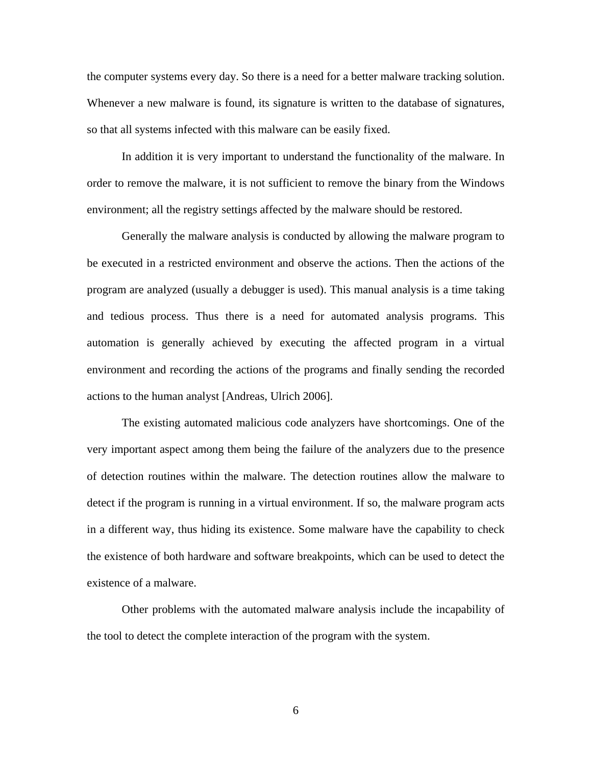the computer systems every day. So there is a need for a better malware tracking solution. Whenever a new malware is found, its signature is written to the database of signatures, so that all systems infected with this malware can be easily fixed.

In addition it is very important to understand the functionality of the malware. In order to remove the malware, it is not sufficient to remove the binary from the Windows environment; all the registry settings affected by the malware should be restored.

Generally the malware analysis is conducted by allowing the malware program to be executed in a restricted environment and observe the actions. Then the actions of the program are analyzed (usually a debugger is used). This manual analysis is a time taking and tedious process. Thus there is a need for automated analysis programs. This automation is generally achieved by executing the affected program in a virtual environment and recording the actions of the programs and finally sending the recorded actions to the human analyst [Andreas, Ulrich 2006].

The existing automated malicious code analyzers have shortcomings. One of the very important aspect among them being the failure of the analyzers due to the presence of detection routines within the malware. The detection routines allow the malware to detect if the program is running in a virtual environment. If so, the malware program acts in a different way, thus hiding its existence. Some malware have the capability to check the existence of both hardware and software breakpoints, which can be used to detect the existence of a malware.

Other problems with the automated malware analysis include the incapability of the tool to detect the complete interaction of the program with the system.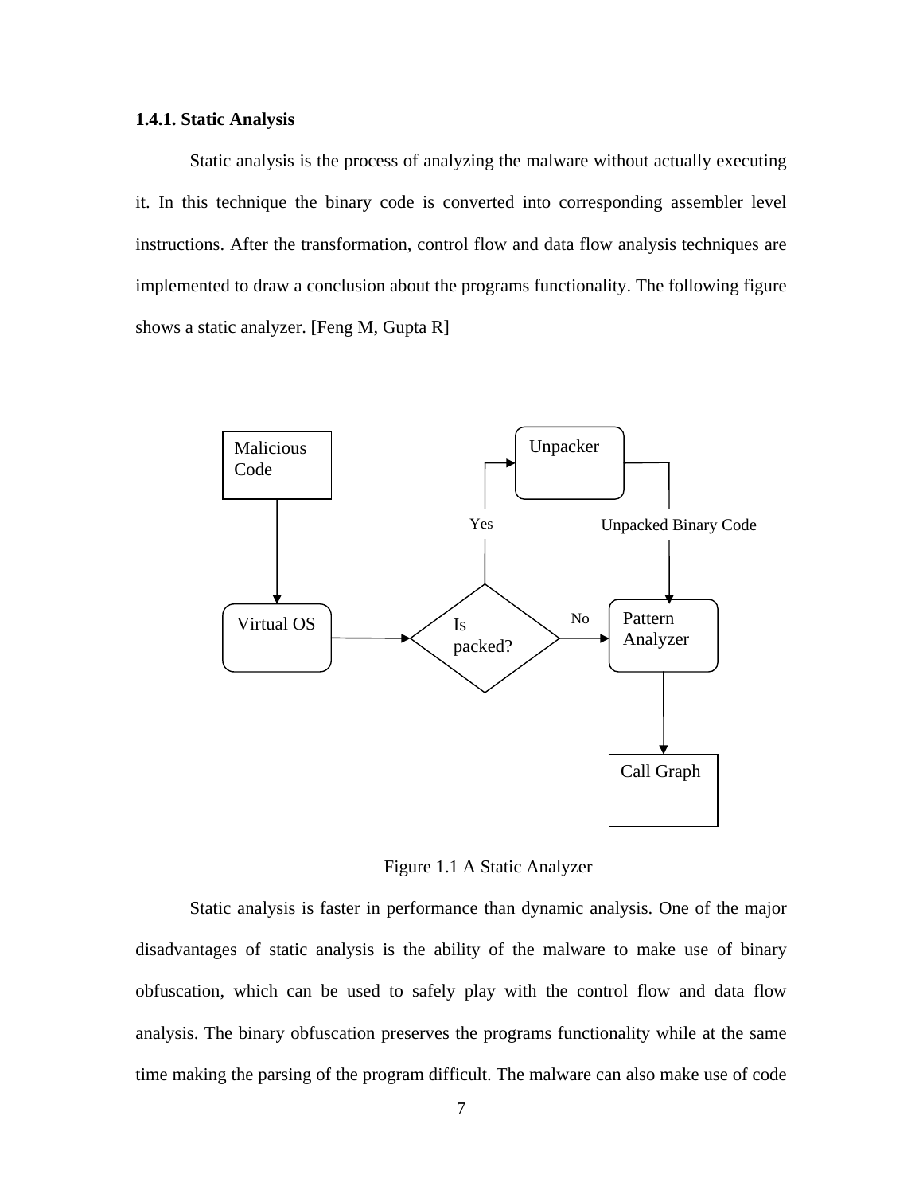### 1.4.1. Static Analysis

Static analysis is the process of analyzing the malware without actually executing it. In this technique the binary code is converted into corresponding assembler level instructions. After the transformation, control flow and data flow analysis techniques are implemented to draw a conclusion about the programs functionality. The following figure shows a static analyzer. [Feng M, Gupta R]

Malicious Code

Unpacker

Yes

Unpacked Binary Code

Virtual OS

Is packed?

No

Pattern Analyzer

Call Graph

Figure 1.1 A Static Analyzer

Static analysis is faster in performance than dynamic analysis. One of the major disadvantages of static analysis is the ability of the malware to make use of binary obfuscation, which can be used to safely play with the control flow and data flow analysis. The binary obfuscation preserves the programs functionality while at the same time making the parsing of the program difficult. The malware can also make use of code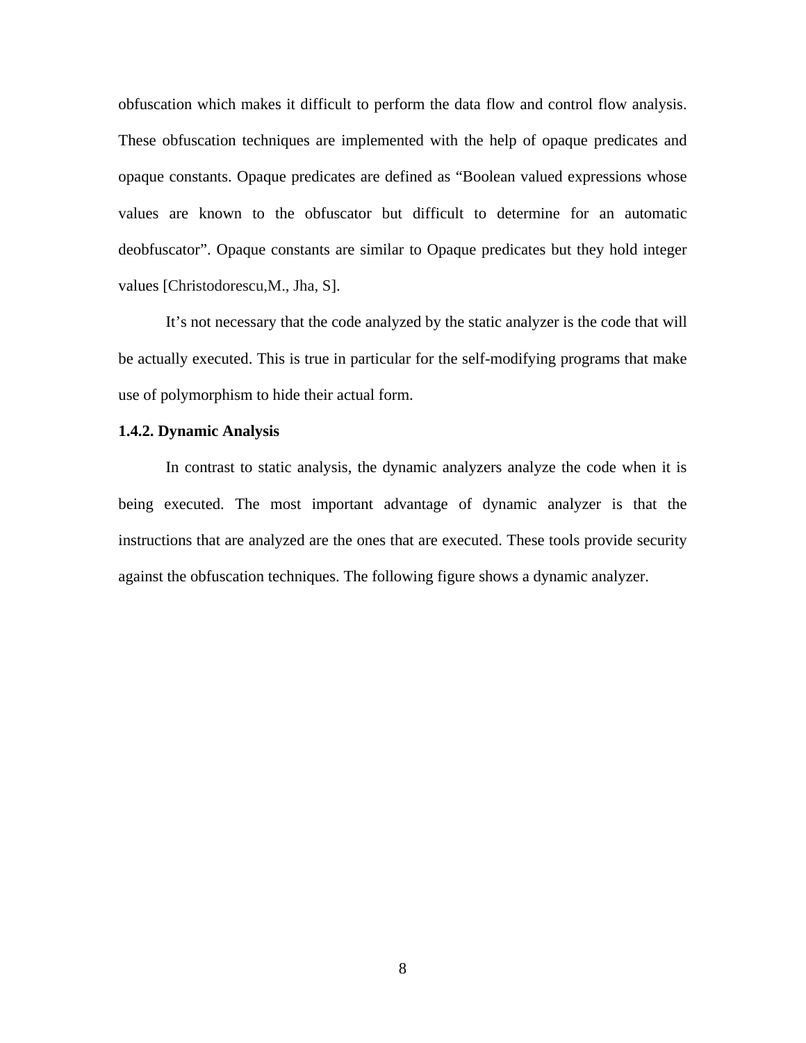obfuscation which makes it difficult to perform the data flow and control flow analysis. These obfuscation techniques are implemented with the help of opaque predicates and opaque constants. Opaque predicates are defined as "Boolean valued expressions whose values are known to the obfuscator but difficult to determine for an automatic deobfuscator". Opaque constants are similar to Opaque predicates but they hold integer values [Christodorescu,M., Jha, S].

It's not necessary that the code analyzed by the static analyzer is the code that will be actually executed. This is true in particular for the self-modifying programs that make use of polymorphism to hide their actual form.

### 1.4.2. Dynamic Analysis

In contrast to static analysis, the dynamic analyzers analyze the code when it is being executed. The most important advantage of dynamic analyzer is that the instructions that are analyzed are the ones that are executed. These tools provide security against the obfuscation techniques. The following figure shows a dynamic analyzer.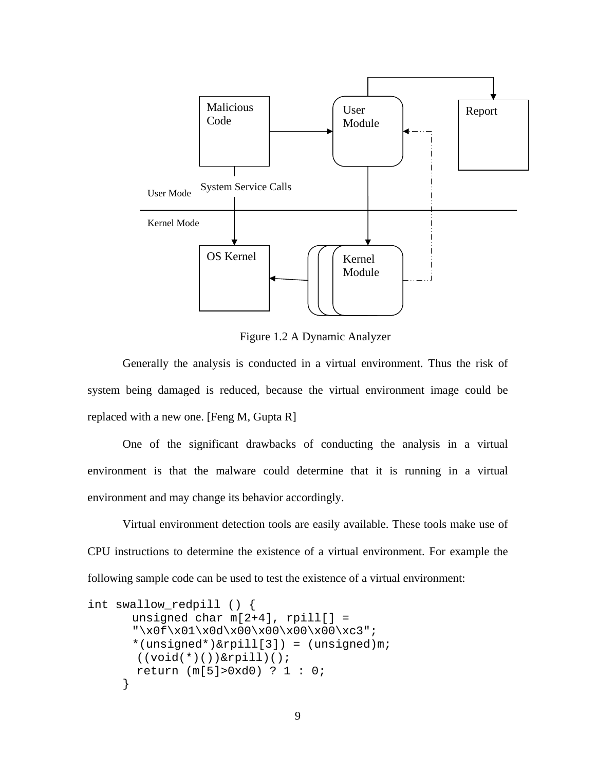Malicious Code

User Module

Report

System Service Calls

User Mode

Kernel Mode

OS Kernel

Kernel Module

Figure 1.2 A Dynamic Analyzer

Generally the analysis is conducted in a virtual environment. Thus the risk of system being damaged is reduced, because the virtual environment image could be replaced with a new one. [Feng M, Gupta R]

One of the significant drawbacks of conducting the analysis in a virtual environment is that the malware could determine that it is running in a virtual environment and may change its behavior accordingly.

Virtual environment detection tools are easily available. These tools make use of CPU instructions to determine the existence of a virtual environment. For example the following sample code can be used to test the existence of a virtual environment:

```
int swallow_redpill () {
        unsigned char m[2+4], rpill[] =
        "\x0f\x01\x0d\x00\x00\x00\x00\xc3";
        *(unsigned*)&rpill[3]) = (unsigned)m;
         ((void(*)())&rpill)();
         return (m[5]>0xd0) ? 1 : 0;
      }
```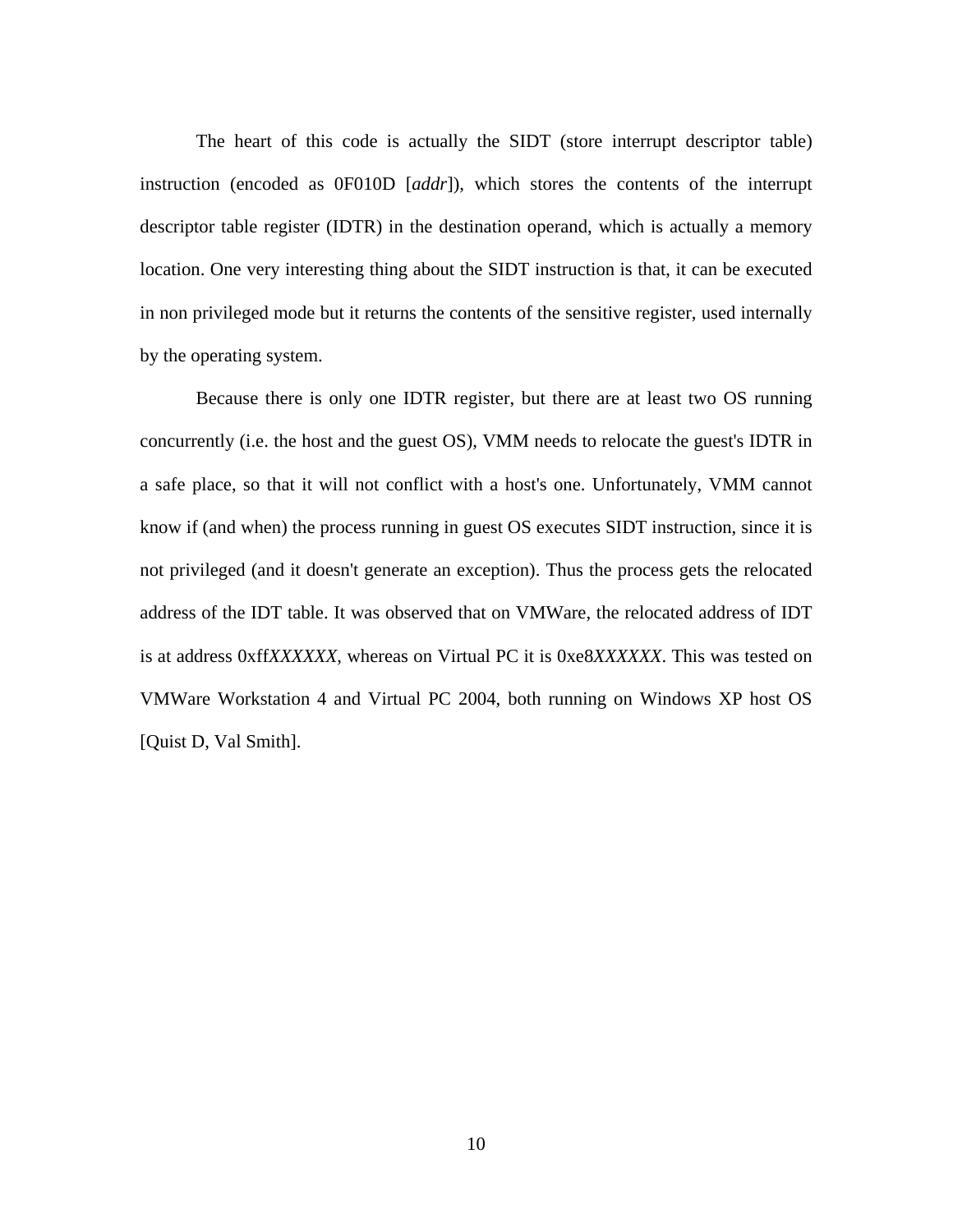The heart of this code is actually the SIDT (store interrupt descriptor table) instruction (encoded as 0F010D [*addr*]), which stores the contents of the interrupt descriptor table register (IDTR) in the destination operand, which is actually a memory location. One very interesting thing about the SIDT instruction is that, it can be executed in non privileged mode but it returns the contents of the sensitive register, used internally by the operating system.

Because there is only one IDTR register, but there are at least two OS running concurrently (i.e. the host and the guest OS), VMM needs to relocate the guest's IDTR in a safe place, so that it will not conflict with a host's one. Unfortunately, VMM cannot know if (and when) the process running in guest OS executes SIDT instruction, since it is not privileged (and it doesn't generate an exception). Thus the process gets the relocated address of the IDT table. It was observed that on VMWare, the relocated address of IDT is at address 0xff*XXXXXX*, whereas on Virtual PC it is 0xe8*XXXXXX*. This was tested on VMWare Workstation 4 and Virtual PC 2004, both running on Windows XP host OS [Quist D, Val Smith].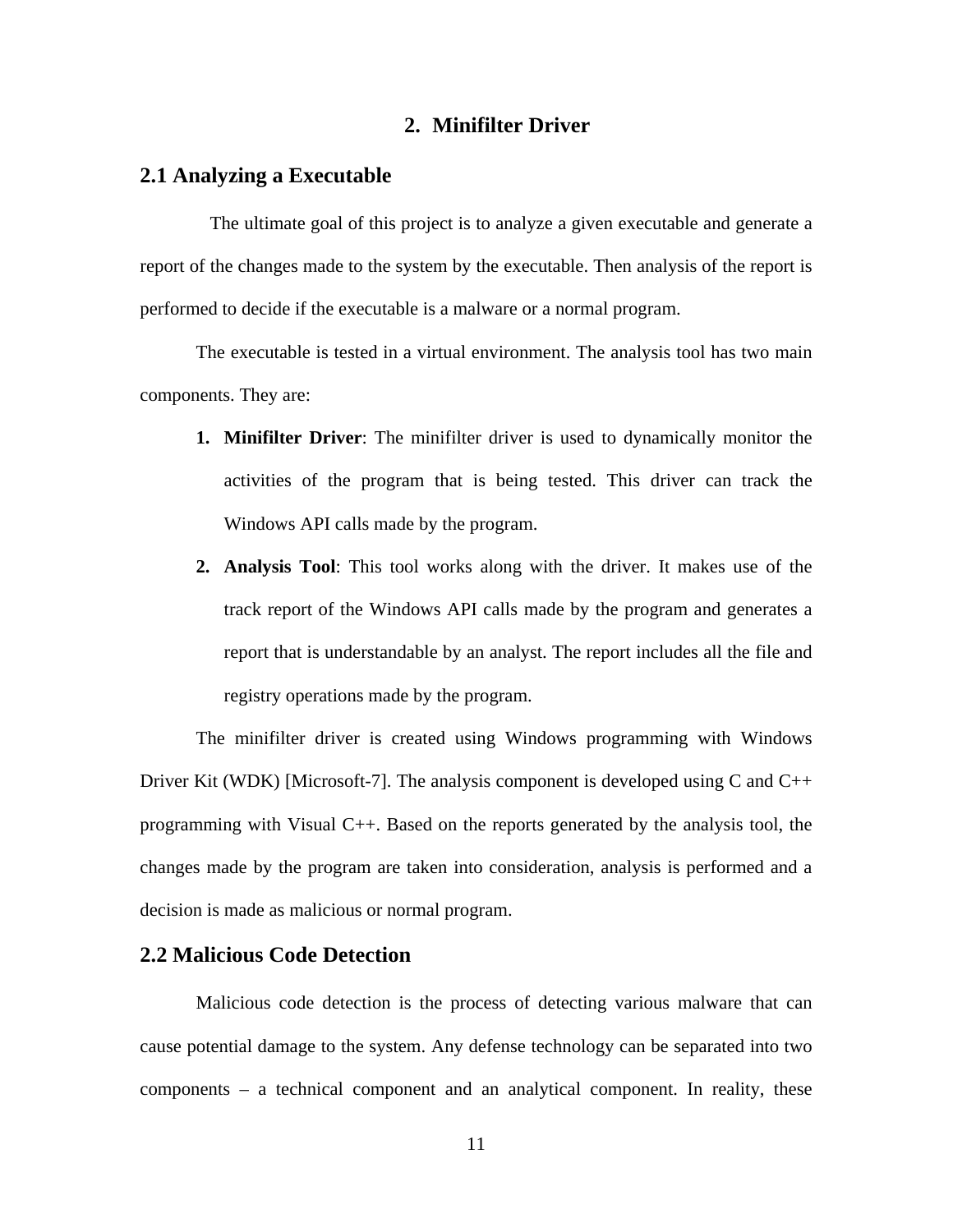# 2. Minifilter Driver

## 2.1 Analyzing a Executable

The ultimate goal of this project is to analyze a given executable and generate a report of the changes made to the system by the executable. Then analysis of the report is performed to decide if the executable is a malware or a normal program.

The executable is tested in a virtual environment. The analysis tool has two main components. They are:

1. **Minifilter Driver**: The minifilter driver is used to dynamically monitor the activities of the program that is being tested. This driver can track the Windows API calls made by the program.
2. **Analysis Tool**: This tool works along with the driver. It makes use of the track report of the Windows API calls made by the program and generates a report that is understandable by an analyst. The report includes all the file and registry operations made by the program.

The minifilter driver is created using Windows programming with Windows Driver Kit (WDK) [Microsoft-7]. The analysis component is developed using C and C++ programming with Visual C++. Based on the reports generated by the analysis tool, the changes made by the program are taken into consideration, analysis is performed and a decision is made as malicious or normal program.

## 2.2 Malicious Code Detection

Malicious code detection is the process of detecting various malware that can cause potential damage to the system. Any defense technology can be separated into two components – a technical component and an analytical component. In reality, these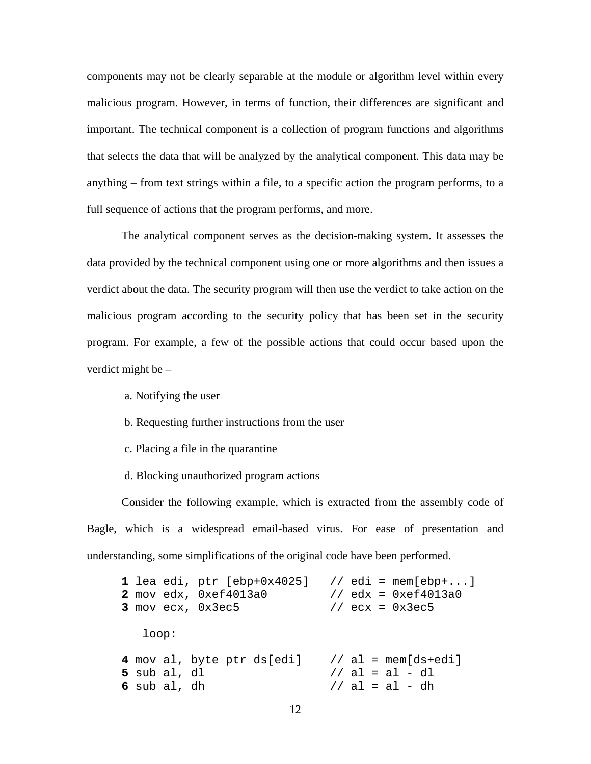components may not be clearly separable at the module or algorithm level within every malicious program. However, in terms of function, their differences are significant and important. The technical component is a collection of program functions and algorithms that selects the data that will be analyzed by the analytical component. This data may be anything – from text strings within a file, to a specific action the program performs, to a full sequence of actions that the program performs, and more.

The analytical component serves as the decision-making system. It assesses the data provided by the technical component using one or more algorithms and then issues a verdict about the data. The security program will then use the verdict to take action on the malicious program according to the security policy that has been set in the security program. For example, a few of the possible actions that could occur based upon the verdict might be –

a. Notifying the user

b. Requesting further instructions from the user

c. Placing a file in the quarantine

d. Blocking unauthorized program actions

Consider the following example, which is extracted from the assembly code of Bagle, which is a widespread email-based virus. For ease of presentation and understanding, some simplifications of the original code have been performed.

```
1 lea edi, ptr [ebp+0x4025]   // edi = mem[ebp+...]
2 mov edx, 0xef4013a0         // edx = 0xef4013a0
3 mov ecx, 0x3ec5             // ecx = 0x3ec5

   loop:

4 mov al, byte ptr ds[edi]    // al = mem[ds+edi]
5 sub al, dl                  // al = al - dl
6 sub al, dh                  // al = al - dh
```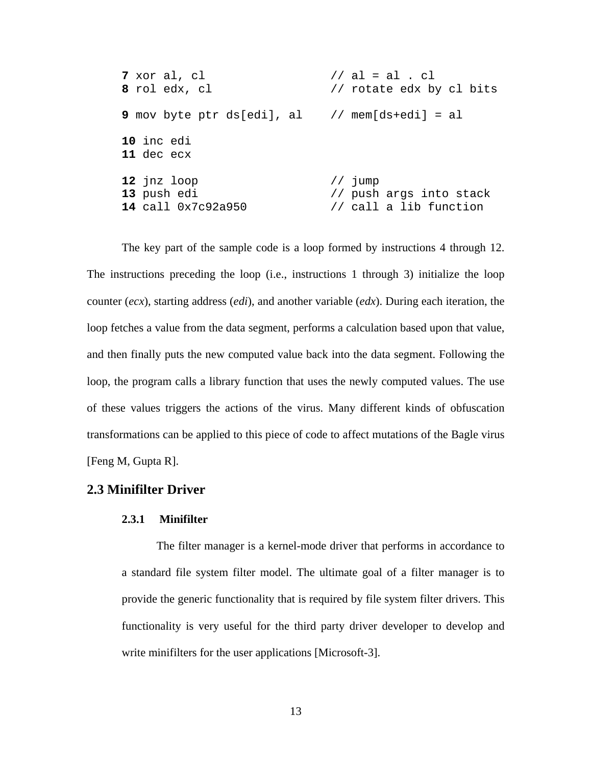```
7 xor al, cl                   // al = al . cl
8 rol edx, cl                  // rotate edx by cl bits

9 mov byte ptr ds[edi], al     // mem[ds+edi] = al

10 inc edi
11 dec ecx

12 jnz loop                    // jump
13 push edi                    // push args into stack
14 call 0x7c92a950             // call a lib function
```

The key part of the sample code is a loop formed by instructions 4 through 12. The instructions preceding the loop (i.e., instructions 1 through 3) initialize the loop counter (*ecx*), starting address (*edi*), and another variable (*edx*). During each iteration, the loop fetches a value from the data segment, performs a calculation based upon that value, and then finally puts the new computed value back into the data segment. Following the loop, the program calls a library function that uses the newly computed values. The use of these values triggers the actions of the virus. Many different kinds of obfuscation transformations can be applied to this piece of code to affect mutations of the Bagle virus [Feng M, Gupta R].

## 2.3 Minifilter Driver

### 2.3.1 Minifilter

The filter manager is a kernel-mode driver that performs in accordance to a standard file system filter model. The ultimate goal of a filter manager is to provide the generic functionality that is required by file system filter drivers. This functionality is very useful for the third party driver developer to develop and write minifilters for the user applications [Microsoft-3].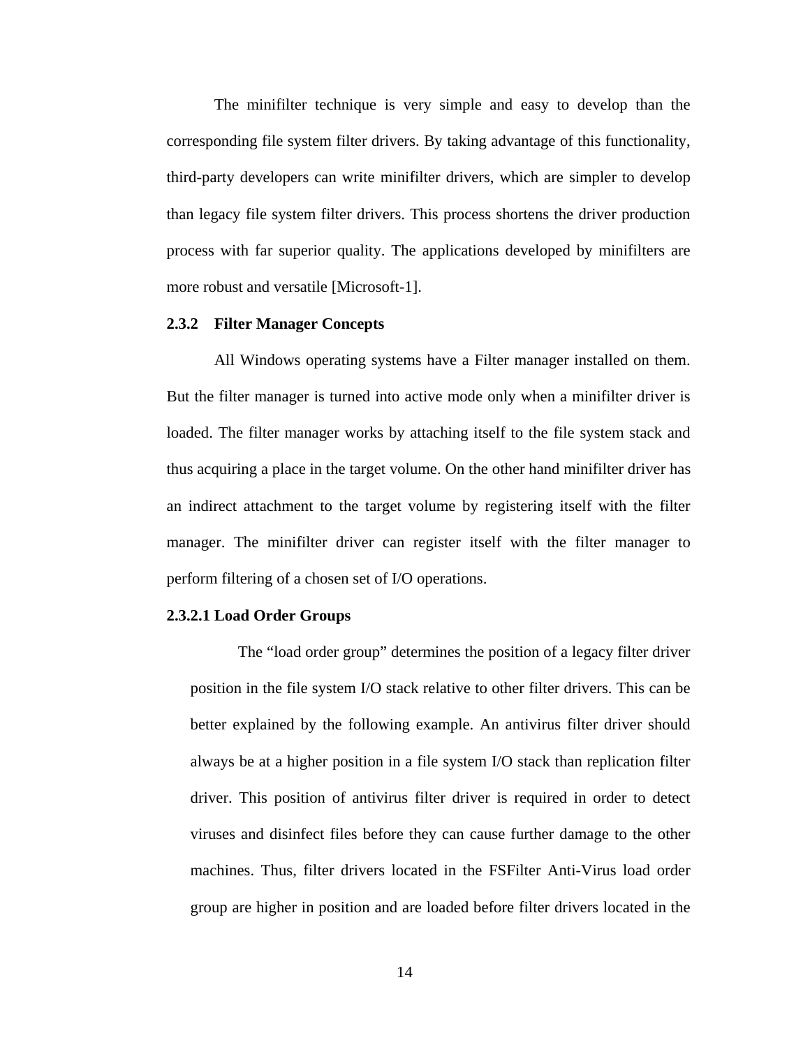The minifilter technique is very simple and easy to develop than the corresponding file system filter drivers. By taking advantage of this functionality, third-party developers can write minifilter drivers, which are simpler to develop than legacy file system filter drivers. This process shortens the driver production process with far superior quality. The applications developed by minifilters are more robust and versatile [Microsoft-1].

### 2.3.2 Filter Manager Concepts

All Windows operating systems have a Filter manager installed on them. But the filter manager is turned into active mode only when a minifilter driver is loaded. The filter manager works by attaching itself to the file system stack and thus acquiring a place in the target volume. On the other hand minifilter driver has an indirect attachment to the target volume by registering itself with the filter manager. The minifilter driver can register itself with the filter manager to perform filtering of a chosen set of I/O operations.

#### 2.3.2.1 Load Order Groups

The "load order group" determines the position of a legacy filter driver position in the file system I/O stack relative to other filter drivers. This can be better explained by the following example. An antivirus filter driver should always be at a higher position in a file system I/O stack than replication filter driver. This position of antivirus filter driver is required in order to detect viruses and disinfect files before they can cause further damage to the other machines. Thus, filter drivers located in the FSFilter Anti-Virus load order group are higher in position and are loaded before filter drivers located in the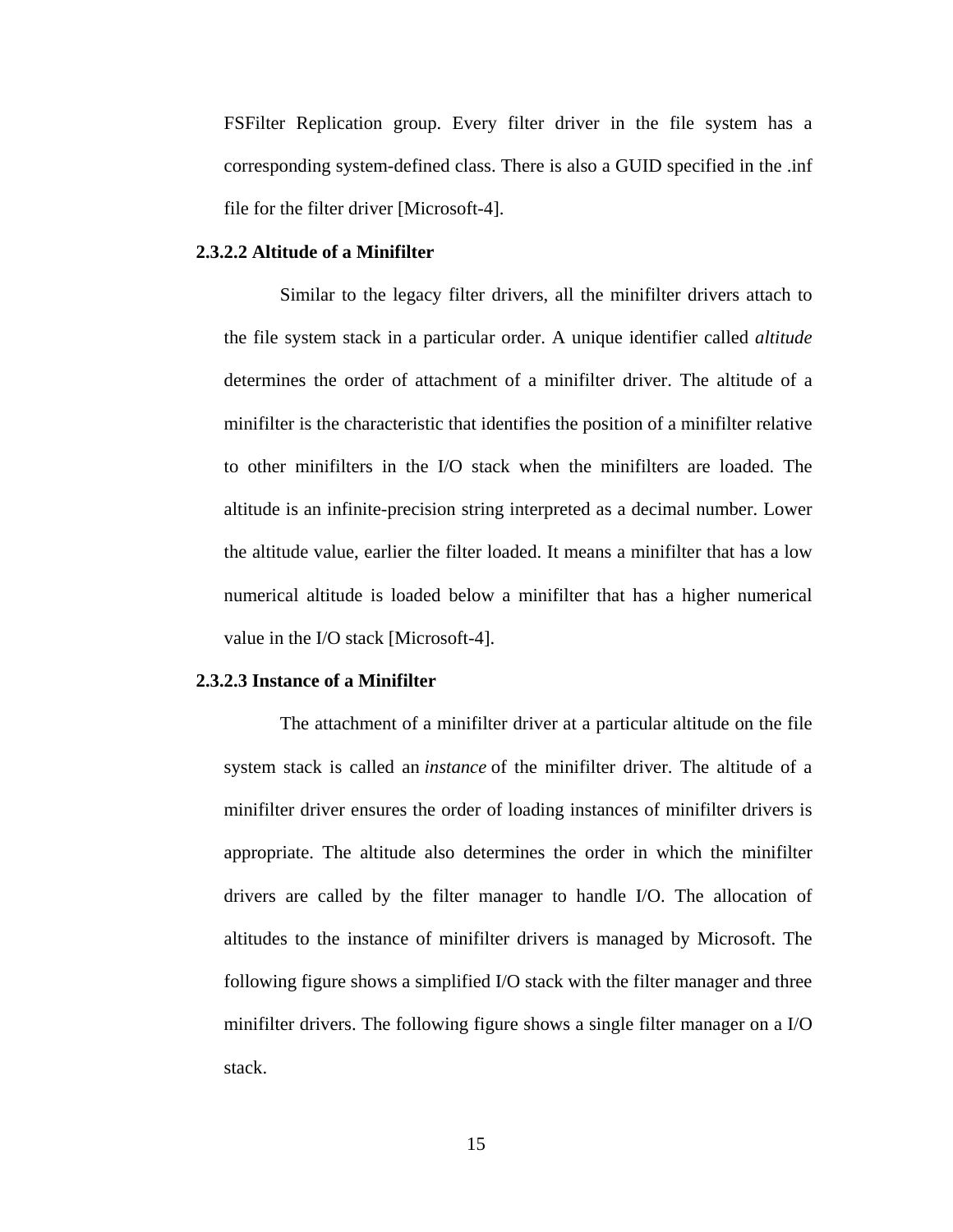FSFilter Replication group. Every filter driver in the file system has a corresponding system-defined class. There is also a GUID specified in the .inf file for the filter driver [Microsoft-4].

#### 2.3.2.2 Altitude of a Minifilter

Similar to the legacy filter drivers, all the minifilter drivers attach to the file system stack in a particular order. A unique identifier called *altitude* determines the order of attachment of a minifilter driver. The altitude of a minifilter is the characteristic that identifies the position of a minifilter relative to other minifilters in the I/O stack when the minifilters are loaded. The altitude is an infinite-precision string interpreted as a decimal number. Lower the altitude value, earlier the filter loaded. It means a minifilter that has a low numerical altitude is loaded below a minifilter that has a higher numerical value in the I/O stack [Microsoft-4].

#### 2.3.2.3 Instance of a Minifilter

The attachment of a minifilter driver at a particular altitude on the file system stack is called an *instance* of the minifilter driver. The altitude of a minifilter driver ensures the order of loading instances of minifilter drivers is appropriate. The altitude also determines the order in which the minifilter drivers are called by the filter manager to handle I/O. The allocation of altitudes to the instance of minifilter drivers is managed by Microsoft. The following figure shows a simplified I/O stack with the filter manager and three minifilter drivers. The following figure shows a single filter manager on a I/O stack.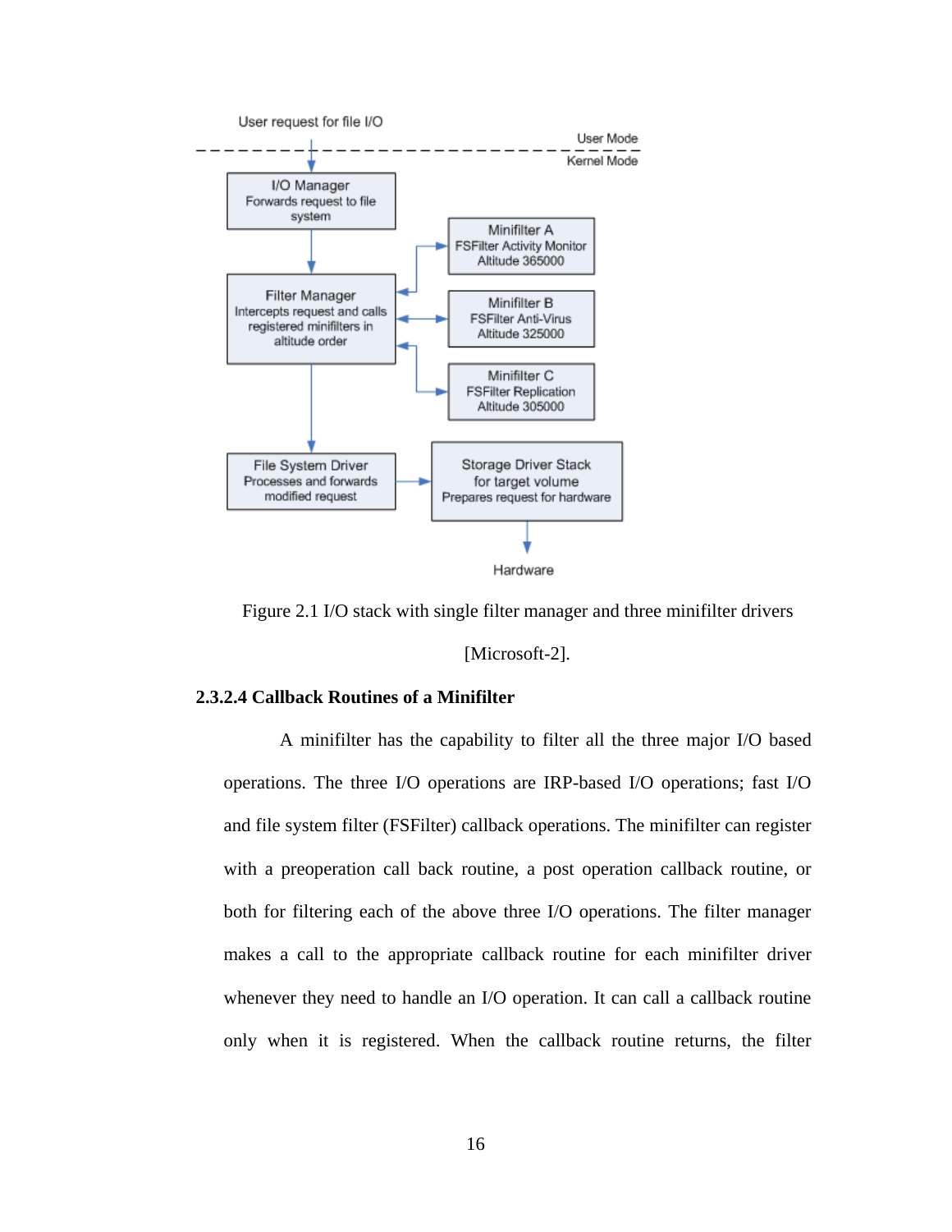Figure 2.1 I/O stack with single filter manager and three minifilter drivers [Microsoft-2].

#### 2.3.2.4 Callback Routines of a Minifilter

A minifilter has the capability to filter all the three major I/O based operations. The three I/O operations are IRP-based I/O operations; fast I/O and file system filter (FSFilter) callback operations. The minifilter can register with a preoperation call back routine, a post operation callback routine, or both for filtering each of the above three I/O operations. The filter manager makes a call to the appropriate callback routine for each minifilter driver whenever they need to handle an I/O operation. It can call a callback routine only when it is registered. When the callback routine returns, the filter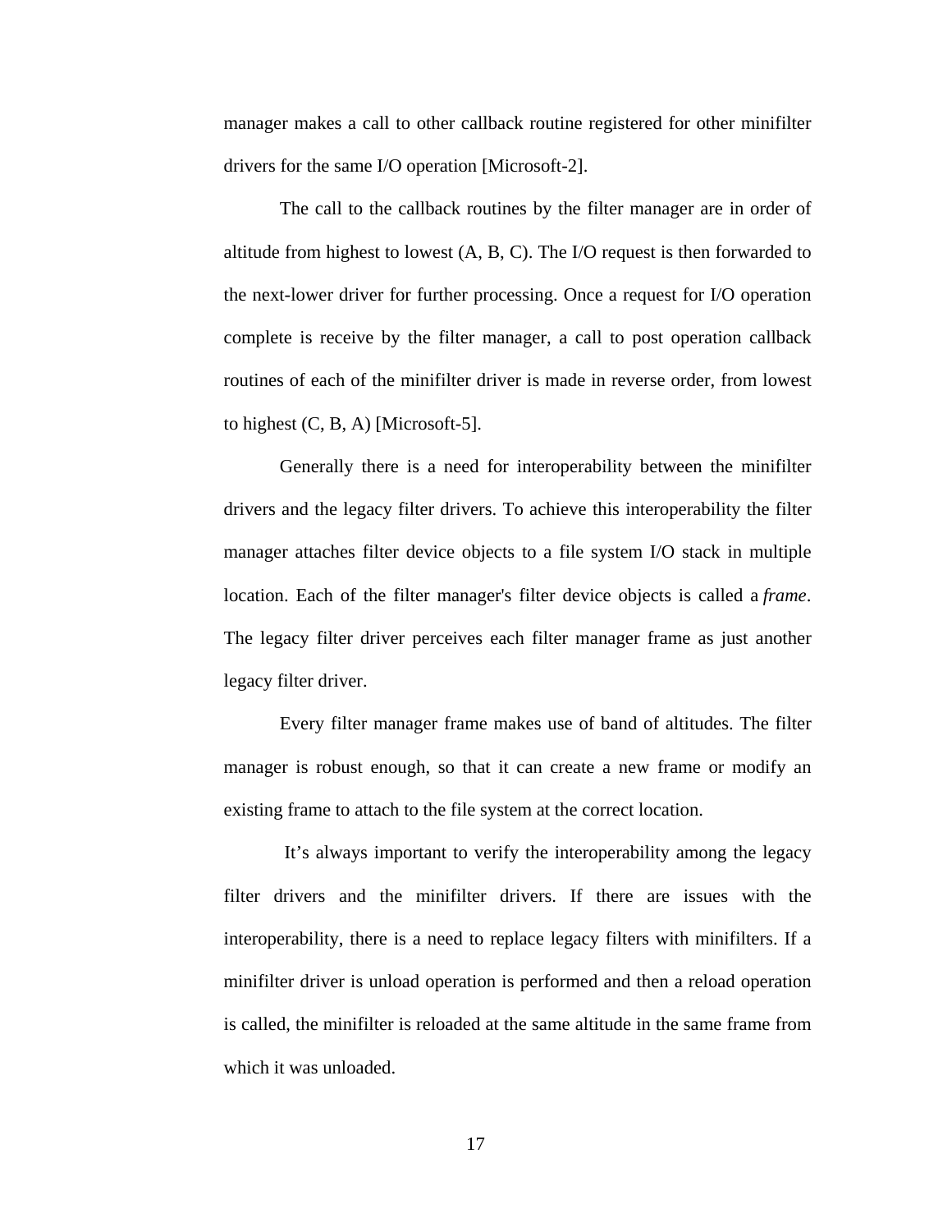manager makes a call to other callback routine registered for other minifilter drivers for the same I/O operation [Microsoft-2].

The call to the callback routines by the filter manager are in order of altitude from highest to lowest (A, B, C). The I/O request is then forwarded to the next-lower driver for further processing. Once a request for I/O operation complete is receive by the filter manager, a call to post operation callback routines of each of the minifilter driver is made in reverse order, from lowest to highest (C, B, A) [Microsoft-5].

Generally there is a need for interoperability between the minifilter drivers and the legacy filter drivers. To achieve this interoperability the filter manager attaches filter device objects to a file system I/O stack in multiple location. Each of the filter manager's filter device objects is called a *frame*. The legacy filter driver perceives each filter manager frame as just another legacy filter driver.

Every filter manager frame makes use of band of altitudes. The filter manager is robust enough, so that it can create a new frame or modify an existing frame to attach to the file system at the correct location.

It's always important to verify the interoperability among the legacy filter drivers and the minifilter drivers. If there are issues with the interoperability, there is a need to replace legacy filters with minifilters. If a minifilter driver is unload operation is performed and then a reload operation is called, the minifilter is reloaded at the same altitude in the same frame from which it was unloaded.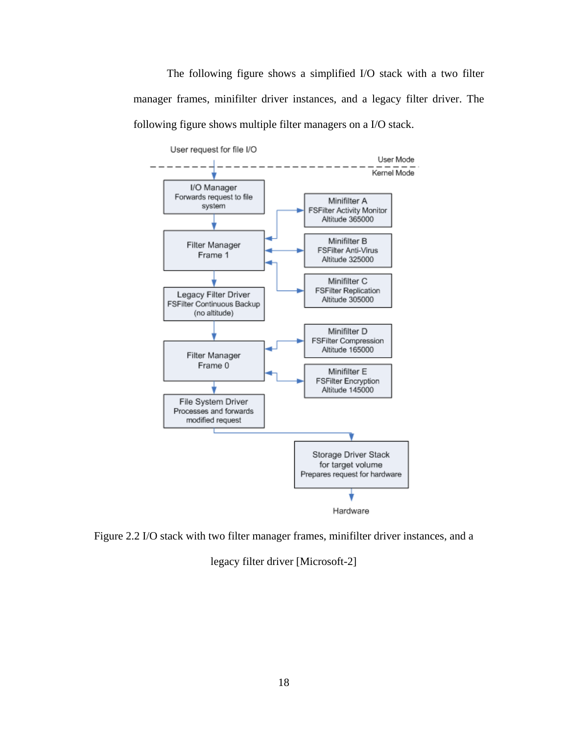The following figure shows a simplified I/O stack with a two filter manager frames, minifilter driver instances, and a legacy filter driver. The following figure shows multiple filter managers on a I/O stack.

User request for file I/O

User Mode

Kernel Mode

I/O Manager
Forwards request to file system

Filter Manager
Frame 1

Minifilter A
FSFilter Activity Monitor
Altitude 365000

Minifilter B
FSFilter Anti-Virus
Altitude 325000

Minifilter C
FSFilter Replication
Altitude 305000

Legacy Filter Driver
FSFilter Continuous Backup
(no altitude)

Filter Manager
Frame 0

Minifilter D
FSFilter Compression
Altitude 165000

Minifilter E
FSFilter Encryption
Altitude 145000

File System Driver
Processes and forwards modified request

Storage Driver Stack
for target volume
Prepares request for hardware

Hardware

Figure 2.2 I/O stack with two filter manager frames, minifilter driver instances, and a legacy filter driver [Microsoft-2]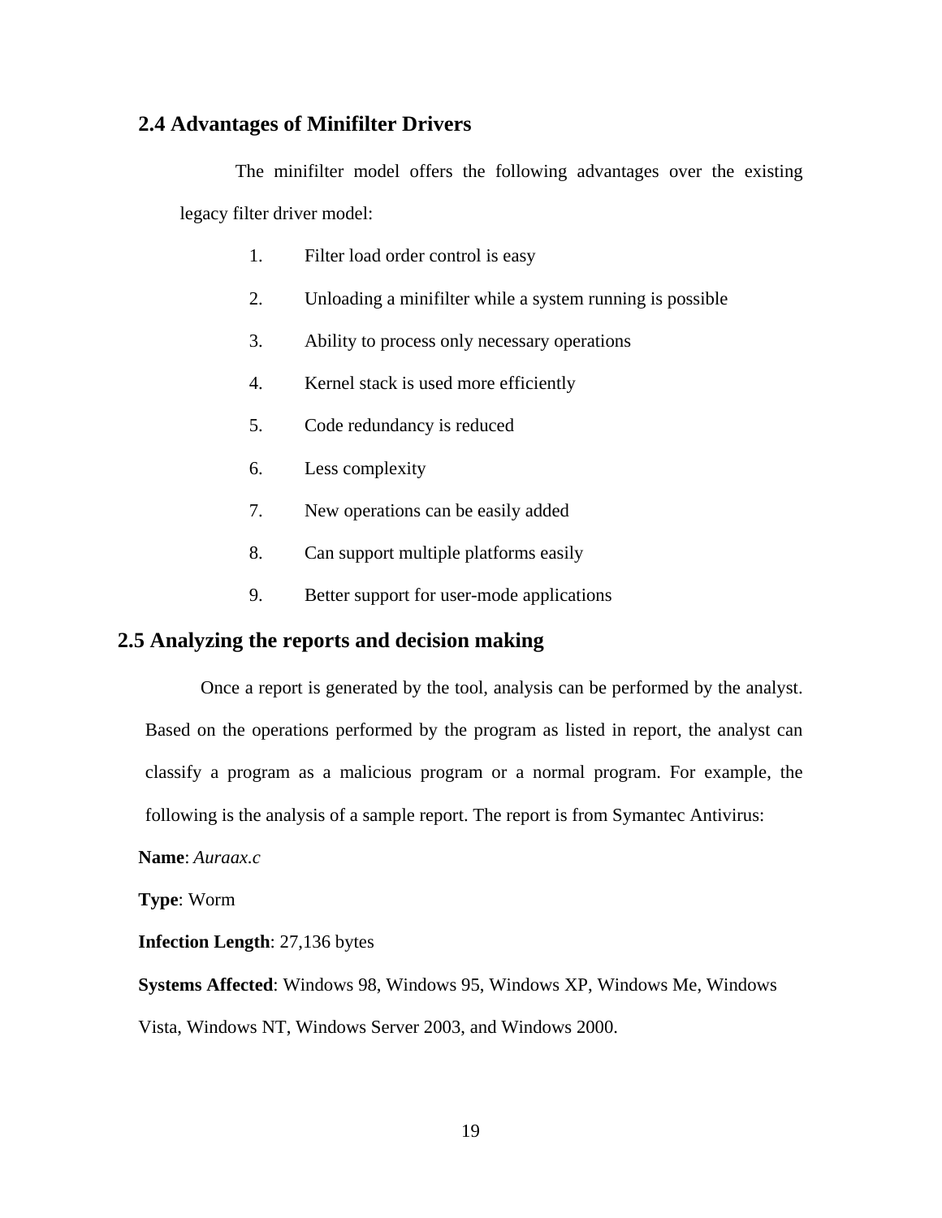## 2.4 Advantages of Minifilter Drivers

The minifilter model offers the following advantages over the existing legacy filter driver model:

1. Filter load order control is easy
2. Unloading a minifilter while a system running is possible
3. Ability to process only necessary operations
4. Kernel stack is used more efficiently
5. Code redundancy is reduced
6. Less complexity
7. New operations can be easily added
8. Can support multiple platforms easily
9. Better support for user-mode applications

## 2.5 Analyzing the reports and decision making

Once a report is generated by the tool, analysis can be performed by the analyst. Based on the operations performed by the program as listed in report, the analyst can classify a program as a malicious program or a normal program. For example, the following is the analysis of a sample report. The report is from Symantec Antivirus:

**Name**: *Auraax.c*

**Type**: Worm

**Infection Length**: 27,136 bytes

**Systems Affected**: Windows 98, Windows 95, Windows XP, Windows Me, Windows Vista, Windows NT, Windows Server 2003, and Windows 2000.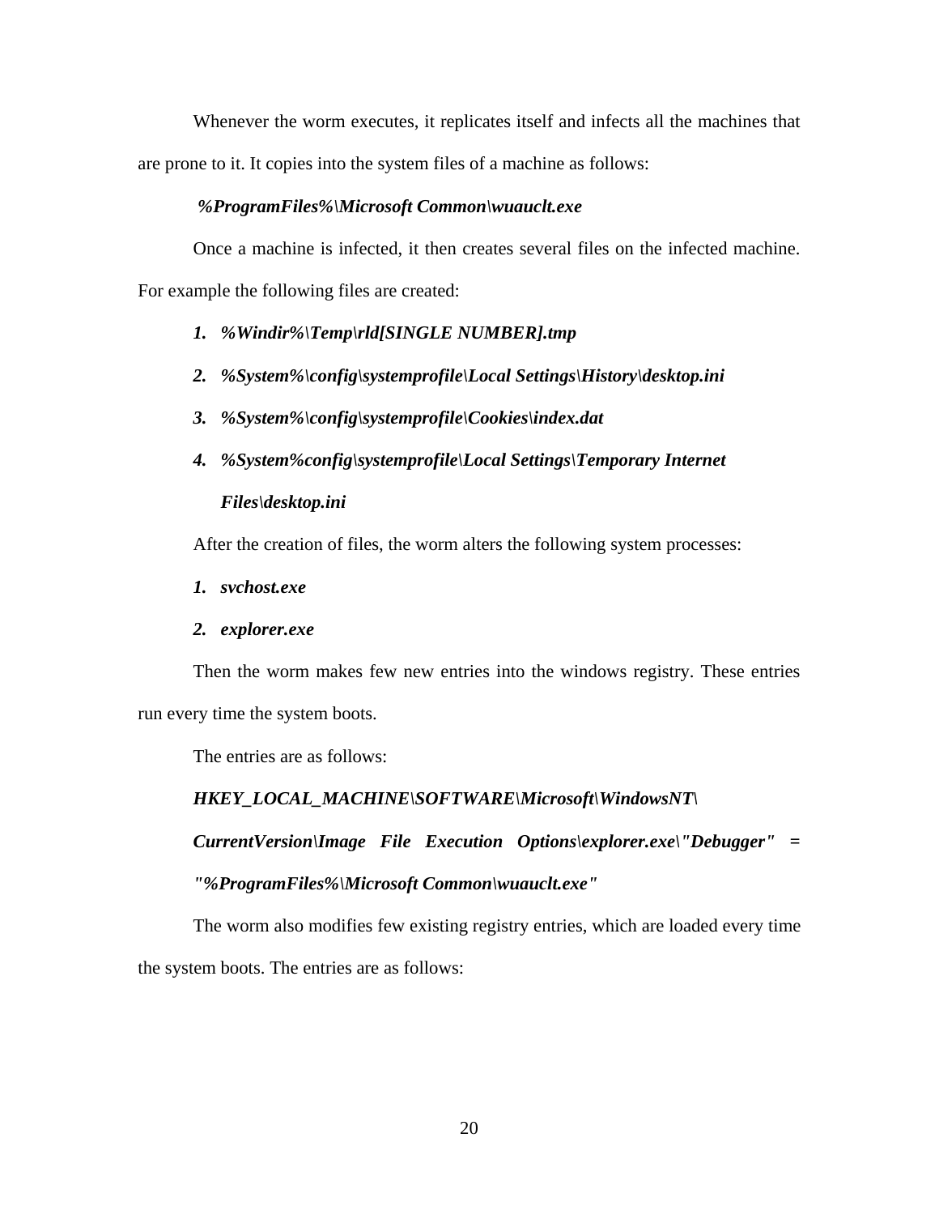Whenever the worm executes, it replicates itself and infects all the machines that are prone to it. It copies into the system files of a machine as follows:

***%ProgramFiles%\Microsoft Common\wuauclt.exe***

Once a machine is infected, it then creates several files on the infected machine. For example the following files are created:

1. ***%Windir%\Temp\rld[SINGLE NUMBER].tmp***
2. ***%System%\config\systemprofile\Local Settings\History\desktop.ini***
3. ***%System%\config\systemprofile\Cookies\index.dat***
4. ***%System%config\systemprofile\Local Settings\Temporary Internet Files\desktop.ini***

After the creation of files, the worm alters the following system processes:

1. ***svchost.exe***
2. ***explorer.exe***

Then the worm makes few new entries into the windows registry. These entries run every time the system boots.

The entries are as follows:

***HKEY_LOCAL_MACHINE\SOFTWARE\Microsoft\WindowsNT\CurrentVersion\Image File Execution Options\explorer.exe\"Debugger" = "%ProgramFiles%\Microsoft Common\wuauclt.exe"***

The worm also modifies few existing registry entries, which are loaded every time the system boots. The entries are as follows: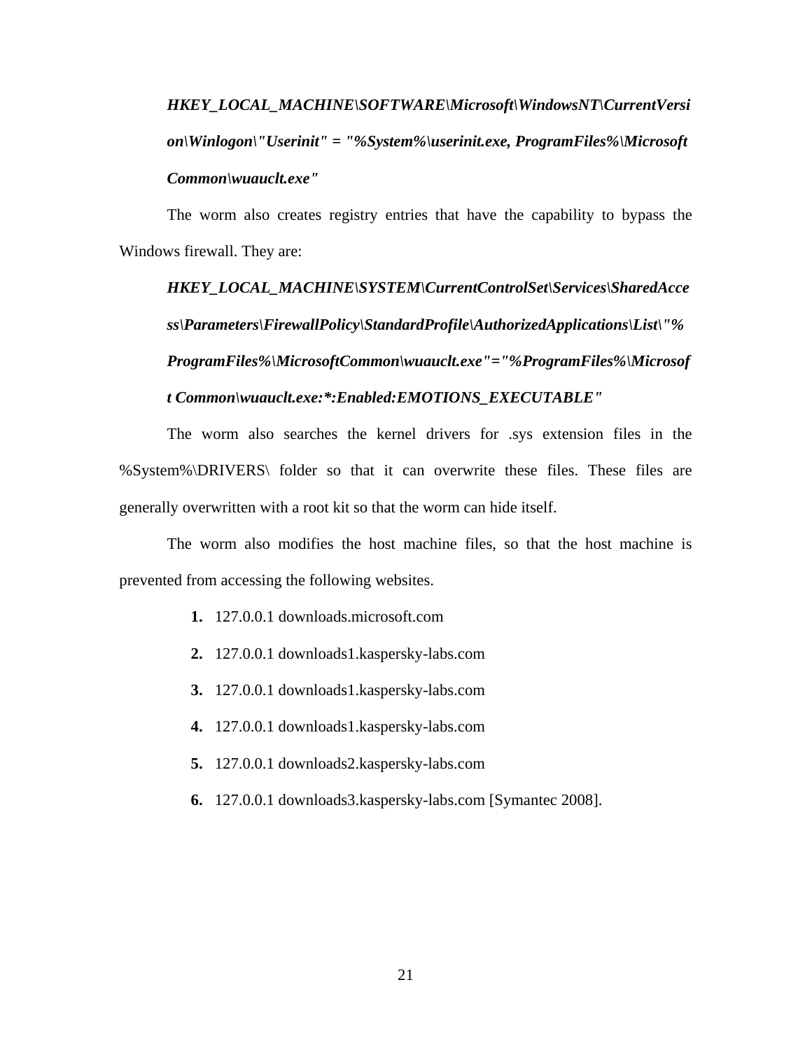***HKEY_LOCAL_MACHINE\SOFTWARE\Microsoft\WindowsNT\CurrentVersion\Winlogon\"Userinit" = "%System%\userinit.exe, ProgramFiles%\Microsoft Common\wuauclt.exe"***

The worm also creates registry entries that have the capability to bypass the Windows firewall. They are:

***HKEY_LOCAL_MACHINE\SYSTEM\CurrentControlSet\Services\SharedAccess\Parameters\FirewallPolicy\StandardProfile\AuthorizedApplications\List\"%ProgramFiles%\MicrosoftCommon\wuauclt.exe"="%ProgramFiles%\Microsoft Common\wuauclt.exe:*:Enabled:EMOTIONS_EXECUTABLE"***

The worm also searches the kernel drivers for .sys extension files in the %System%\DRIVERS\ folder so that it can overwrite these files. These files are generally overwritten with a root kit so that the worm can hide itself.

The worm also modifies the host machine files, so that the host machine is prevented from accessing the following websites.

1. 127.0.0.1 downloads.microsoft.com
2. 127.0.0.1 downloads1.kaspersky-labs.com
3. 127.0.0.1 downloads1.kaspersky-labs.com
4. 127.0.0.1 downloads1.kaspersky-labs.com
5. 127.0.0.1 downloads2.kaspersky-labs.com
6. 127.0.0.1 downloads3.kaspersky-labs.com [Symantec 2008].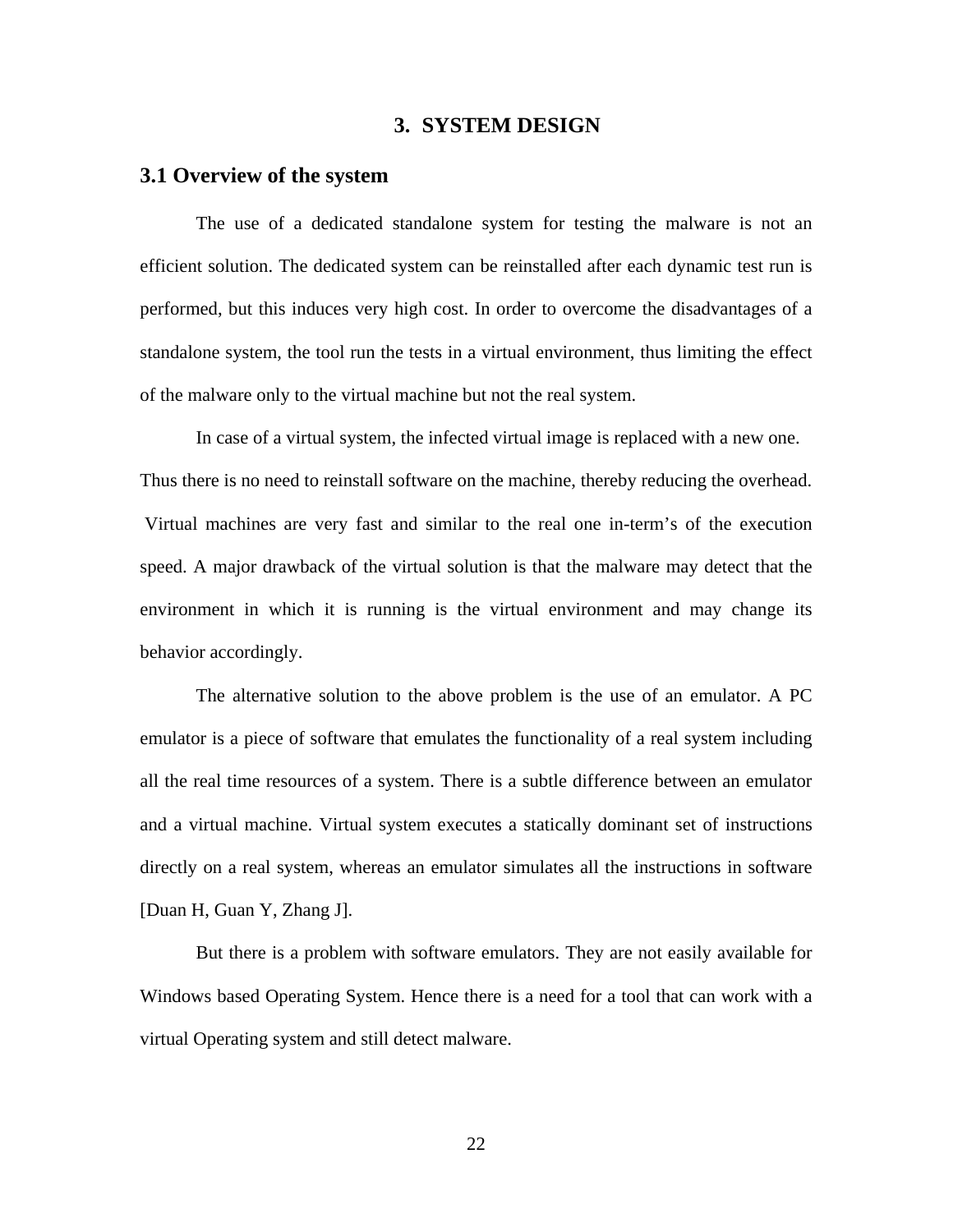# 3. SYSTEM DESIGN

## 3.1 Overview of the system

The use of a dedicated standalone system for testing the malware is not an efficient solution. The dedicated system can be reinstalled after each dynamic test run is performed, but this induces very high cost. In order to overcome the disadvantages of a standalone system, the tool run the tests in a virtual environment, thus limiting the effect of the malware only to the virtual machine but not the real system.

In case of a virtual system, the infected virtual image is replaced with a new one. Thus there is no need to reinstall software on the machine, thereby reducing the overhead. Virtual machines are very fast and similar to the real one in-term's of the execution speed. A major drawback of the virtual solution is that the malware may detect that the environment in which it is running is the virtual environment and may change its behavior accordingly.

The alternative solution to the above problem is the use of an emulator. A PC emulator is a piece of software that emulates the functionality of a real system including all the real time resources of a system. There is a subtle difference between an emulator and a virtual machine. Virtual system executes a statically dominant set of instructions directly on a real system, whereas an emulator simulates all the instructions in software [Duan H, Guan Y, Zhang J].

But there is a problem with software emulators. They are not easily available for Windows based Operating System. Hence there is a need for a tool that can work with a virtual Operating system and still detect malware.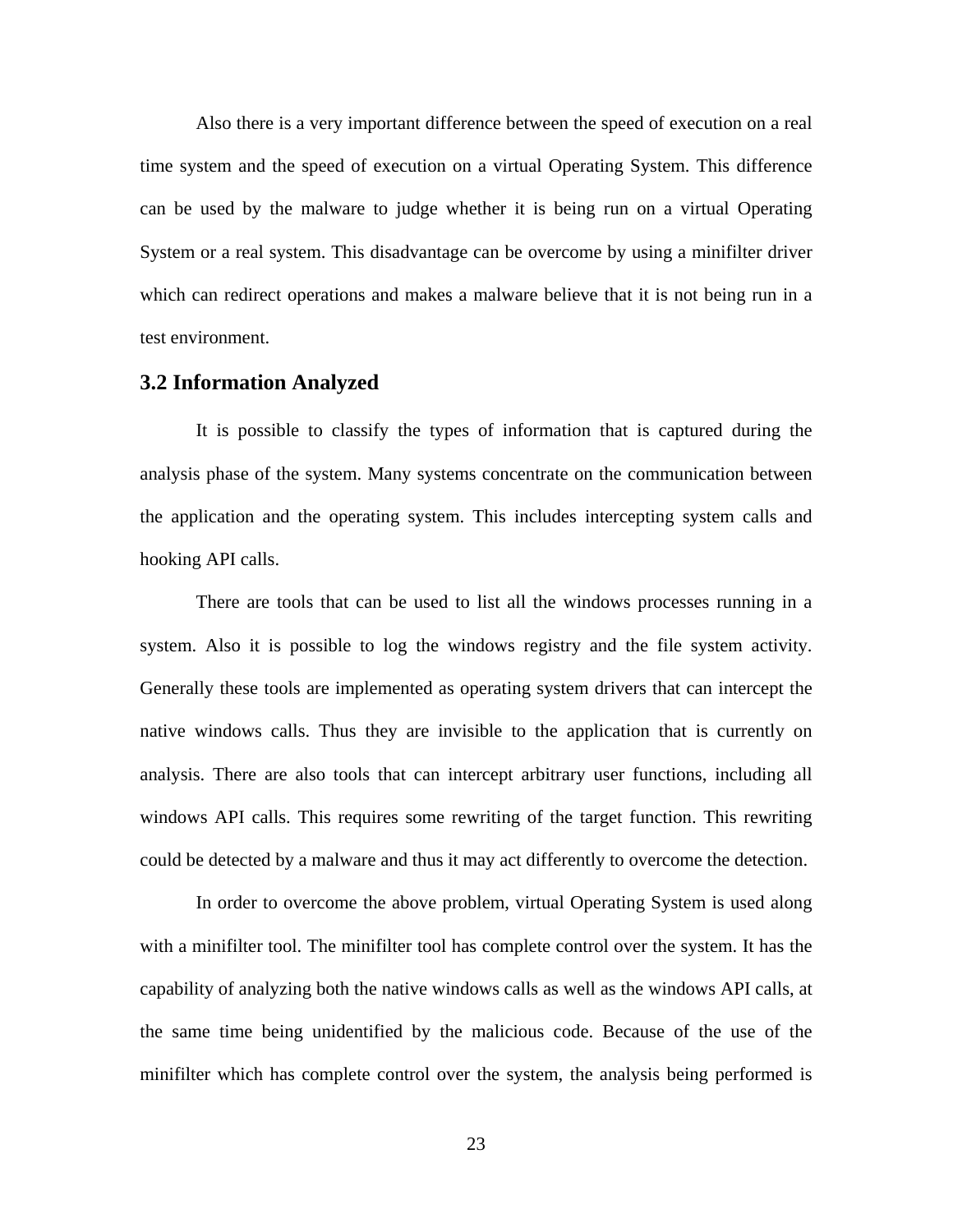Also there is a very important difference between the speed of execution on a real time system and the speed of execution on a virtual Operating System. This difference can be used by the malware to judge whether it is being run on a virtual Operating System or a real system. This disadvantage can be overcome by using a minifilter driver which can redirect operations and makes a malware believe that it is not being run in a test environment.

## 3.2 Information Analyzed

It is possible to classify the types of information that is captured during the analysis phase of the system. Many systems concentrate on the communication between the application and the operating system. This includes intercepting system calls and hooking API calls.

There are tools that can be used to list all the windows processes running in a system. Also it is possible to log the windows registry and the file system activity. Generally these tools are implemented as operating system drivers that can intercept the native windows calls. Thus they are invisible to the application that is currently on analysis. There are also tools that can intercept arbitrary user functions, including all windows API calls. This requires some rewriting of the target function. This rewriting could be detected by a malware and thus it may act differently to overcome the detection.

In order to overcome the above problem, virtual Operating System is used along with a minifilter tool. The minifilter tool has complete control over the system. It has the capability of analyzing both the native windows calls as well as the windows API calls, at the same time being unidentified by the malicious code. Because of the use of the minifilter which has complete control over the system, the analysis being performed is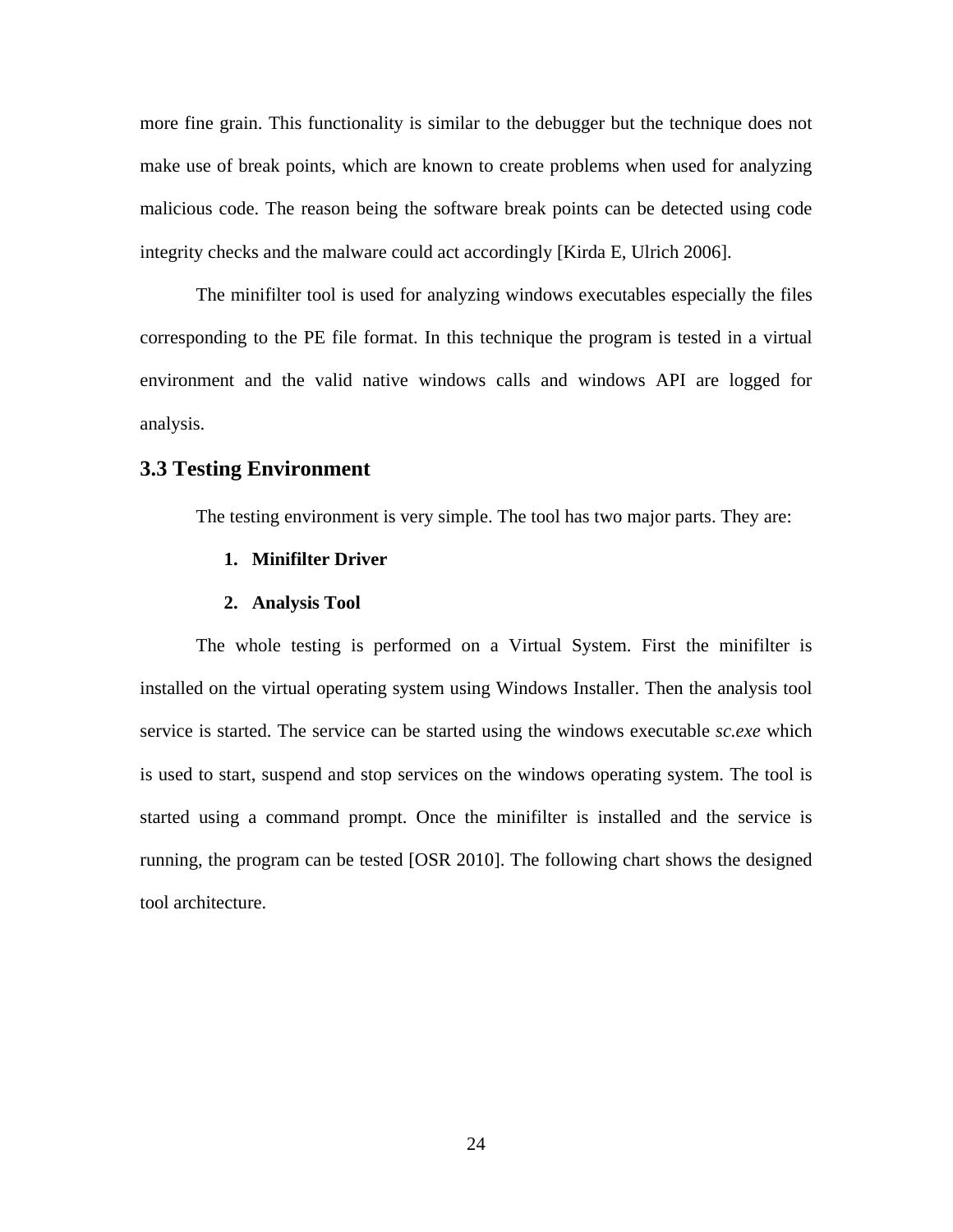more fine grain. This functionality is similar to the debugger but the technique does not make use of break points, which are known to create problems when used for analyzing malicious code. The reason being the software break points can be detected using code integrity checks and the malware could act accordingly [Kirda E, Ulrich 2006].

The minifilter tool is used for analyzing windows executables especially the files corresponding to the PE file format. In this technique the program is tested in a virtual environment and the valid native windows calls and windows API are logged for analysis.

## 3.3 Testing Environment

The testing environment is very simple. The tool has two major parts. They are:

1. **Minifilter Driver**
2. **Analysis Tool**

The whole testing is performed on a Virtual System. First the minifilter is installed on the virtual operating system using Windows Installer. Then the analysis tool service is started. The service can be started using the windows executable *sc.exe* which is used to start, suspend and stop services on the windows operating system. The tool is started using a command prompt. Once the minifilter is installed and the service is running, the program can be tested [OSR 2010]. The following chart shows the designed tool architecture.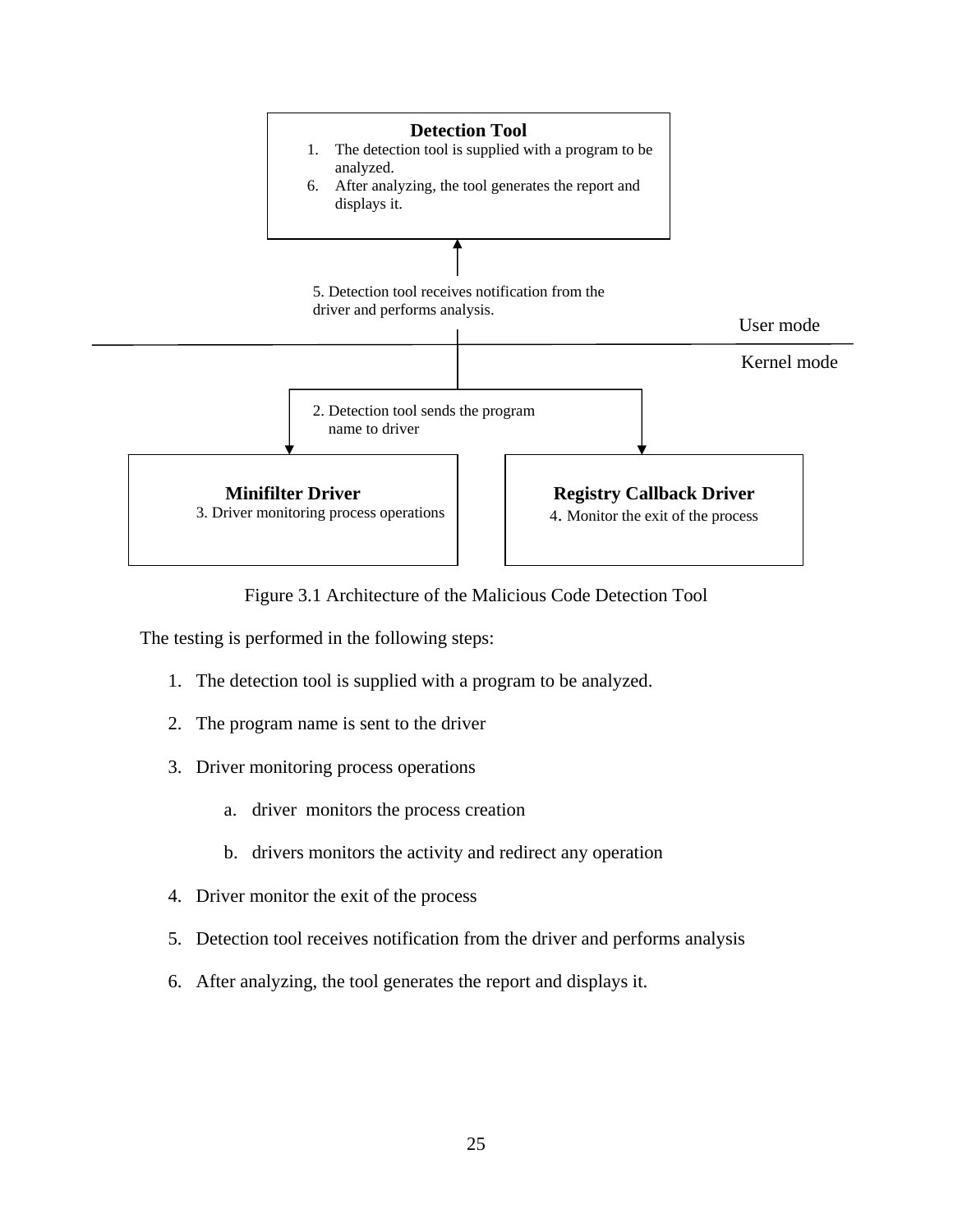**Detection Tool**

1. The detection tool is supplied with a program to be analyzed.
6. After analyzing, the tool generates the report and displays it.

5. Detection tool receives notification from the driver and performs analysis.

User mode

Kernel mode

2. Detection tool sends the program name to driver

**Minifilter Driver**
3. Driver monitoring process operations

**Registry Callback Driver**
4. Monitor the exit of the process

Figure 3.1 Architecture of the Malicious Code Detection Tool

The testing is performed in the following steps:

1. The detection tool is supplied with a program to be analyzed.
2. The program name is sent to the driver
3. Driver monitoring process operations
   a. driver monitors the process creation
   b. drivers monitors the activity and redirect any operation
4. Driver monitor the exit of the process
5. Detection tool receives notification from the driver and performs analysis
6. After analyzing, the tool generates the report and displays it.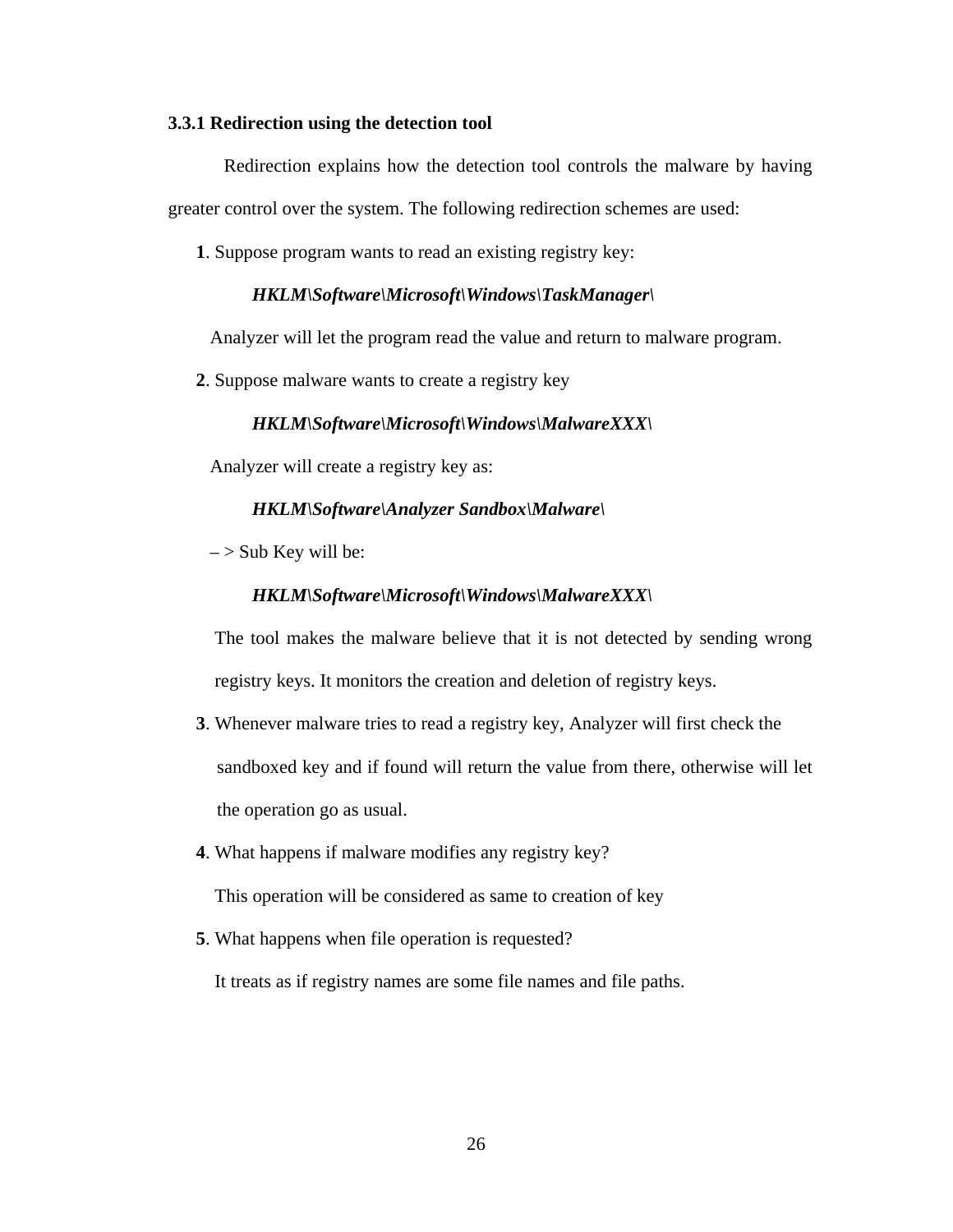### 3.3.1 Redirection using the detection tool

Redirection explains how the detection tool controls the malware by having greater control over the system. The following redirection schemes are used:

**1**. Suppose program wants to read an existing registry key:

***HKLM\Software\Microsoft\Windows\TaskManager\***

Analyzer will let the program read the value and return to malware program.

**2**. Suppose malware wants to create a registry key

***HKLM\Software\Microsoft\Windows\MalwareXXX\***

Analyzer will create a registry key as:

***HKLM\Software\Analyzer Sandbox\Malware\***

– > Sub Key will be:

***HKLM\Software\Microsoft\Windows\MalwareXXX\***

The tool makes the malware believe that it is not detected by sending wrong registry keys. It monitors the creation and deletion of registry keys.

**3**. Whenever malware tries to read a registry key, Analyzer will first check the sandboxed key and if found will return the value from there, otherwise will let the operation go as usual.

**4**. What happens if malware modifies any registry key?

This operation will be considered as same to creation of key

**5**. What happens when file operation is requested?

It treats as if registry names are some file names and file paths.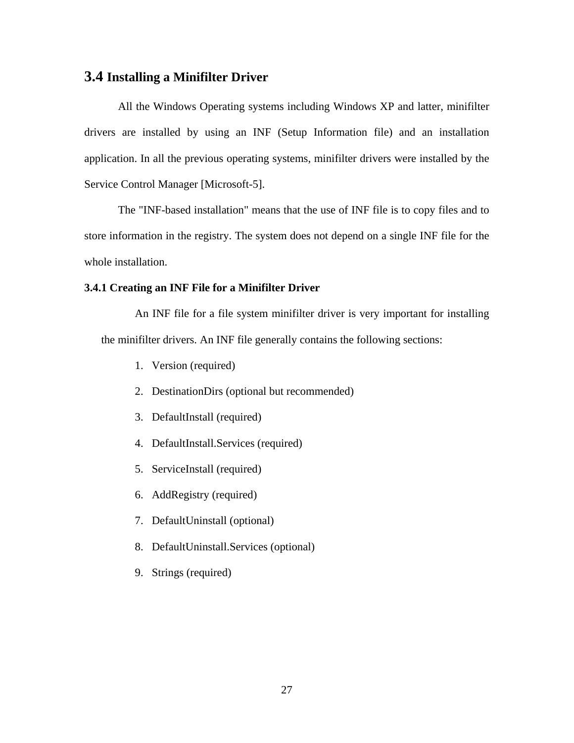## 3.4 Installing a Minifilter Driver

All the Windows Operating systems including Windows XP and latter, minifilter drivers are installed by using an INF (Setup Information file) and an installation application. In all the previous operating systems, minifilter drivers were installed by the Service Control Manager [Microsoft-5].

The "INF-based installation" means that the use of INF file is to copy files and to store information in the registry. The system does not depend on a single INF file for the whole installation.

### 3.4.1 Creating an INF File for a Minifilter Driver

An INF file for a file system minifilter driver is very important for installing the minifilter drivers. An INF file generally contains the following sections:

1. Version (required)
2. DestinationDirs (optional but recommended)
3. DefaultInstall (required)
4. DefaultInstall.Services (required)
5. ServiceInstall (required)
6. AddRegistry (required)
7. DefaultUninstall (optional)
8. DefaultUninstall.Services (optional)
9. Strings (required)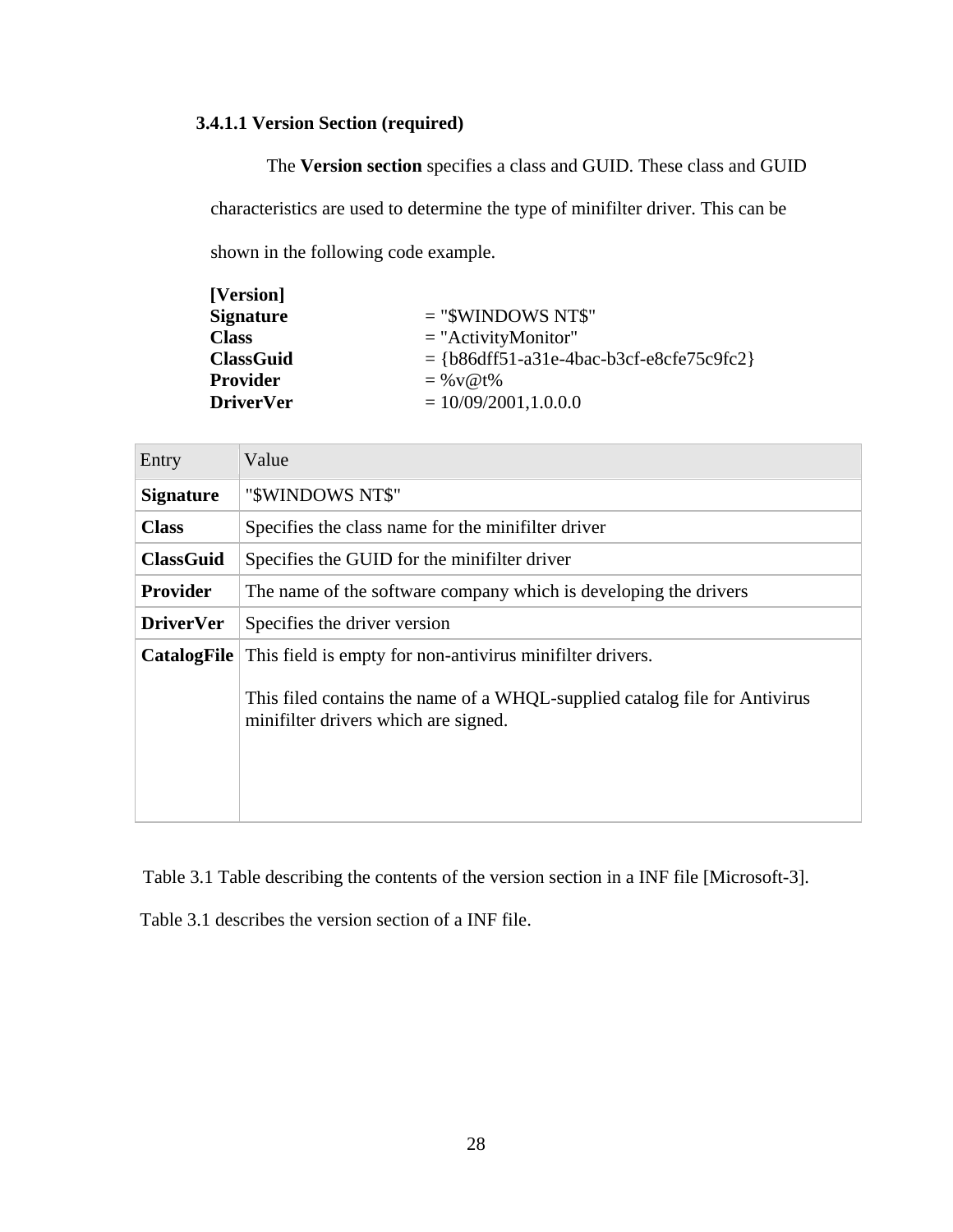#### 3.4.1.1 Version Section (required)

The **Version section** specifies a class and GUID. These class and GUID characteristics are used to determine the type of minifilter driver. This can be shown in the following code example.

```
[Version]
Signature        = "$WINDOWS NT$"
Class            = "ActivityMonitor"
ClassGuid        = {b86dff51-a31e-4bac-b3cf-e8cfe75c9fc2}
Provider         = %v@t%
DriverVer        = 10/09/2001,1.0.0.0
```

| Entry | Value |
| --- | --- |
| **Signature** | "$WINDOWS NT$" |
| **Class** | Specifies the class name for the minifilter driver |
| **ClassGuid** | Specifies the GUID for the minifilter driver |
| **Provider** | The name of the software company which is developing the drivers |
| **DriverVer** | Specifies the driver version |
| **CatalogFile** | This field is empty for non-antivirus minifilter drivers.<br><br>This filed contains the name of a WHQL-supplied catalog file for Antivirus minifilter drivers which are signed. |

Table 3.1 Table describing the contents of the version section in a INF file [Microsoft-3].

Table 3.1 describes the version section of a INF file.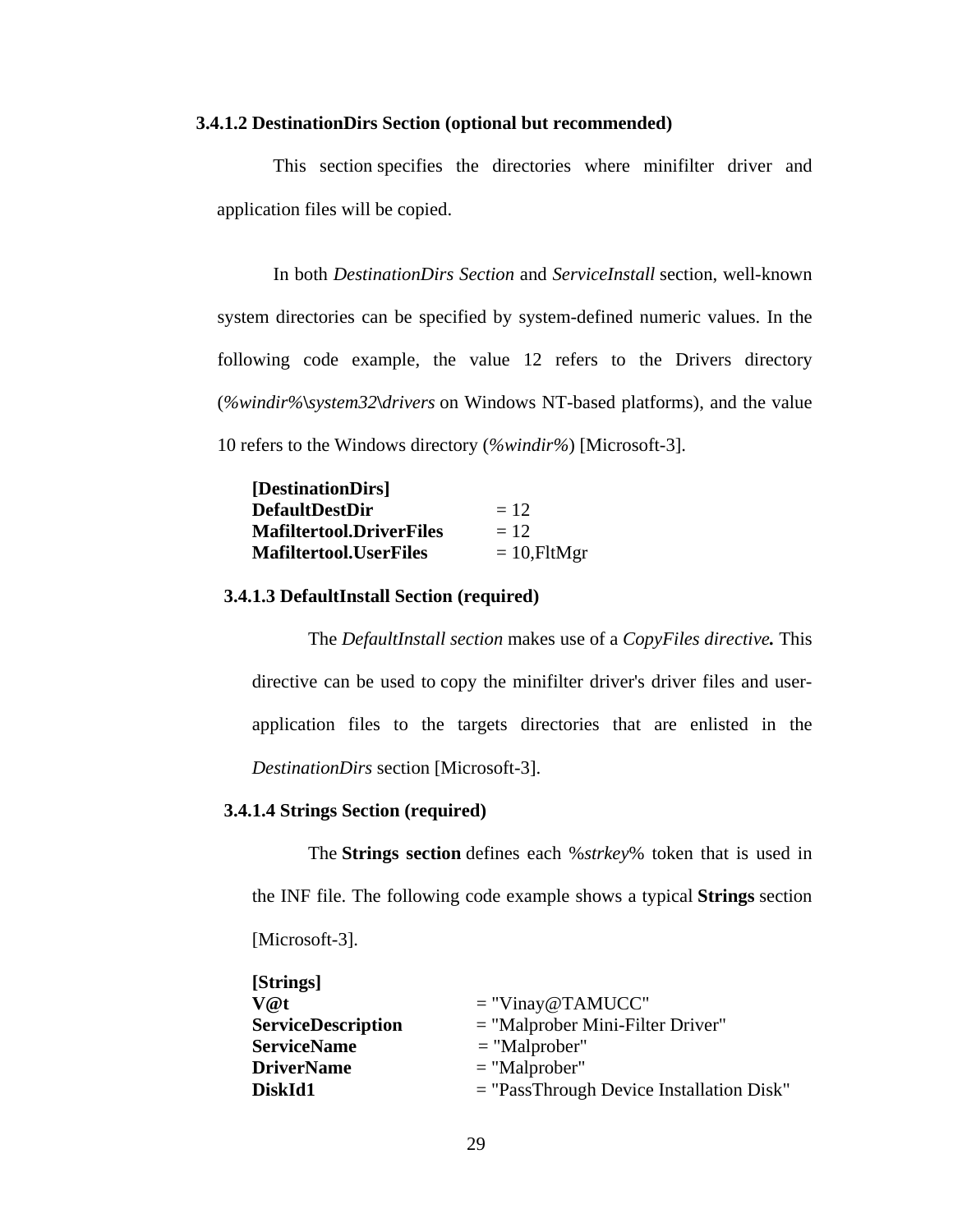### 3.4.1.2 DestinationDirs Section (optional but recommended)

This section specifies the directories where minifilter driver and application files will be copied.

In both *DestinationDirs Section* and *ServiceInstall* section, well-known system directories can be specified by system-defined numeric values. In the following code example, the value 12 refers to the Drivers directory (*%windir%\system32\drivers* on Windows NT-based platforms), and the value 10 refers to the Windows directory (*%windir%*) [Microsoft-3].

```
[DestinationDirs]
DefaultDestDir              = 12
Mafiltertool.DriverFiles    = 12
Mafiltertool.UserFiles      = 10,FltMgr
```

### 3.4.1.3 DefaultInstall Section (required)

The *DefaultInstall section* makes use of a *CopyFiles directive.* This directive can be used to copy the minifilter driver's driver files and user-application files to the targets directories that are enlisted in the *DestinationDirs* section [Microsoft-3].

### 3.4.1.4 Strings Section (required)

The **Strings section** defines each %*strkey*% token that is used in the INF file. The following code example shows a typical **Strings** section [Microsoft-3].

```
[Strings]
V@t                     = "Vinay@TAMUCC"
ServiceDescription      = "Malprober Mini-Filter Driver"
ServiceName             = "Malprober"
DriverName              = "Malprober"
DiskId1                 = "PassThrough Device Installation Disk"
```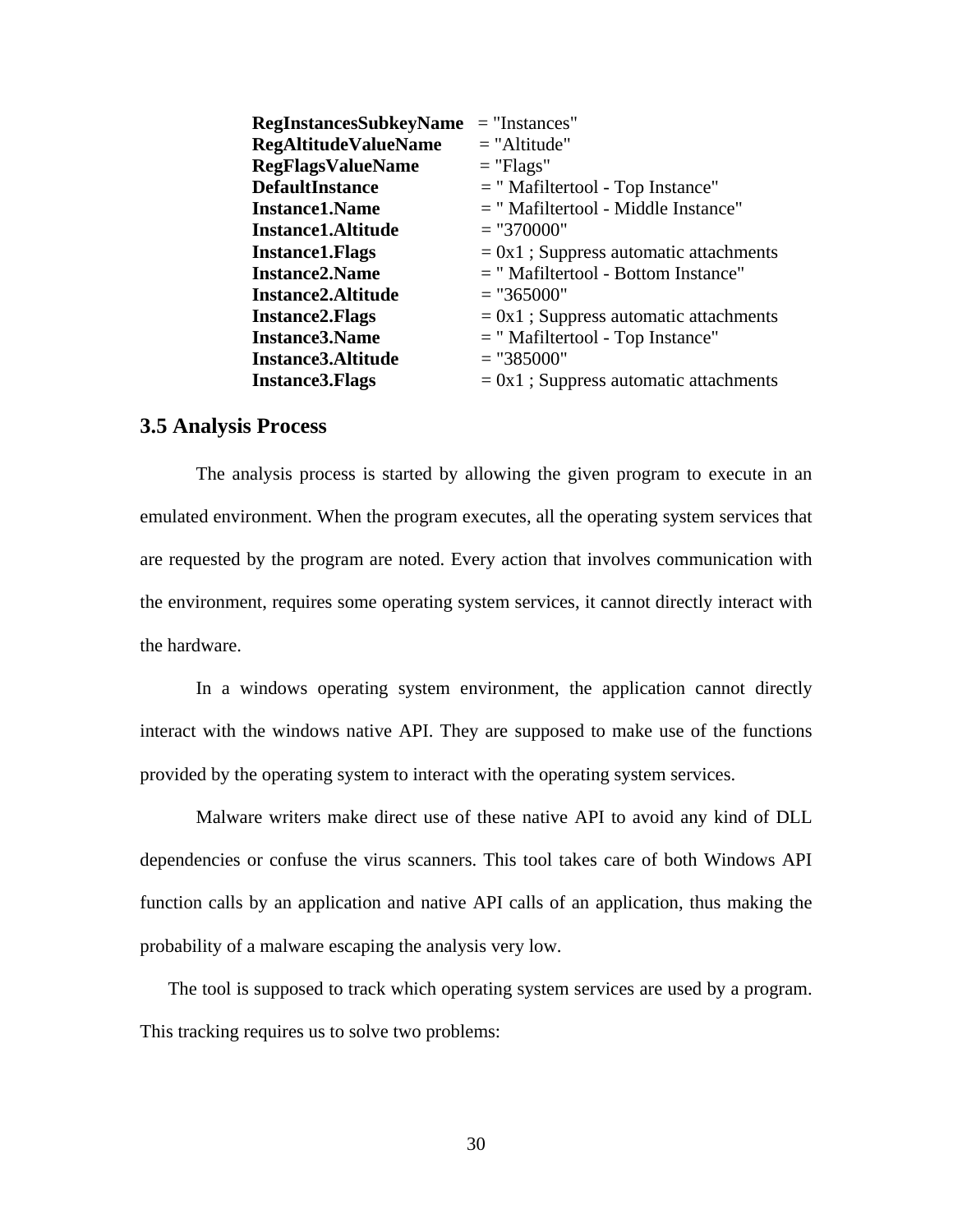```
RegInstancesSubkeyName   = "Instances"
RegAltitudeValueName     = "Altitude"
RegFlagsValueName        = "Flags"
DefaultInstance          = " Mafiltertool - Top Instance"
Instance1.Name           = " Mafiltertool - Middle Instance"
Instance1.Altitude       = "370000"
Instance1.Flags          = 0x1 ; Suppress automatic attachments
Instance2.Name           = " Mafiltertool - Bottom Instance"
Instance2.Altitude       = "365000"
Instance2.Flags          = 0x1 ; Suppress automatic attachments
Instance3.Name           = " Mafiltertool - Top Instance"
Instance3.Altitude       = "385000"
Instance3.Flags          = 0x1 ; Suppress automatic attachments
```

### 3.5 Analysis Process

The analysis process is started by allowing the given program to execute in an emulated environment. When the program executes, all the operating system services that are requested by the program are noted. Every action that involves communication with the environment, requires some operating system services, it cannot directly interact with the hardware.

In a windows operating system environment, the application cannot directly interact with the windows native API. They are supposed to make use of the functions provided by the operating system to interact with the operating system services.

Malware writers make direct use of these native API to avoid any kind of DLL dependencies or confuse the virus scanners. This tool takes care of both Windows API function calls by an application and native API calls of an application, thus making the probability of a malware escaping the analysis very low.

The tool is supposed to track which operating system services are used by a program. This tracking requires us to solve two problems: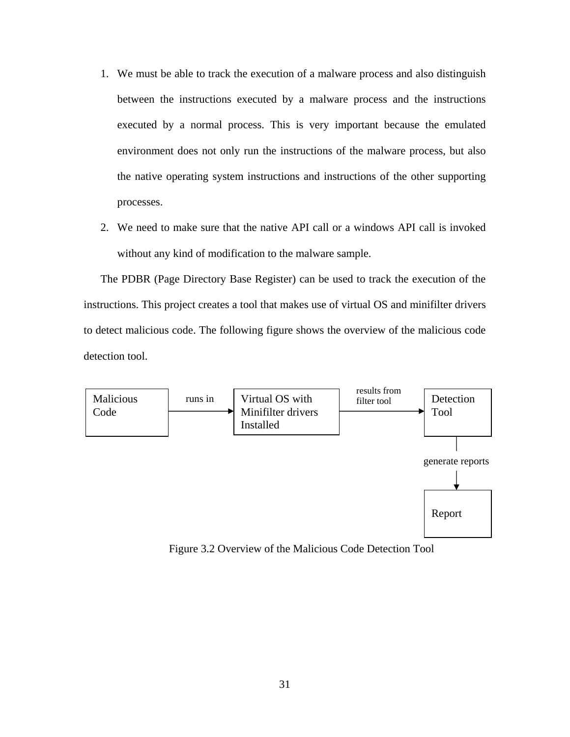1. We must be able to track the execution of a malware process and also distinguish between the instructions executed by a malware process and the instructions executed by a normal process. This is very important because the emulated environment does not only run the instructions of the malware process, but also the native operating system instructions and instructions of the other supporting processes.
2. We need to make sure that the native API call or a windows API call is invoked without any kind of modification to the malware sample.

The PDBR (Page Directory Base Register) can be used to track the execution of the instructions. This project creates a tool that makes use of virtual OS and minifilter drivers to detect malicious code. The following figure shows the overview of the malicious code detection tool.

Malicious Code → runs in → Virtual OS with Minifilter drivers Installed → results from filter tool → Detection Tool → generate reports → Report

Figure 3.2 Overview of the Malicious Code Detection Tool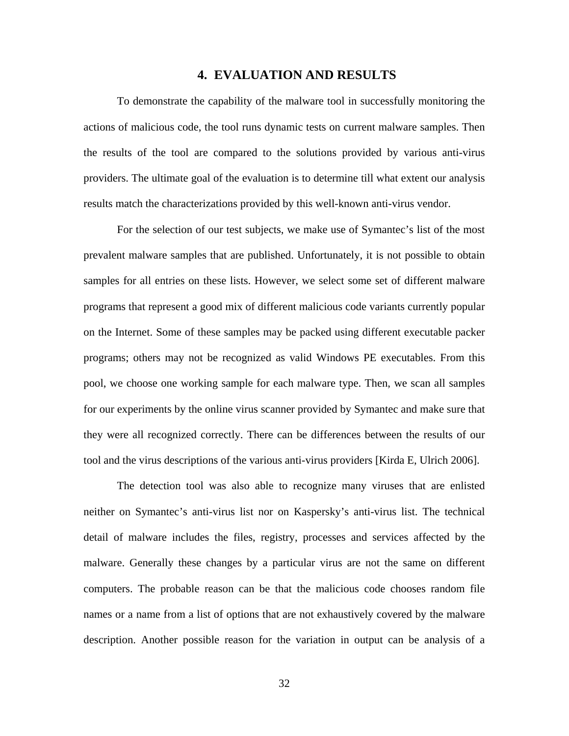# 4. EVALUATION AND RESULTS

To demonstrate the capability of the malware tool in successfully monitoring the actions of malicious code, the tool runs dynamic tests on current malware samples. Then the results of the tool are compared to the solutions provided by various anti-virus providers. The ultimate goal of the evaluation is to determine till what extent our analysis results match the characterizations provided by this well-known anti-virus vendor.

For the selection of our test subjects, we make use of Symantec's list of the most prevalent malware samples that are published. Unfortunately, it is not possible to obtain samples for all entries on these lists. However, we select some set of different malware programs that represent a good mix of different malicious code variants currently popular on the Internet. Some of these samples may be packed using different executable packer programs; others may not be recognized as valid Windows PE executables. From this pool, we choose one working sample for each malware type. Then, we scan all samples for our experiments by the online virus scanner provided by Symantec and make sure that they were all recognized correctly. There can be differences between the results of our tool and the virus descriptions of the various anti-virus providers [Kirda E, Ulrich 2006].

The detection tool was also able to recognize many viruses that are enlisted neither on Symantec's anti-virus list nor on Kaspersky's anti-virus list. The technical detail of malware includes the files, registry, processes and services affected by the malware. Generally these changes by a particular virus are not the same on different computers. The probable reason can be that the malicious code chooses random file names or a name from a list of options that are not exhaustively covered by the malware description. Another possible reason for the variation in output can be analysis of a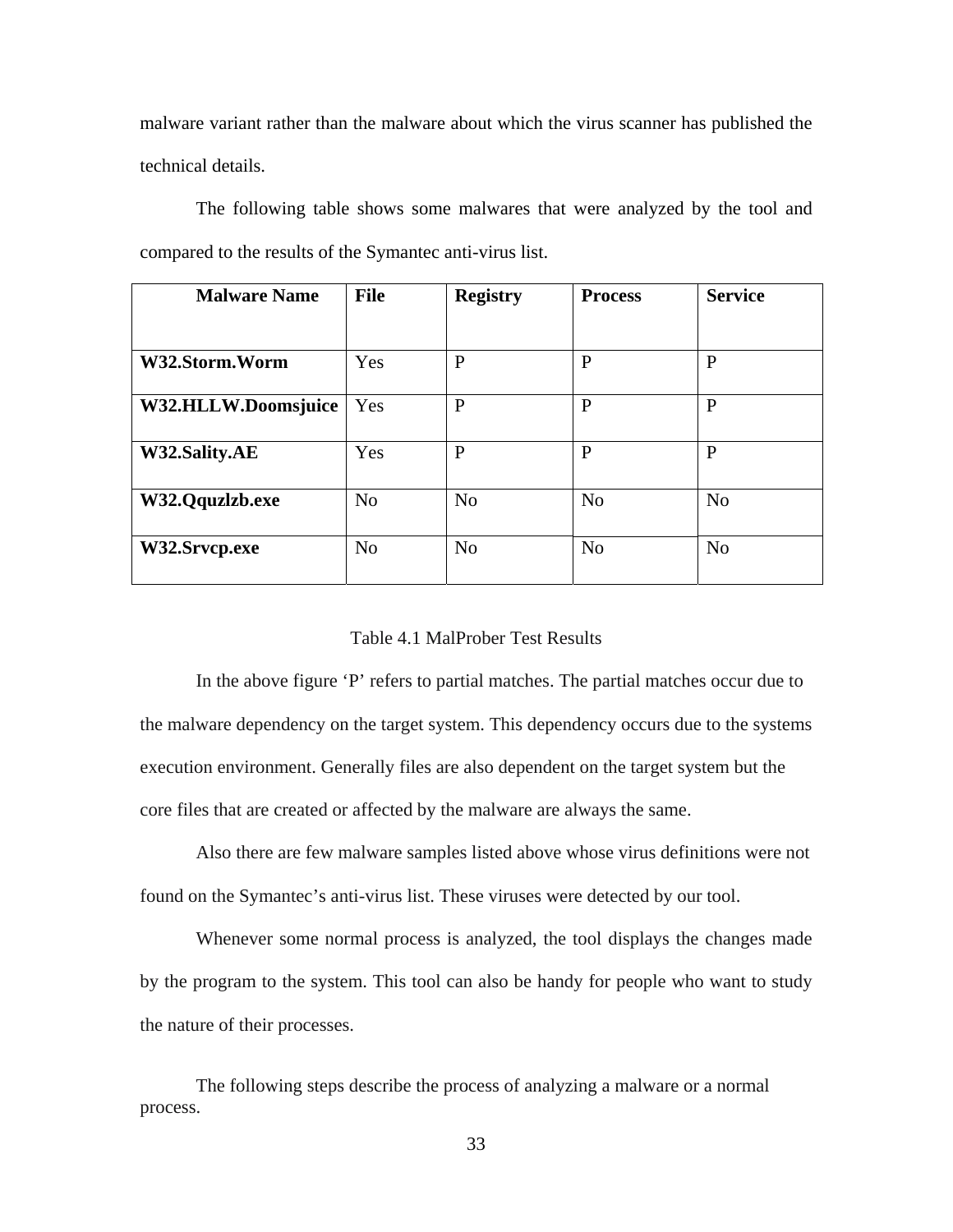malware variant rather than the malware about which the virus scanner has published the technical details.

The following table shows some malwares that were analyzed by the tool and compared to the results of the Symantec anti-virus list.

| Malware Name | File | Registry | Process | Service |
|---|---|---|---|---|
| **W32.Storm.Worm** | Yes | P | P | P |
| **W32.HLLW.Doomsjuice** | Yes | P | P | P |
| **W32.Sality.AE** | Yes | P | P | P |
| **W32.Qquzlzb.exe** | No | No | No | No |
| **W32.Srvcp.exe** | No | No | No | No |

Table 4.1 MalProber Test Results

In the above figure 'P' refers to partial matches. The partial matches occur due to the malware dependency on the target system. This dependency occurs due to the systems execution environment. Generally files are also dependent on the target system but the core files that are created or affected by the malware are always the same.

Also there are few malware samples listed above whose virus definitions were not found on the Symantec's anti-virus list. These viruses were detected by our tool.

Whenever some normal process is analyzed, the tool displays the changes made by the program to the system. This tool can also be handy for people who want to study the nature of their processes.

The following steps describe the process of analyzing a malware or a normal process.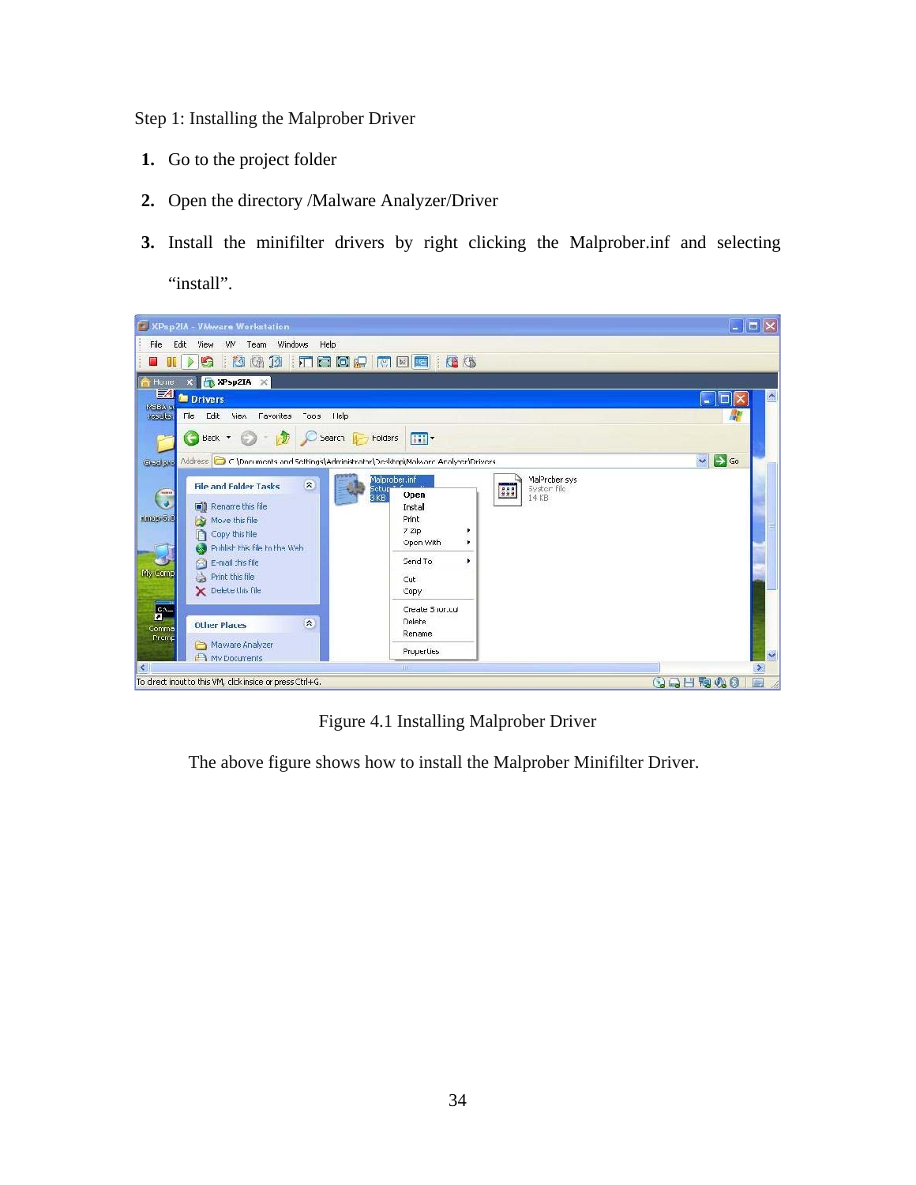Step 1: Installing the Malprober Driver

1. Go to the project folder
2. Open the directory /Malware Analyzer/Driver
3. Install the minifilter drivers by right clicking the Malprober.inf and selecting "install".

Figure 4.1 Installing Malprober Driver

The above figure shows how to install the Malprober Minifilter Driver.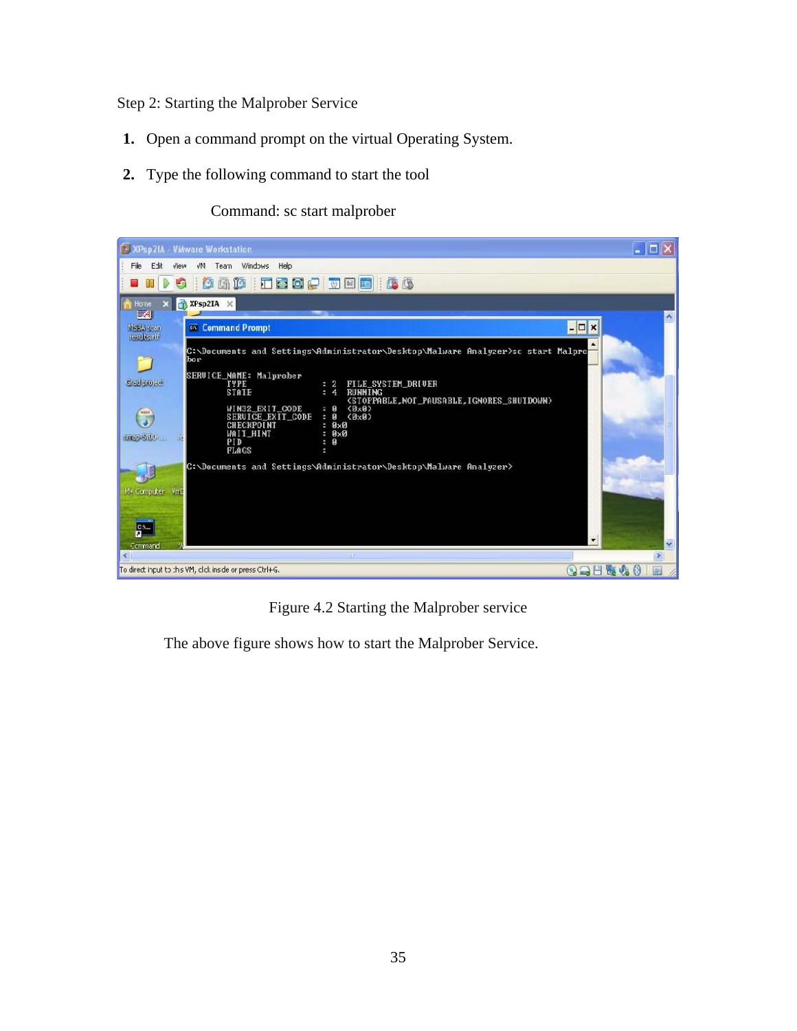Step 2: Starting the Malprober Service

1. Open a command prompt on the virtual Operating System.
2. Type the following command to start the tool

Command: sc start malprober

Figure 4.2 Starting the Malprober service

The above figure shows how to start the Malprober Service.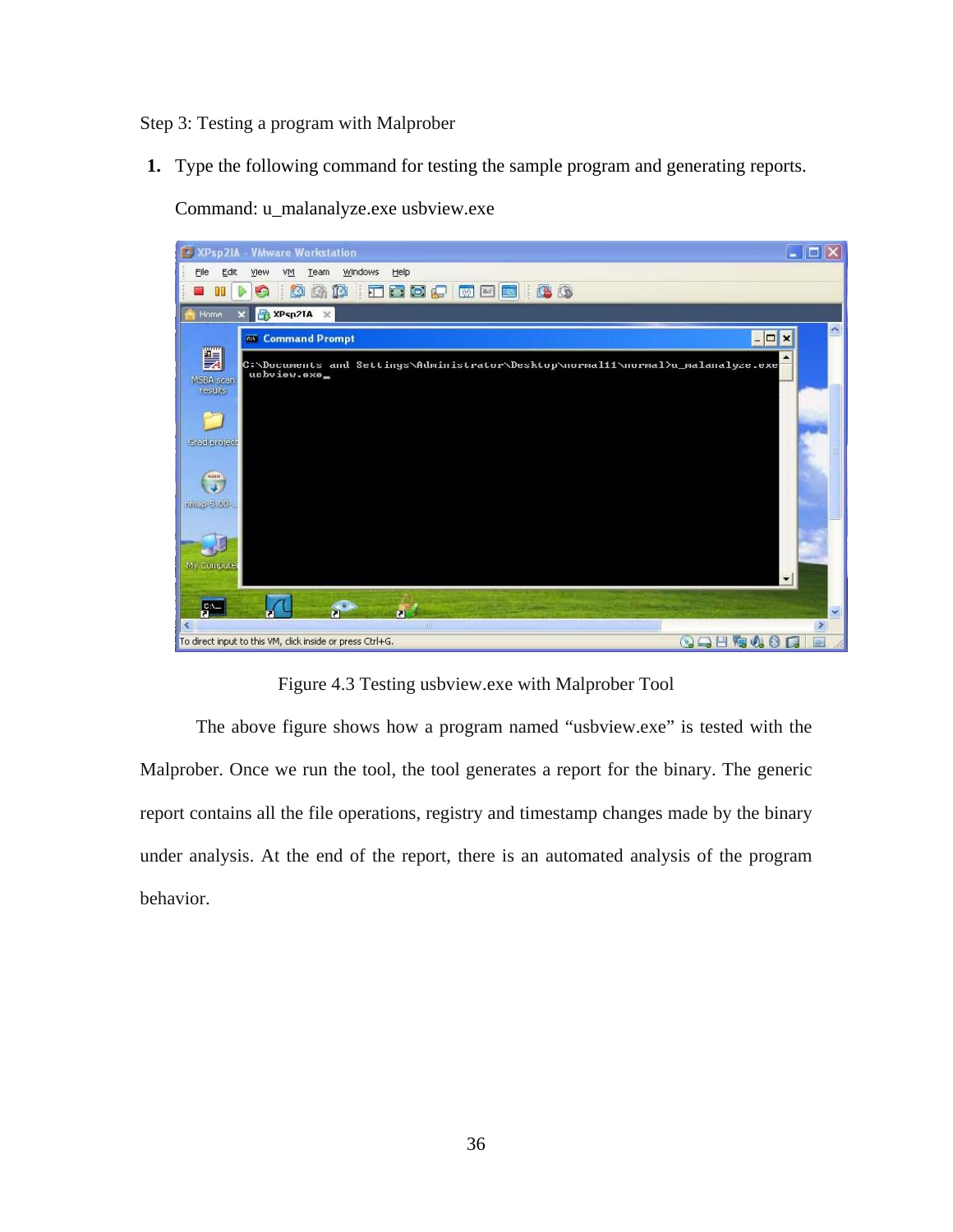Step 3: Testing a program with Malprober

1. Type the following command for testing the sample program and generating reports.

   Command: u_malanalyze.exe usbview.exe

Figure 4.3 Testing usbview.exe with Malprober Tool

The above figure shows how a program named "usbview.exe" is tested with the Malprober. Once we run the tool, the tool generates a report for the binary. The generic report contains all the file operations, registry and timestamp changes made by the binary under analysis. At the end of the report, there is an automated analysis of the program behavior.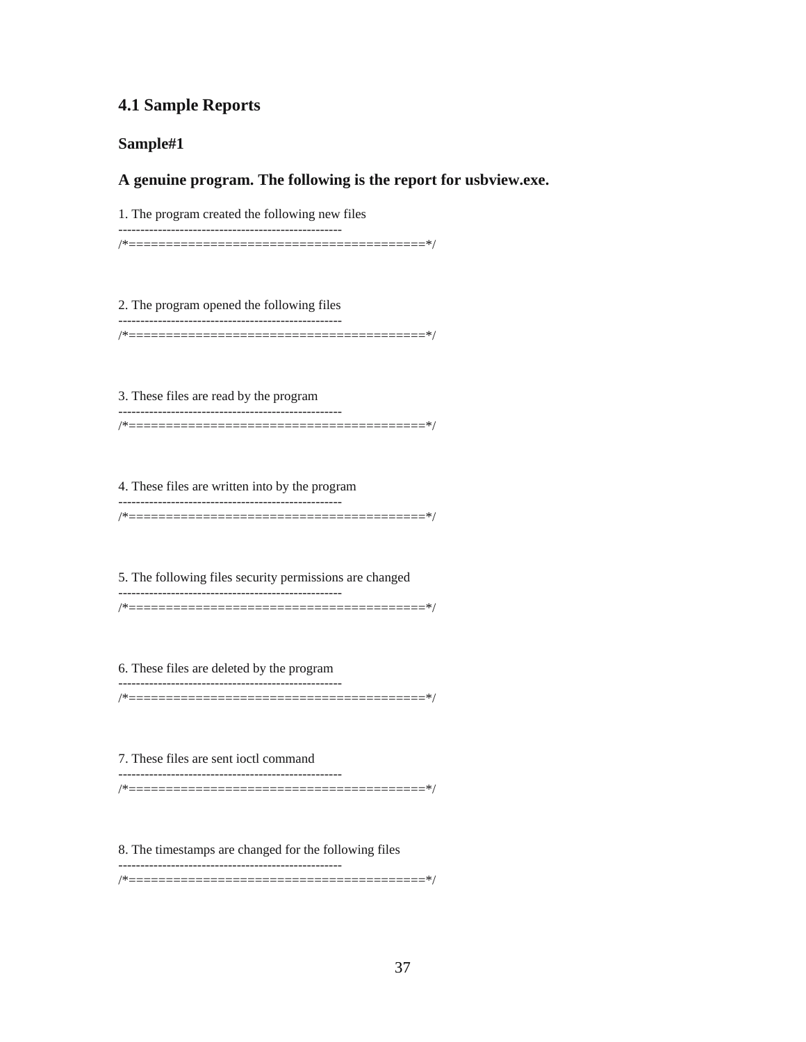## 4.1 Sample Reports

### Sample#1

### A genuine program. The following is the report for usbview.exe.

```
1. The program created the following new files
---------------------------------------------------
/*========================================*/


2. The program opened the following files
---------------------------------------------------
/*========================================*/


3. These files are read by the program
---------------------------------------------------
/*========================================*/


4. These files are written into by the program
---------------------------------------------------
/*========================================*/


5. The following files security permissions are changed
---------------------------------------------------
/*========================================*/


6. These files are deleted by the program
---------------------------------------------------
/*========================================*/


7. These files are sent ioctl command
---------------------------------------------------
/*========================================*/


8. The timestamps are changed for the following files
---------------------------------------------------
/*========================================*/
```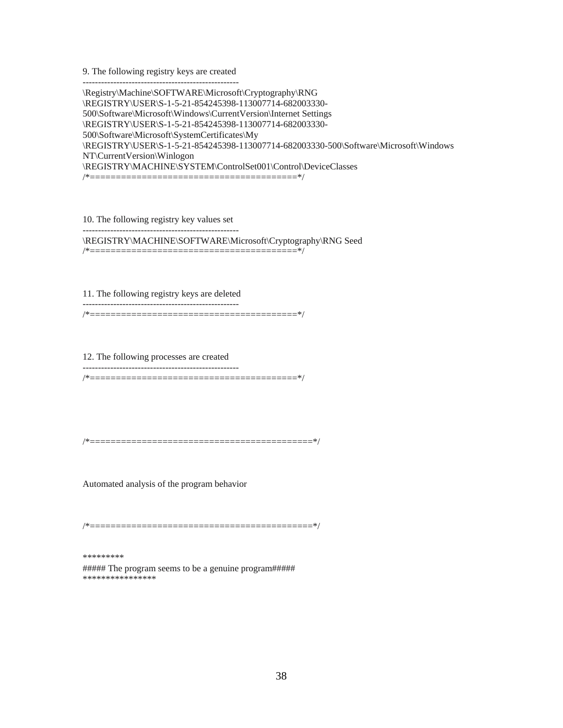9. The following registry keys are created

---------------------------------------------------
\Registry\Machine\SOFTWARE\Microsoft\Cryptography\RNG
\REGISTRY\USER\S-1-5-21-854245398-113007714-682003330-500\Software\Microsoft\Windows\CurrentVersion\Internet Settings
\REGISTRY\USER\S-1-5-21-854245398-113007714-682003330-500\Software\Microsoft\SystemCertificates\My
\REGISTRY\USER\S-1-5-21-854245398-113007714-682003330-500\Software\Microsoft\Windows NT\CurrentVersion\Winlogon
\REGISTRY\MACHINE\SYSTEM\ControlSet001\Control\DeviceClasses
/*========================================*/

10. The following registry key values set

---------------------------------------------------
\REGISTRY\MACHINE\SOFTWARE\Microsoft\Cryptography\RNG Seed
/*========================================*/

11. The following registry keys are deleted

---------------------------------------------------
/*========================================*/

12. The following processes are created

---------------------------------------------------
/*========================================*/

/*==========================================*/

Automated analysis of the program behavior

/*==========================================*/

*********
##### The program seems to be a genuine program#####
***************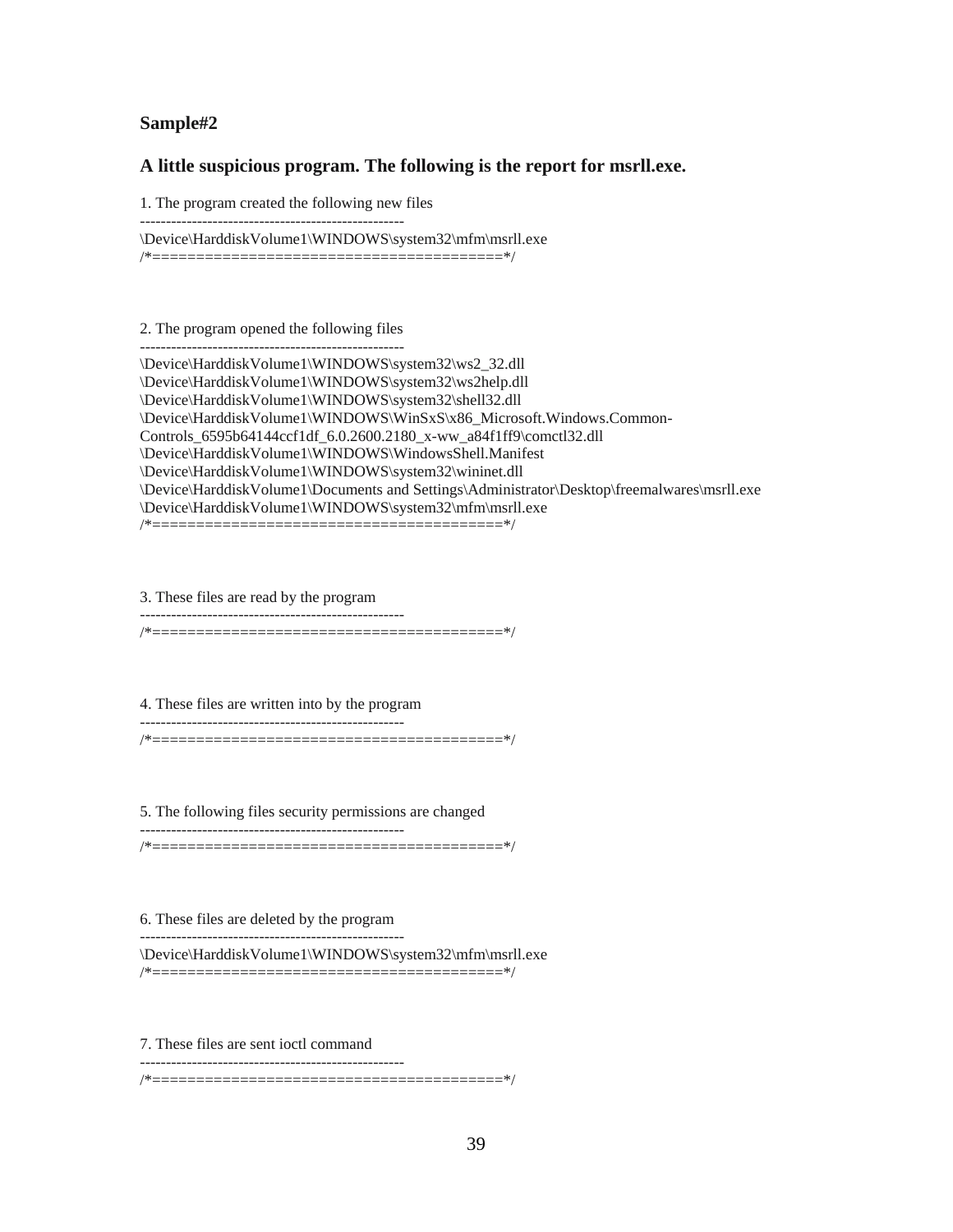**Sample#2**

**A little suspicious program. The following is the report for msrll.exe.**

```
1. The program created the following new files
---------------------------------------------------
\Device\HarddiskVolume1\WINDOWS\system32\mfm\msrll.exe
/*========================================*/



2. The program opened the following files
---------------------------------------------------
\Device\HarddiskVolume1\WINDOWS\system32\ws2_32.dll
\Device\HarddiskVolume1\WINDOWS\system32\ws2help.dll
\Device\HarddiskVolume1\WINDOWS\system32\shell32.dll
\Device\HarddiskVolume1\WINDOWS\WinSxS\x86_Microsoft.Windows.Common-
Controls_6595b64144ccf1df_6.0.2600.2180_x-ww_a84f1ff9\comctl32.dll
\Device\HarddiskVolume1\WINDOWS\WindowsShell.Manifest
\Device\HarddiskVolume1\WINDOWS\system32\wininet.dll
\Device\HarddiskVolume1\Documents and Settings\Administrator\Desktop\freemalwares\msrll.exe
\Device\HarddiskVolume1\WINDOWS\system32\mfm\msrll.exe
/*========================================*/



3. These files are read by the program
---------------------------------------------------
/*========================================*/



4. These files are written into by the program
---------------------------------------------------
/*========================================*/



5. The following files security permissions are changed
---------------------------------------------------
/*========================================*/



6. These files are deleted by the program
---------------------------------------------------
\Device\HarddiskVolume1\WINDOWS\system32\mfm\msrll.exe
/*========================================*/



7. These files are sent ioctl command
---------------------------------------------------
/*========================================*/
```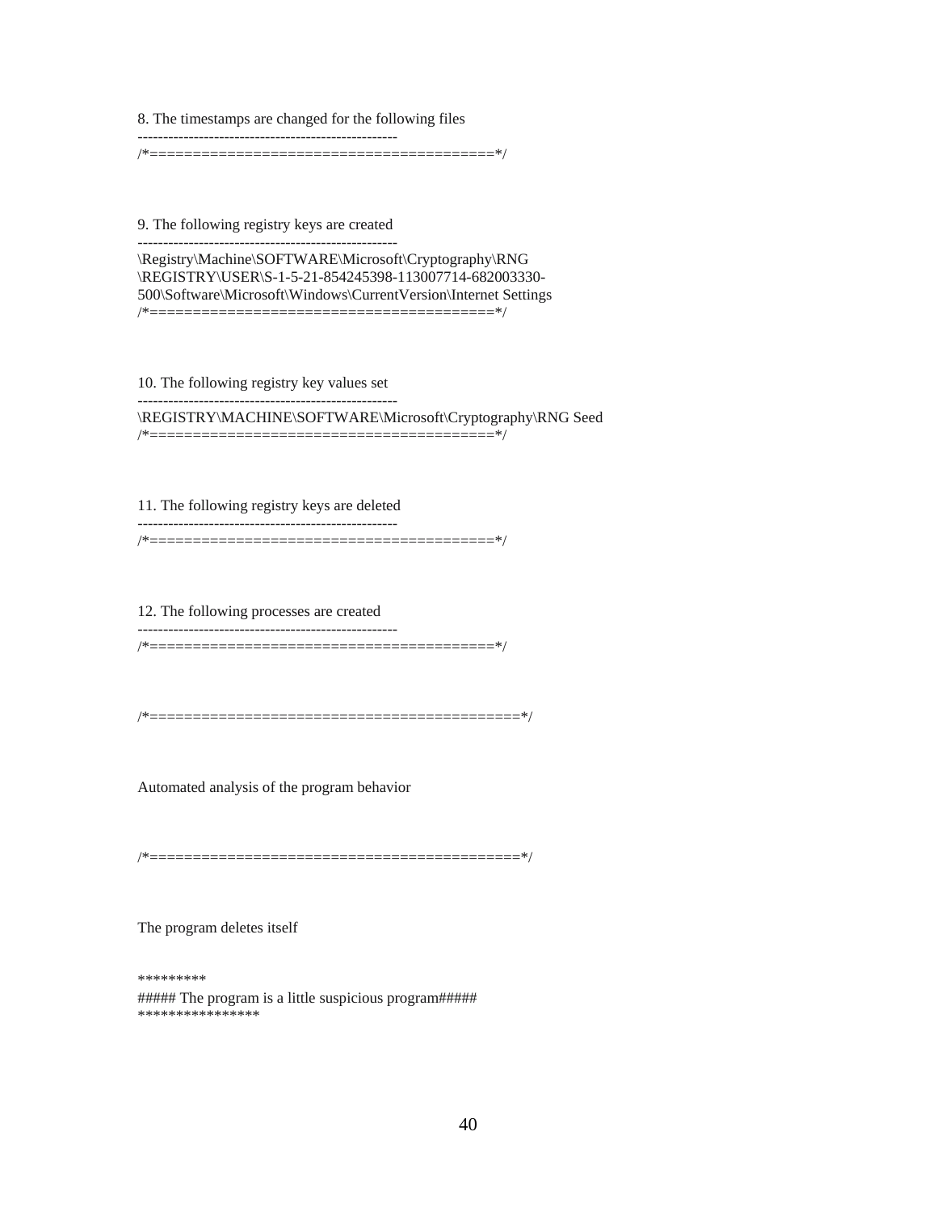8. The timestamps are changed for the following files

```
---------------------------------------------------
/*=========================================*/
```

9. The following registry keys are created

```
---------------------------------------------------
\Registry\Machine\SOFTWARE\Microsoft\Cryptography\RNG
\REGISTRY\USER\S-1-5-21-854245398-113007714-682003330-500\Software\Microsoft\Windows\CurrentVersion\Internet Settings
/*=========================================*/
```

10. The following registry key values set

```
---------------------------------------------------
\REGISTRY\MACHINE\SOFTWARE\Microsoft\Cryptography\RNG Seed
/*=========================================*/
```

11. The following registry keys are deleted

```
---------------------------------------------------
/*=========================================*/
```

12. The following processes are created

```
---------------------------------------------------
/*=========================================*/
```

```
/*============================================*/
```

Automated analysis of the program behavior

```
/*============================================*/
```

The program deletes itself

```
*********
##### The program is a little suspicious program#####
****************
```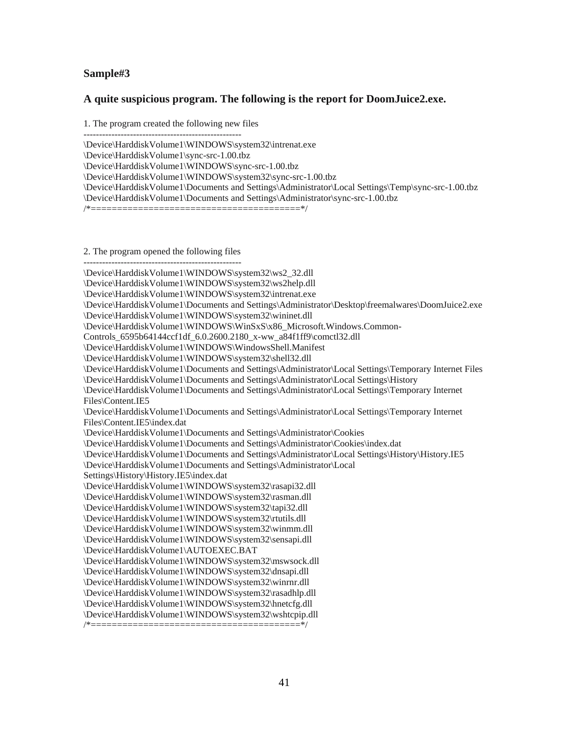### Sample#3

### A quite suspicious program. The following is the report for DoomJuice2.exe.

1. The program created the following new files

```
---------------------------------------------------
\Device\HarddiskVolume1\WINDOWS\system32\intrenat.exe
\Device\HarddiskVolume1\sync-src-1.00.tbz
\Device\HarddiskVolume1\WINDOWS\sync-src-1.00.tbz
\Device\HarddiskVolume1\WINDOWS\system32\sync-src-1.00.tbz
\Device\HarddiskVolume1\Documents and Settings\Administrator\Local Settings\Temp\sync-src-1.00.tbz
\Device\HarddiskVolume1\Documents and Settings\Administrator\sync-src-1.00.tbz
/*=======================================*/
```

2. The program opened the following files

```
---------------------------------------------------
\Device\HarddiskVolume1\WINDOWS\system32\ws2_32.dll
\Device\HarddiskVolume1\WINDOWS\system32\ws2help.dll
\Device\HarddiskVolume1\WINDOWS\system32\intrenat.exe
\Device\HarddiskVolume1\Documents and Settings\Administrator\Desktop\freemalwares\DoomJuice2.exe
\Device\HarddiskVolume1\WINDOWS\system32\wininet.dll
\Device\HarddiskVolume1\WINDOWS\WinSxS\x86_Microsoft.Windows.Common-Controls_6595b64144ccf1df_6.0.2600.2180_x-ww_a84f1ff9\comctl32.dll
\Device\HarddiskVolume1\WINDOWS\WindowsShell.Manifest
\Device\HarddiskVolume1\WINDOWS\system32\shell32.dll
\Device\HarddiskVolume1\Documents and Settings\Administrator\Local Settings\Temporary Internet Files
\Device\HarddiskVolume1\Documents and Settings\Administrator\Local Settings\History
\Device\HarddiskVolume1\Documents and Settings\Administrator\Local Settings\Temporary Internet Files\Content.IE5
\Device\HarddiskVolume1\Documents and Settings\Administrator\Local Settings\Temporary Internet Files\Content.IE5\index.dat
\Device\HarddiskVolume1\Documents and Settings\Administrator\Cookies
\Device\HarddiskVolume1\Documents and Settings\Administrator\Cookies\index.dat
\Device\HarddiskVolume1\Documents and Settings\Administrator\Local Settings\History\History.IE5
\Device\HarddiskVolume1\Documents and Settings\Administrator\Local Settings\History\History.IE5\index.dat
\Device\HarddiskVolume1\WINDOWS\system32\rasapi32.dll
\Device\HarddiskVolume1\WINDOWS\system32\rasman.dll
\Device\HarddiskVolume1\WINDOWS\system32\tapi32.dll
\Device\HarddiskVolume1\WINDOWS\system32\rtutils.dll
\Device\HarddiskVolume1\WINDOWS\system32\winmm.dll
\Device\HarddiskVolume1\WINDOWS\system32\sensapi.dll
\Device\HarddiskVolume1\AUTOEXEC.BAT
\Device\HarddiskVolume1\WINDOWS\system32\mswsock.dll
\Device\HarddiskVolume1\WINDOWS\system32\dnsapi.dll
\Device\HarddiskVolume1\WINDOWS\system32\winrnr.dll
\Device\HarddiskVolume1\WINDOWS\system32\rasadhlp.dll
\Device\HarddiskVolume1\WINDOWS\system32\hnetcfg.dll
\Device\HarddiskVolume1\WINDOWS\system32\wshtcpip.dll
/*=======================================*/
```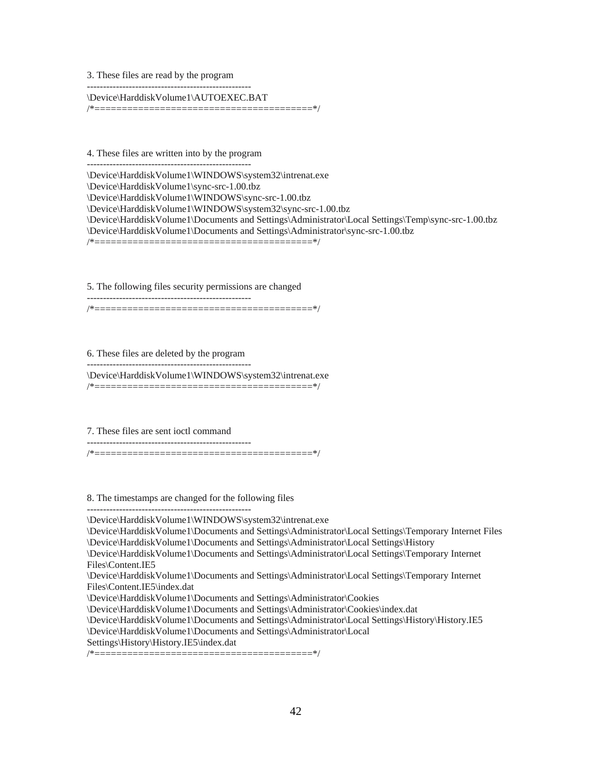3. These files are read by the program

```
---------------------------------------------------
\Device\HarddiskVolume1\AUTOEXEC.BAT
/*========================================*/
```

4. These files are written into by the program

```
---------------------------------------------------
\Device\HarddiskVolume1\WINDOWS\system32\intrenat.exe
\Device\HarddiskVolume1\sync-src-1.00.tbz
\Device\HarddiskVolume1\WINDOWS\sync-src-1.00.tbz
\Device\HarddiskVolume1\WINDOWS\system32\sync-src-1.00.tbz
\Device\HarddiskVolume1\Documents and Settings\Administrator\Local Settings\Temp\sync-src-1.00.tbz
\Device\HarddiskVolume1\Documents and Settings\Administrator\sync-src-1.00.tbz
/*========================================*/
```

5. The following files security permissions are changed

```
---------------------------------------------------
/*========================================*/
```

6. These files are deleted by the program

```
---------------------------------------------------
\Device\HarddiskVolume1\WINDOWS\system32\intrenat.exe
/*========================================*/
```

7. These files are sent ioctl command

```
---------------------------------------------------
/*========================================*/
```

8. The timestamps are changed for the following files

```
---------------------------------------------------
\Device\HarddiskVolume1\WINDOWS\system32\intrenat.exe
\Device\HarddiskVolume1\Documents and Settings\Administrator\Local Settings\Temporary Internet Files
\Device\HarddiskVolume1\Documents and Settings\Administrator\Local Settings\History
\Device\HarddiskVolume1\Documents and Settings\Administrator\Local Settings\Temporary Internet Files\Content.IE5
\Device\HarddiskVolume1\Documents and Settings\Administrator\Local Settings\Temporary Internet Files\Content.IE5\index.dat
\Device\HarddiskVolume1\Documents and Settings\Administrator\Cookies
\Device\HarddiskVolume1\Documents and Settings\Administrator\Cookies\index.dat
\Device\HarddiskVolume1\Documents and Settings\Administrator\Local Settings\History\History.IE5
\Device\HarddiskVolume1\Documents and Settings\Administrator\Local Settings\History\History.IE5\index.dat
/*========================================*/
```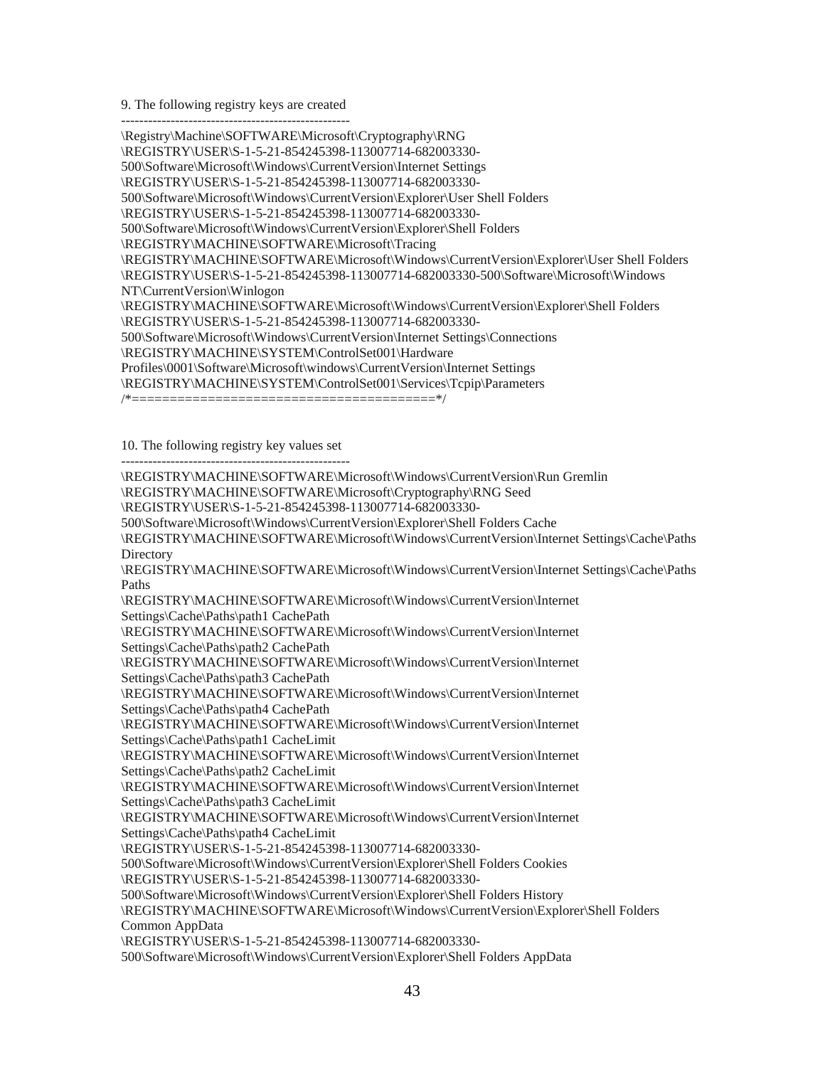9. The following registry keys are created

---------------------------------------------------

\Registry\Machine\SOFTWARE\Microsoft\Cryptography\RNG
\REGISTRY\USER\S-1-5-21-854245398-113007714-682003330-500\Software\Microsoft\Windows\CurrentVersion\Internet Settings
\REGISTRY\USER\S-1-5-21-854245398-113007714-682003330-500\Software\Microsoft\Windows\CurrentVersion\Explorer\User Shell Folders
\REGISTRY\USER\S-1-5-21-854245398-113007714-682003330-500\Software\Microsoft\Windows\CurrentVersion\Explorer\Shell Folders
\REGISTRY\MACHINE\SOFTWARE\Microsoft\Tracing
\REGISTRY\MACHINE\SOFTWARE\Microsoft\Windows\CurrentVersion\Explorer\User Shell Folders
\REGISTRY\USER\S-1-5-21-854245398-113007714-682003330-500\Software\Microsoft\Windows NT\CurrentVersion\Winlogon
\REGISTRY\MACHINE\SOFTWARE\Microsoft\Windows\CurrentVersion\Explorer\Shell Folders
\REGISTRY\USER\S-1-5-21-854245398-113007714-682003330-500\Software\Microsoft\Windows\CurrentVersion\Internet Settings\Connections
\REGISTRY\MACHINE\SYSTEM\ControlSet001\Hardware Profiles\0001\Software\Microsoft\windows\CurrentVersion\Internet Settings
\REGISTRY\MACHINE\SYSTEM\ControlSet001\Services\Tcpip\Parameters
/*========================================*/

10. The following registry key values set

---------------------------------------------------

\REGISTRY\MACHINE\SOFTWARE\Microsoft\Windows\CurrentVersion\Run Gremlin
\REGISTRY\MACHINE\SOFTWARE\Microsoft\Cryptography\RNG Seed
\REGISTRY\USER\S-1-5-21-854245398-113007714-682003330-500\Software\Microsoft\Windows\CurrentVersion\Explorer\Shell Folders Cache
\REGISTRY\MACHINE\SOFTWARE\Microsoft\Windows\CurrentVersion\Internet Settings\Cache\Paths Directory
\REGISTRY\MACHINE\SOFTWARE\Microsoft\Windows\CurrentVersion\Internet Settings\Cache\Paths Paths
\REGISTRY\MACHINE\SOFTWARE\Microsoft\Windows\CurrentVersion\Internet Settings\Cache\Paths\path1 CachePath
\REGISTRY\MACHINE\SOFTWARE\Microsoft\Windows\CurrentVersion\Internet Settings\Cache\Paths\path2 CachePath
\REGISTRY\MACHINE\SOFTWARE\Microsoft\Windows\CurrentVersion\Internet Settings\Cache\Paths\path3 CachePath
\REGISTRY\MACHINE\SOFTWARE\Microsoft\Windows\CurrentVersion\Internet Settings\Cache\Paths\path4 CachePath
\REGISTRY\MACHINE\SOFTWARE\Microsoft\Windows\CurrentVersion\Internet Settings\Cache\Paths\path1 CacheLimit
\REGISTRY\MACHINE\SOFTWARE\Microsoft\Windows\CurrentVersion\Internet Settings\Cache\Paths\path2 CacheLimit
\REGISTRY\MACHINE\SOFTWARE\Microsoft\Windows\CurrentVersion\Internet Settings\Cache\Paths\path3 CacheLimit
\REGISTRY\MACHINE\SOFTWARE\Microsoft\Windows\CurrentVersion\Internet Settings\Cache\Paths\path4 CacheLimit
\REGISTRY\USER\S-1-5-21-854245398-113007714-682003330-500\Software\Microsoft\Windows\CurrentVersion\Explorer\Shell Folders Cookies
\REGISTRY\USER\S-1-5-21-854245398-113007714-682003330-500\Software\Microsoft\Windows\CurrentVersion\Explorer\Shell Folders History
\REGISTRY\MACHINE\SOFTWARE\Microsoft\Windows\CurrentVersion\Explorer\Shell Folders Common AppData
\REGISTRY\USER\S-1-5-21-854245398-113007714-682003330-500\Software\Microsoft\Windows\CurrentVersion\Explorer\Shell Folders AppData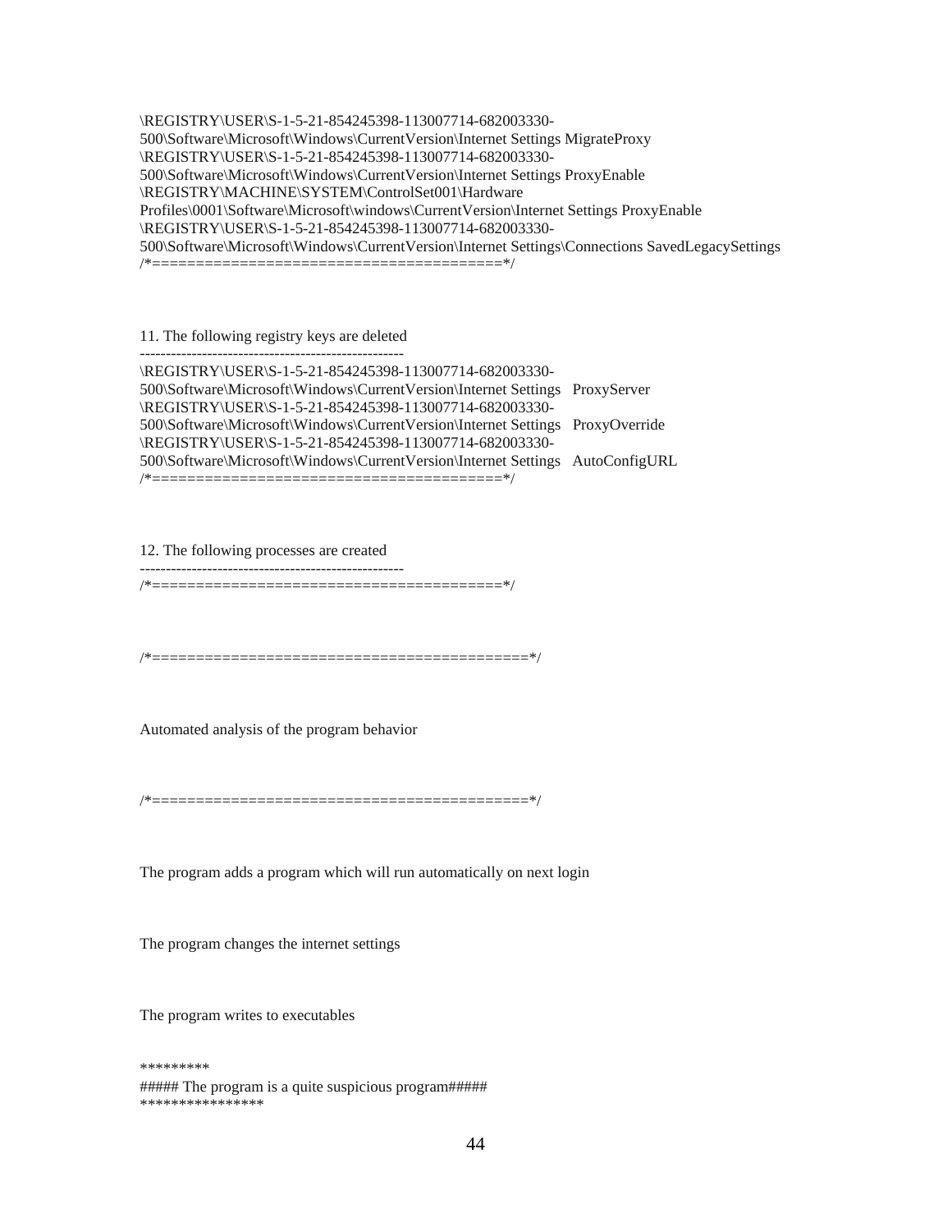\REGISTRY\USER\S-1-5-21-854245398-113007714-682003330-500\Software\Microsoft\Windows\CurrentVersion\Internet Settings MigrateProxy
\REGISTRY\USER\S-1-5-21-854245398-113007714-682003330-500\Software\Microsoft\Windows\CurrentVersion\Internet Settings ProxyEnable
\REGISTRY\MACHINE\SYSTEM\ControlSet001\Hardware Profiles\0001\Software\Microsoft\windows\CurrentVersion\Internet Settings ProxyEnable
\REGISTRY\USER\S-1-5-21-854245398-113007714-682003330-500\Software\Microsoft\Windows\CurrentVersion\Internet Settings\Connections SavedLegacySettings
/*========================================*/

11. The following registry keys are deleted
---------------------------------------------------
\REGISTRY\USER\S-1-5-21-854245398-113007714-682003330-500\Software\Microsoft\Windows\CurrentVersion\Internet Settings   ProxyServer
\REGISTRY\USER\S-1-5-21-854245398-113007714-682003330-500\Software\Microsoft\Windows\CurrentVersion\Internet Settings   ProxyOverride
\REGISTRY\USER\S-1-5-21-854245398-113007714-682003330-500\Software\Microsoft\Windows\CurrentVersion\Internet Settings   AutoConfigURL
/*========================================*/

12. The following processes are created
---------------------------------------------------
/*========================================*/

/*==========================================*/

Automated analysis of the program behavior

/*==========================================*/

The program adds a program which will run automatically on next login

The program changes the internet settings

The program writes to executables

*********
##### The program is a quite suspicious program#####
****************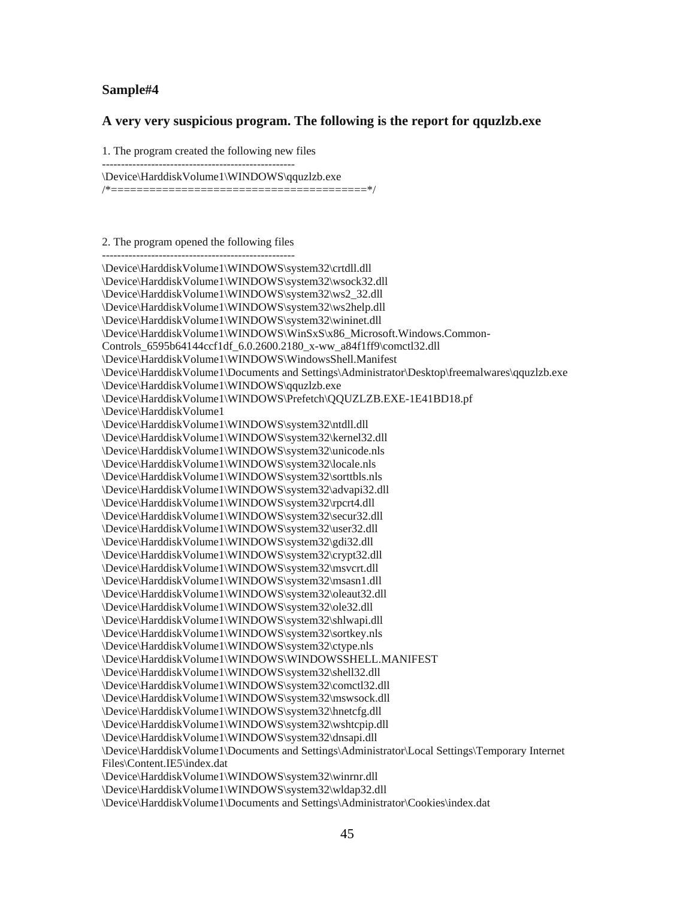### Sample#4

### A very very suspicious program. The following is the report for qquzlzb.exe

1. The program created the following new files

---------------------------------------------------
\Device\HarddiskVolume1\WINDOWS\qquzlzb.exe
/*=======================================*/

2. The program opened the following files

---------------------------------------------------
\Device\HarddiskVolume1\WINDOWS\system32\crtdll.dll
\Device\HarddiskVolume1\WINDOWS\system32\wsock32.dll
\Device\HarddiskVolume1\WINDOWS\system32\ws2_32.dll
\Device\HarddiskVolume1\WINDOWS\system32\ws2help.dll
\Device\HarddiskVolume1\WINDOWS\system32\wininet.dll
\Device\HarddiskVolume1\WINDOWS\WinSxS\x86_Microsoft.Windows.Common-Controls_6595b64144ccf1df_6.0.2600.2180_x-ww_a84f1ff9\comctl32.dll
\Device\HarddiskVolume1\WINDOWS\WindowsShell.Manifest
\Device\HarddiskVolume1\Documents and Settings\Administrator\Desktop\freemalwares\qquzlzb.exe
\Device\HarddiskVolume1\WINDOWS\qquzlzb.exe
\Device\HarddiskVolume1\WINDOWS\Prefetch\QQUZLZB.EXE-1E41BD18.pf
\Device\HarddiskVolume1
\Device\HarddiskVolume1\WINDOWS\system32\ntdll.dll
\Device\HarddiskVolume1\WINDOWS\system32\kernel32.dll
\Device\HarddiskVolume1\WINDOWS\system32\unicode.nls
\Device\HarddiskVolume1\WINDOWS\system32\locale.nls
\Device\HarddiskVolume1\WINDOWS\system32\sorttbls.nls
\Device\HarddiskVolume1\WINDOWS\system32\advapi32.dll
\Device\HarddiskVolume1\WINDOWS\system32\rpcrt4.dll
\Device\HarddiskVolume1\WINDOWS\system32\secur32.dll
\Device\HarddiskVolume1\WINDOWS\system32\user32.dll
\Device\HarddiskVolume1\WINDOWS\system32\gdi32.dll
\Device\HarddiskVolume1\WINDOWS\system32\crypt32.dll
\Device\HarddiskVolume1\WINDOWS\system32\msvcrt.dll
\Device\HarddiskVolume1\WINDOWS\system32\msasn1.dll
\Device\HarddiskVolume1\WINDOWS\system32\oleaut32.dll
\Device\HarddiskVolume1\WINDOWS\system32\ole32.dll
\Device\HarddiskVolume1\WINDOWS\system32\shlwapi.dll
\Device\HarddiskVolume1\WINDOWS\system32\sortkey.nls
\Device\HarddiskVolume1\WINDOWS\system32\ctype.nls
\Device\HarddiskVolume1\WINDOWS\WINDOWSSHELL.MANIFEST
\Device\HarddiskVolume1\WINDOWS\system32\shell32.dll
\Device\HarddiskVolume1\WINDOWS\system32\comctl32.dll
\Device\HarddiskVolume1\WINDOWS\system32\mswsock.dll
\Device\HarddiskVolume1\WINDOWS\system32\hnetcfg.dll
\Device\HarddiskVolume1\WINDOWS\system32\wshtcpip.dll
\Device\HarddiskVolume1\WINDOWS\system32\dnsapi.dll
\Device\HarddiskVolume1\Documents and Settings\Administrator\Local Settings\Temporary Internet Files\Content.IE5\index.dat
\Device\HarddiskVolume1\WINDOWS\system32\winrnr.dll
\Device\HarddiskVolume1\WINDOWS\system32\wldap32.dll
\Device\HarddiskVolume1\Documents and Settings\Administrator\Cookies\index.dat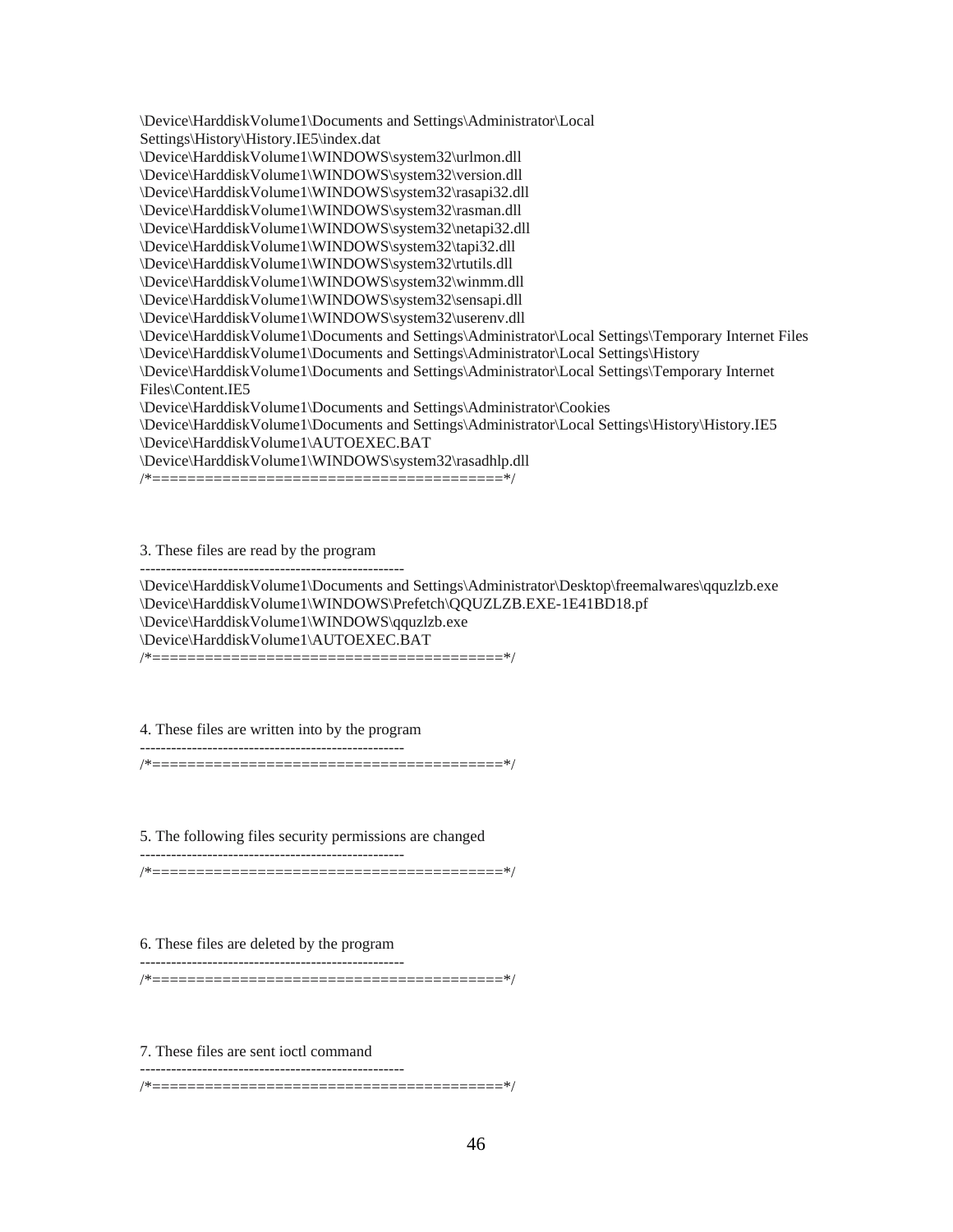\Device\HarddiskVolume1\Documents and Settings\Administrator\Local Settings\History\History.IE5\index.dat
\Device\HarddiskVolume1\WINDOWS\system32\urlmon.dll
\Device\HarddiskVolume1\WINDOWS\system32\version.dll
\Device\HarddiskVolume1\WINDOWS\system32\rasapi32.dll
\Device\HarddiskVolume1\WINDOWS\system32\rasman.dll
\Device\HarddiskVolume1\WINDOWS\system32\netapi32.dll
\Device\HarddiskVolume1\WINDOWS\system32\tapi32.dll
\Device\HarddiskVolume1\WINDOWS\system32\rtutils.dll
\Device\HarddiskVolume1\WINDOWS\system32\winmm.dll
\Device\HarddiskVolume1\WINDOWS\system32\sensapi.dll
\Device\HarddiskVolume1\WINDOWS\system32\userenv.dll
\Device\HarddiskVolume1\Documents and Settings\Administrator\Local Settings\Temporary Internet Files
\Device\HarddiskVolume1\Documents and Settings\Administrator\Local Settings\History
\Device\HarddiskVolume1\Documents and Settings\Administrator\Local Settings\Temporary Internet Files\Content.IE5
\Device\HarddiskVolume1\Documents and Settings\Administrator\Cookies
\Device\HarddiskVolume1\Documents and Settings\Administrator\Local Settings\History\History.IE5
\Device\HarddiskVolume1\AUTOEXEC.BAT
\Device\HarddiskVolume1\WINDOWS\system32\rasadhlp.dll
/*========================================*/

3. These files are read by the program
---------------------------------------------------
\Device\HarddiskVolume1\Documents and Settings\Administrator\Desktop\freemalwares\qquzlzb.exe
\Device\HarddiskVolume1\WINDOWS\Prefetch\QQUZLZB.EXE-1E41BD18.pf
\Device\HarddiskVolume1\WINDOWS\qquzlzb.exe
\Device\HarddiskVolume1\AUTOEXEC.BAT
/*========================================*/

4. These files are written into by the program
---------------------------------------------------
/*========================================*/

5. The following files security permissions are changed
---------------------------------------------------
/*========================================*/

6. These files are deleted by the program
---------------------------------------------------
/*========================================*/

7. These files are sent ioctl command
---------------------------------------------------
/*========================================*/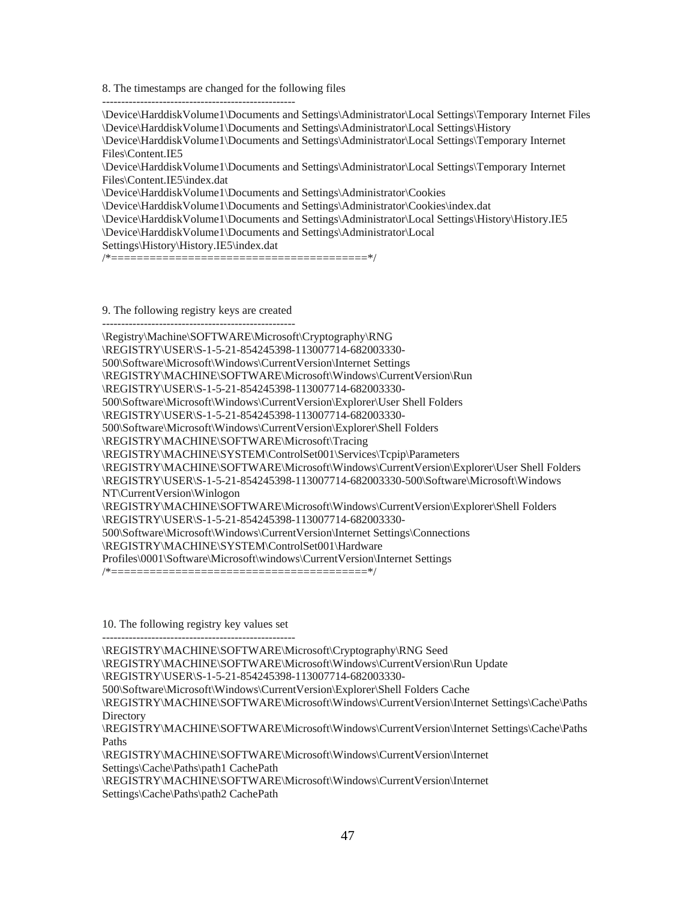8. The timestamps are changed for the following files

```
---------------------------------------------------
\Device\HarddiskVolume1\Documents and Settings\Administrator\Local Settings\Temporary Internet Files
\Device\HarddiskVolume1\Documents and Settings\Administrator\Local Settings\History
\Device\HarddiskVolume1\Documents and Settings\Administrator\Local Settings\Temporary Internet Files\Content.IE5
\Device\HarddiskVolume1\Documents and Settings\Administrator\Local Settings\Temporary Internet Files\Content.IE5\index.dat
\Device\HarddiskVolume1\Documents and Settings\Administrator\Cookies
\Device\HarddiskVolume1\Documents and Settings\Administrator\Cookies\index.dat
\Device\HarddiskVolume1\Documents and Settings\Administrator\Local Settings\History\History.IE5
\Device\HarddiskVolume1\Documents and Settings\Administrator\Local Settings\History\History.IE5\index.dat
/*========================================*/
```

9. The following registry keys are created

```
---------------------------------------------------
\Registry\Machine\SOFTWARE\Microsoft\Cryptography\RNG
\REGISTRY\USER\S-1-5-21-854245398-113007714-682003330-500\Software\Microsoft\Windows\CurrentVersion\Internet Settings
\REGISTRY\MACHINE\SOFTWARE\Microsoft\Windows\CurrentVersion\Run
\REGISTRY\USER\S-1-5-21-854245398-113007714-682003330-500\Software\Microsoft\Windows\CurrentVersion\Explorer\User Shell Folders
\REGISTRY\USER\S-1-5-21-854245398-113007714-682003330-500\Software\Microsoft\Windows\CurrentVersion\Explorer\Shell Folders
\REGISTRY\MACHINE\SOFTWARE\Microsoft\Tracing
\REGISTRY\MACHINE\SYSTEM\ControlSet001\Services\Tcpip\Parameters
\REGISTRY\MACHINE\SOFTWARE\Microsoft\Windows\CurrentVersion\Explorer\User Shell Folders
\REGISTRY\USER\S-1-5-21-854245398-113007714-682003330-500\Software\Microsoft\Windows NT\CurrentVersion\Winlogon
\REGISTRY\MACHINE\SOFTWARE\Microsoft\Windows\CurrentVersion\Explorer\Shell Folders
\REGISTRY\USER\S-1-5-21-854245398-113007714-682003330-500\Software\Microsoft\Windows\CurrentVersion\Internet Settings\Connections
\REGISTRY\MACHINE\SYSTEM\ControlSet001\Hardware Profiles\0001\Software\Microsoft\windows\CurrentVersion\Internet Settings
/*========================================*/
```

10. The following registry key values set

```
---------------------------------------------------
\REGISTRY\MACHINE\SOFTWARE\Microsoft\Cryptography\RNG Seed
\REGISTRY\MACHINE\SOFTWARE\Microsoft\Windows\CurrentVersion\Run Update
\REGISTRY\USER\S-1-5-21-854245398-113007714-682003330-500\Software\Microsoft\Windows\CurrentVersion\Explorer\Shell Folders Cache
\REGISTRY\MACHINE\SOFTWARE\Microsoft\Windows\CurrentVersion\Internet Settings\Cache\Paths Directory
\REGISTRY\MACHINE\SOFTWARE\Microsoft\Windows\CurrentVersion\Internet Settings\Cache\Paths Paths
\REGISTRY\MACHINE\SOFTWARE\Microsoft\Windows\CurrentVersion\Internet Settings\Cache\Paths\path1 CachePath
\REGISTRY\MACHINE\SOFTWARE\Microsoft\Windows\CurrentVersion\Internet Settings\Cache\Paths\path2 CachePath
```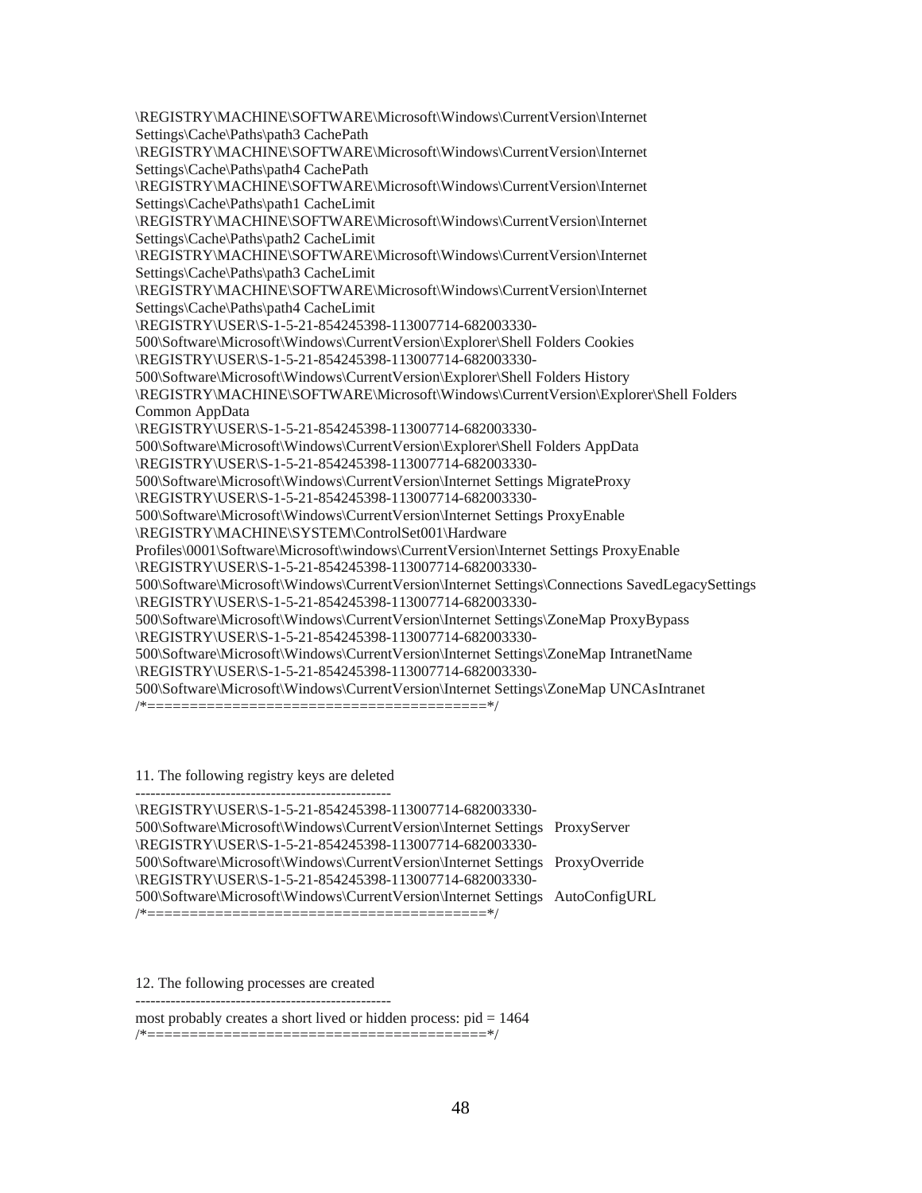\REGISTRY\MACHINE\SOFTWARE\Microsoft\Windows\CurrentVersion\Internet Settings\Cache\Paths\path3 CachePath
\REGISTRY\MACHINE\SOFTWARE\Microsoft\Windows\CurrentVersion\Internet Settings\Cache\Paths\path4 CachePath
\REGISTRY\MACHINE\SOFTWARE\Microsoft\Windows\CurrentVersion\Internet Settings\Cache\Paths\path1 CacheLimit
\REGISTRY\MACHINE\SOFTWARE\Microsoft\Windows\CurrentVersion\Internet Settings\Cache\Paths\path2 CacheLimit
\REGISTRY\MACHINE\SOFTWARE\Microsoft\Windows\CurrentVersion\Internet Settings\Cache\Paths\path3 CacheLimit
\REGISTRY\MACHINE\SOFTWARE\Microsoft\Windows\CurrentVersion\Internet Settings\Cache\Paths\path4 CacheLimit
\REGISTRY\USER\S-1-5-21-854245398-113007714-682003330-500\Software\Microsoft\Windows\CurrentVersion\Explorer\Shell Folders Cookies
\REGISTRY\USER\S-1-5-21-854245398-113007714-682003330-500\Software\Microsoft\Windows\CurrentVersion\Explorer\Shell Folders History
\REGISTRY\MACHINE\SOFTWARE\Microsoft\Windows\CurrentVersion\Explorer\Shell Folders Common AppData
\REGISTRY\USER\S-1-5-21-854245398-113007714-682003330-500\Software\Microsoft\Windows\CurrentVersion\Explorer\Shell Folders AppData
\REGISTRY\USER\S-1-5-21-854245398-113007714-682003330-500\Software\Microsoft\Windows\CurrentVersion\Internet Settings MigrateProxy
\REGISTRY\USER\S-1-5-21-854245398-113007714-682003330-500\Software\Microsoft\Windows\CurrentVersion\Internet Settings ProxyEnable
\REGISTRY\MACHINE\SYSTEM\ControlSet001\Hardware Profiles\0001\Software\Microsoft\windows\CurrentVersion\Internet Settings ProxyEnable
\REGISTRY\USER\S-1-5-21-854245398-113007714-682003330-500\Software\Microsoft\Windows\CurrentVersion\Internet Settings\Connections SavedLegacySettings
\REGISTRY\USER\S-1-5-21-854245398-113007714-682003330-500\Software\Microsoft\Windows\CurrentVersion\Internet Settings\ZoneMap ProxyBypass
\REGISTRY\USER\S-1-5-21-854245398-113007714-682003330-500\Software\Microsoft\Windows\CurrentVersion\Internet Settings\ZoneMap IntranetName
\REGISTRY\USER\S-1-5-21-854245398-113007714-682003330-500\Software\Microsoft\Windows\CurrentVersion\Internet Settings\ZoneMap UNCAsIntranet
/*========================================*/

11. The following registry keys are deleted

---------------------------------------------------
\REGISTRY\USER\S-1-5-21-854245398-113007714-682003330-500\Software\Microsoft\Windows\CurrentVersion\Internet Settings ProxyServer
\REGISTRY\USER\S-1-5-21-854245398-113007714-682003330-500\Software\Microsoft\Windows\CurrentVersion\Internet Settings ProxyOverride
\REGISTRY\USER\S-1-5-21-854245398-113007714-682003330-500\Software\Microsoft\Windows\CurrentVersion\Internet Settings AutoConfigURL
/*========================================*/

12. The following processes are created

---------------------------------------------------
most probably creates a short lived or hidden process: pid = 1464
/*========================================*/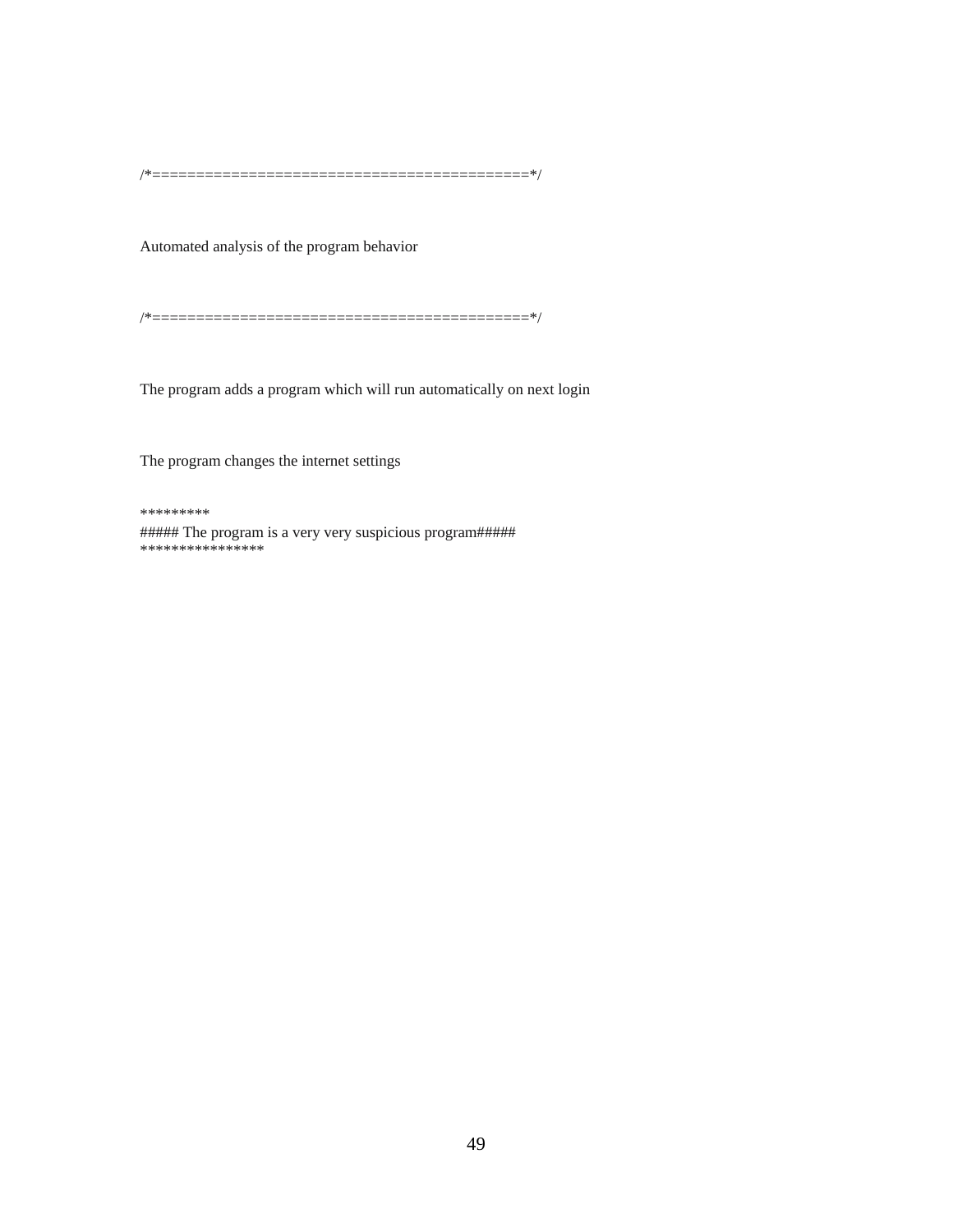/*===========================================*/

Automated analysis of the program behavior

/*===========================================*/

The program adds a program which will run automatically on next login

The program changes the internet settings

*********
##### The program is a very very suspicious program#####
****************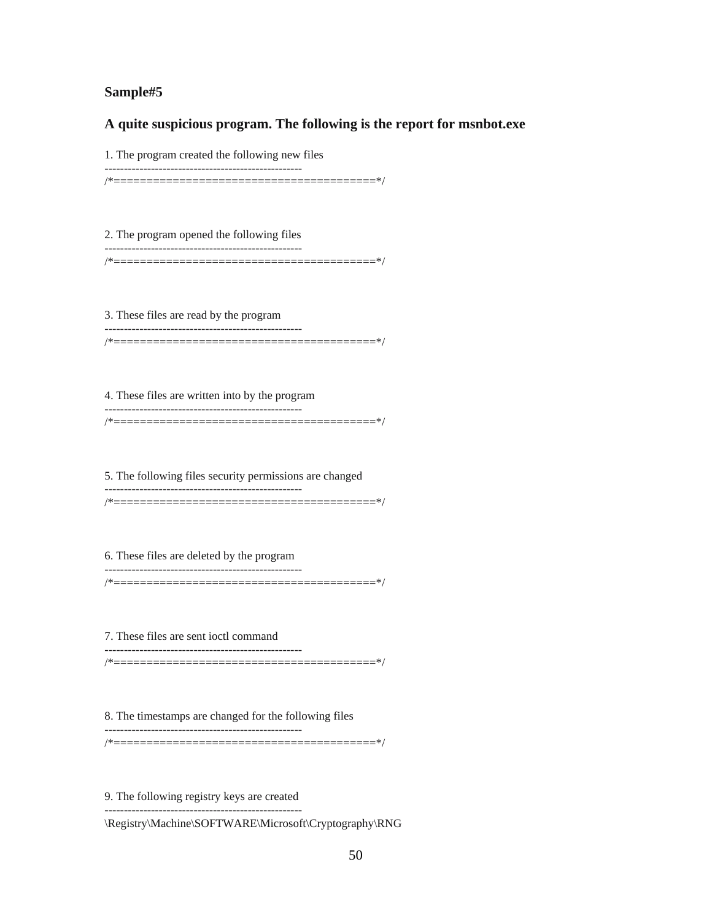### Sample#5

### A quite suspicious program. The following is the report for msnbot.exe

1. The program created the following new files

```
---------------------------------------------------
/*========================================*/
```

2. The program opened the following files

```
---------------------------------------------------
/*========================================*/
```

3. These files are read by the program

```
---------------------------------------------------
/*========================================*/
```

4. These files are written into by the program

```
---------------------------------------------------
/*========================================*/
```

5. The following files security permissions are changed

```
---------------------------------------------------
/*========================================*/
```

6. These files are deleted by the program

```
---------------------------------------------------
/*========================================*/
```

7. These files are sent ioctl command

```
---------------------------------------------------
/*========================================*/
```

8. The timestamps are changed for the following files

```
---------------------------------------------------
/*========================================*/
```

9. The following registry keys are created

```
---------------------------------------------------
\Registry\Machine\SOFTWARE\Microsoft\Cryptography\RNG
```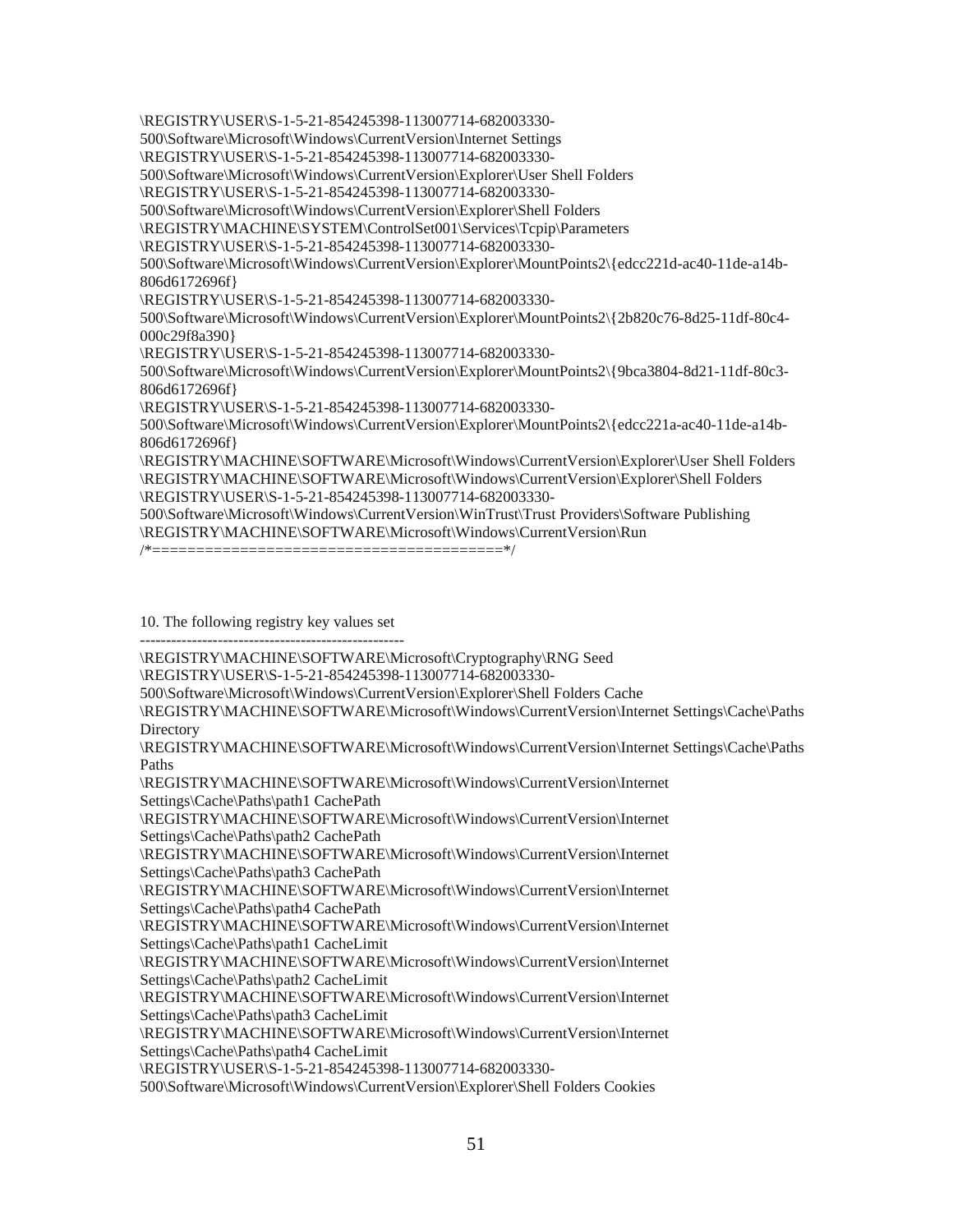\REGISTRY\USER\S-1-5-21-854245398-113007714-682003330-500\Software\Microsoft\Windows\CurrentVersion\Internet Settings
\REGISTRY\USER\S-1-5-21-854245398-113007714-682003330-500\Software\Microsoft\Windows\CurrentVersion\Explorer\User Shell Folders
\REGISTRY\USER\S-1-5-21-854245398-113007714-682003330-500\Software\Microsoft\Windows\CurrentVersion\Explorer\Shell Folders
\REGISTRY\MACHINE\SYSTEM\ControlSet001\Services\Tcpip\Parameters
\REGISTRY\USER\S-1-5-21-854245398-113007714-682003330-500\Software\Microsoft\Windows\CurrentVersion\Explorer\MountPoints2\{edcc221d-ac40-11de-a14b-806d6172696f}
\REGISTRY\USER\S-1-5-21-854245398-113007714-682003330-500\Software\Microsoft\Windows\CurrentVersion\Explorer\MountPoints2\{2b820c76-8d25-11df-80c4-000c29f8a390}
\REGISTRY\USER\S-1-5-21-854245398-113007714-682003330-500\Software\Microsoft\Windows\CurrentVersion\Explorer\MountPoints2\{9bca3804-8d21-11df-80c3-806d6172696f}
\REGISTRY\USER\S-1-5-21-854245398-113007714-682003330-500\Software\Microsoft\Windows\CurrentVersion\Explorer\MountPoints2\{edcc221a-ac40-11de-a14b-806d6172696f}
\REGISTRY\MACHINE\SOFTWARE\Microsoft\Windows\CurrentVersion\Explorer\User Shell Folders
\REGISTRY\MACHINE\SOFTWARE\Microsoft\Windows\CurrentVersion\Explorer\Shell Folders
\REGISTRY\USER\S-1-5-21-854245398-113007714-682003330-500\Software\Microsoft\Windows\CurrentVersion\WinTrust\Trust Providers\Software Publishing
\REGISTRY\MACHINE\SOFTWARE\Microsoft\Windows\CurrentVersion\Run
/*========================================*/

10. The following registry key values set
---------------------------------------------------
\REGISTRY\MACHINE\SOFTWARE\Microsoft\Cryptography\RNG Seed
\REGISTRY\USER\S-1-5-21-854245398-113007714-682003330-500\Software\Microsoft\Windows\CurrentVersion\Explorer\Shell Folders Cache
\REGISTRY\MACHINE\SOFTWARE\Microsoft\Windows\CurrentVersion\Internet Settings\Cache\Paths Directory
\REGISTRY\MACHINE\SOFTWARE\Microsoft\Windows\CurrentVersion\Internet Settings\Cache\Paths Paths
\REGISTRY\MACHINE\SOFTWARE\Microsoft\Windows\CurrentVersion\Internet Settings\Cache\Paths\path1 CachePath
\REGISTRY\MACHINE\SOFTWARE\Microsoft\Windows\CurrentVersion\Internet Settings\Cache\Paths\path2 CachePath
\REGISTRY\MACHINE\SOFTWARE\Microsoft\Windows\CurrentVersion\Internet Settings\Cache\Paths\path3 CachePath
\REGISTRY\MACHINE\SOFTWARE\Microsoft\Windows\CurrentVersion\Internet Settings\Cache\Paths\path4 CachePath
\REGISTRY\MACHINE\SOFTWARE\Microsoft\Windows\CurrentVersion\Internet Settings\Cache\Paths\path1 CacheLimit
\REGISTRY\MACHINE\SOFTWARE\Microsoft\Windows\CurrentVersion\Internet Settings\Cache\Paths\path2 CacheLimit
\REGISTRY\MACHINE\SOFTWARE\Microsoft\Windows\CurrentVersion\Internet Settings\Cache\Paths\path3 CacheLimit
\REGISTRY\MACHINE\SOFTWARE\Microsoft\Windows\CurrentVersion\Internet Settings\Cache\Paths\path4 CacheLimit
\REGISTRY\USER\S-1-5-21-854245398-113007714-682003330-500\Software\Microsoft\Windows\CurrentVersion\Explorer\Shell Folders Cookies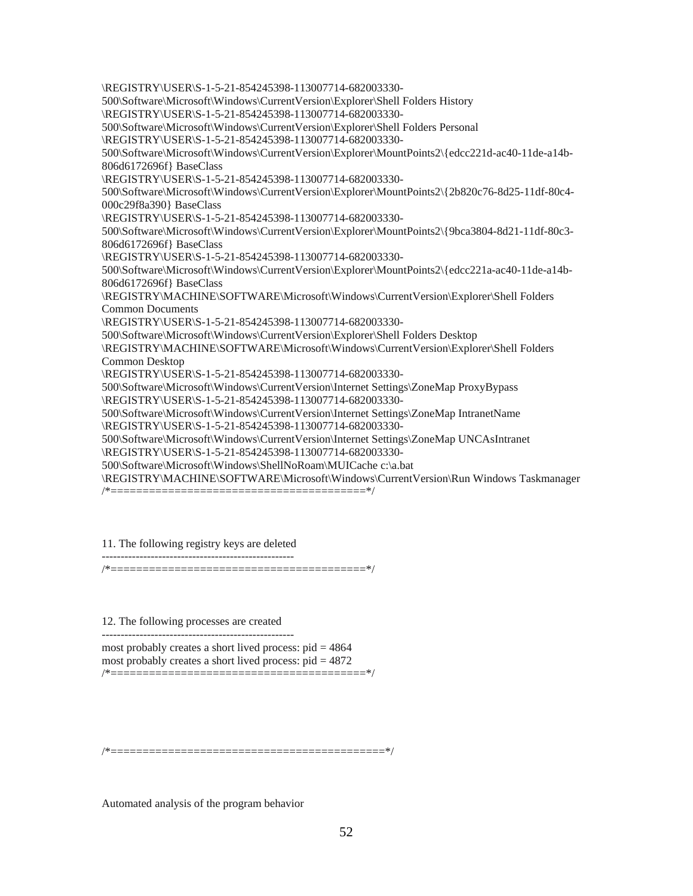\REGISTRY\USER\S-1-5-21-854245398-113007714-682003330-500\Software\Microsoft\Windows\CurrentVersion\Explorer\Shell Folders History
\REGISTRY\USER\S-1-5-21-854245398-113007714-682003330-500\Software\Microsoft\Windows\CurrentVersion\Explorer\Shell Folders Personal
\REGISTRY\USER\S-1-5-21-854245398-113007714-682003330-500\Software\Microsoft\Windows\CurrentVersion\Explorer\MountPoints2\{edcc221d-ac40-11de-a14b-806d6172696f} BaseClass
\REGISTRY\USER\S-1-5-21-854245398-113007714-682003330-500\Software\Microsoft\Windows\CurrentVersion\Explorer\MountPoints2\{2b820c76-8d25-11df-80c4-000c29f8a390} BaseClass
\REGISTRY\USER\S-1-5-21-854245398-113007714-682003330-500\Software\Microsoft\Windows\CurrentVersion\Explorer\MountPoints2\{9bca3804-8d21-11df-80c3-806d6172696f} BaseClass
\REGISTRY\USER\S-1-5-21-854245398-113007714-682003330-500\Software\Microsoft\Windows\CurrentVersion\Explorer\MountPoints2\{edcc221a-ac40-11de-a14b-806d6172696f} BaseClass
\REGISTRY\MACHINE\SOFTWARE\Microsoft\Windows\CurrentVersion\Explorer\Shell Folders Common Documents
\REGISTRY\USER\S-1-5-21-854245398-113007714-682003330-500\Software\Microsoft\Windows\CurrentVersion\Explorer\Shell Folders Desktop
\REGISTRY\MACHINE\SOFTWARE\Microsoft\Windows\CurrentVersion\Explorer\Shell Folders Common Desktop
\REGISTRY\USER\S-1-5-21-854245398-113007714-682003330-500\Software\Microsoft\Windows\CurrentVersion\Internet Settings\ZoneMap ProxyBypass
\REGISTRY\USER\S-1-5-21-854245398-113007714-682003330-500\Software\Microsoft\Windows\CurrentVersion\Internet Settings\ZoneMap IntranetName
\REGISTRY\USER\S-1-5-21-854245398-113007714-682003330-500\Software\Microsoft\Windows\CurrentVersion\Internet Settings\ZoneMap UNCAsIntranet
\REGISTRY\USER\S-1-5-21-854245398-113007714-682003330-500\Software\Microsoft\Windows\ShellNoRoam\MUICache c:\a.bat
\REGISTRY\MACHINE\SOFTWARE\Microsoft\Windows\CurrentVersion\Run Windows Taskmanager
/*========================================*/

11. The following registry keys are deleted
---------------------------------------------------
/*========================================*/

12. The following processes are created
---------------------------------------------------
most probably creates a short lived process: pid = 4864
most probably creates a short lived process: pid = 4872
/*========================================*/

/*==========================================*/

Automated analysis of the program behavior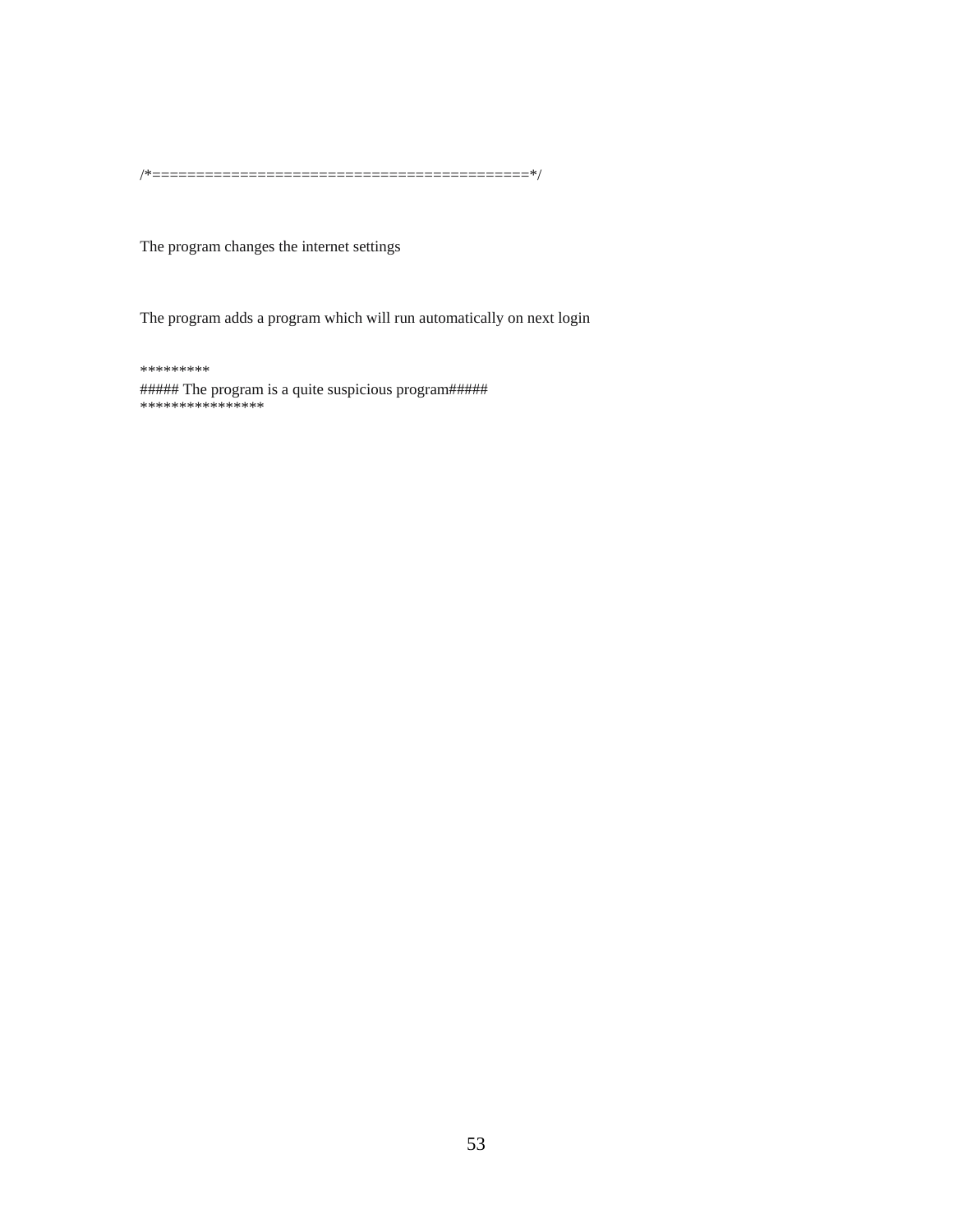/*==========================================*/

The program changes the internet settings

The program adds a program which will run automatically on next login

*********
##### The program is a quite suspicious program#####
***************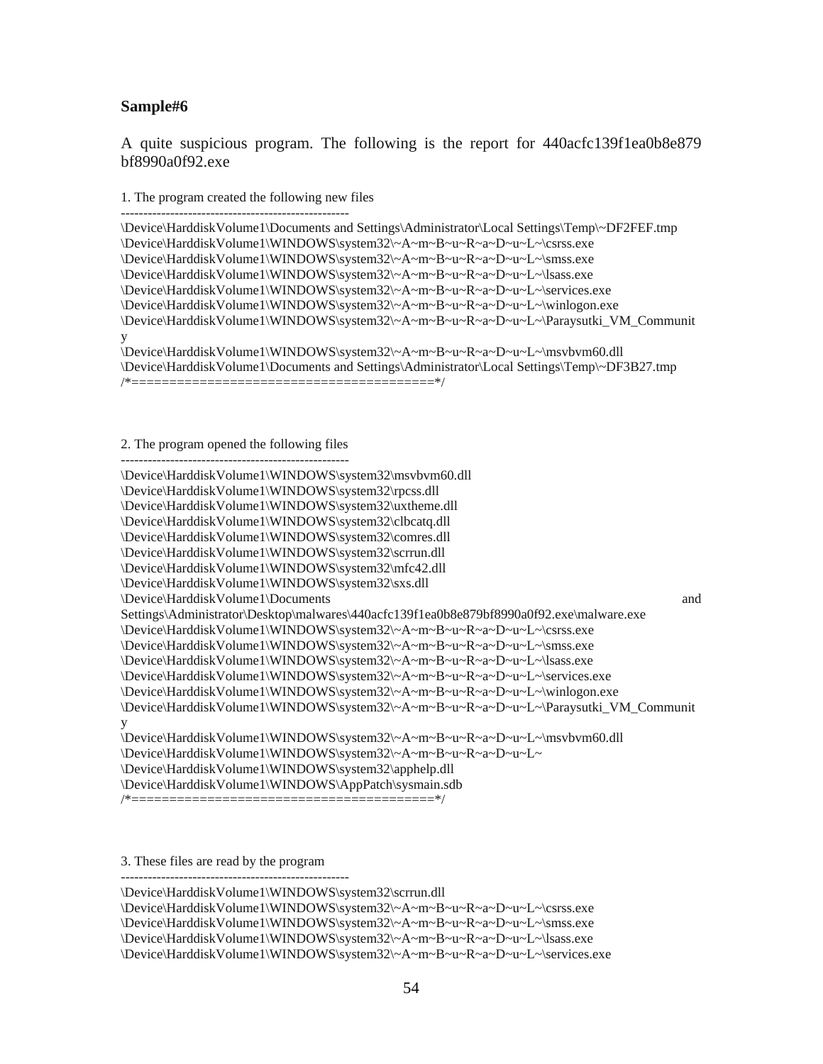**Sample#6**

A quite suspicious program. The following is the report for 440acfc139f1ea0b8e879 bf8990a0f92.exe

1. The program created the following new files

```
---------------------------------------------------
\Device\HarddiskVolume1\Documents and Settings\Administrator\Local Settings\Temp\~DF2FEF.tmp
\Device\HarddiskVolume1\WINDOWS\system32\~A~m~B~u~R~a~D~u~L~\csrss.exe
\Device\HarddiskVolume1\WINDOWS\system32\~A~m~B~u~R~a~D~u~L~\smss.exe
\Device\HarddiskVolume1\WINDOWS\system32\~A~m~B~u~R~a~D~u~L~\lsass.exe
\Device\HarddiskVolume1\WINDOWS\system32\~A~m~B~u~R~a~D~u~L~\services.exe
\Device\HarddiskVolume1\WINDOWS\system32\~A~m~B~u~R~a~D~u~L~\winlogon.exe
\Device\HarddiskVolume1\WINDOWS\system32\~A~m~B~u~R~a~D~u~L~\Paraysutki_VM_Communit
y
\Device\HarddiskVolume1\WINDOWS\system32\~A~m~B~u~R~a~D~u~L~\msvbvm60.dll
\Device\HarddiskVolume1\Documents and Settings\Administrator\Local Settings\Temp\~DF3B27.tmp
/*========================================*/
```

2. The program opened the following files

```
---------------------------------------------------
\Device\HarddiskVolume1\WINDOWS\system32\msvbvm60.dll
\Device\HarddiskVolume1\WINDOWS\system32\rpcss.dll
\Device\HarddiskVolume1\WINDOWS\system32\uxtheme.dll
\Device\HarddiskVolume1\WINDOWS\system32\clbcatq.dll
\Device\HarddiskVolume1\WINDOWS\system32\comres.dll
\Device\HarddiskVolume1\WINDOWS\system32\scrrun.dll
\Device\HarddiskVolume1\WINDOWS\system32\mfc42.dll
\Device\HarddiskVolume1\WINDOWS\system32\sxs.dll
\Device\HarddiskVolume1\Documents and
Settings\Administrator\Desktop\malwares\440acfc139f1ea0b8e879bf8990a0f92.exe\malware.exe
\Device\HarddiskVolume1\WINDOWS\system32\~A~m~B~u~R~a~D~u~L~\csrss.exe
\Device\HarddiskVolume1\WINDOWS\system32\~A~m~B~u~R~a~D~u~L~\smss.exe
\Device\HarddiskVolume1\WINDOWS\system32\~A~m~B~u~R~a~D~u~L~\lsass.exe
\Device\HarddiskVolume1\WINDOWS\system32\~A~m~B~u~R~a~D~u~L~\services.exe
\Device\HarddiskVolume1\WINDOWS\system32\~A~m~B~u~R~a~D~u~L~\winlogon.exe
\Device\HarddiskVolume1\WINDOWS\system32\~A~m~B~u~R~a~D~u~L~\Paraysutki_VM_Communit
y
\Device\HarddiskVolume1\WINDOWS\system32\~A~m~B~u~R~a~D~u~L~\msvbvm60.dll
\Device\HarddiskVolume1\WINDOWS\system32\~A~m~B~u~R~a~D~u~L~
\Device\HarddiskVolume1\WINDOWS\system32\apphelp.dll
\Device\HarddiskVolume1\WINDOWS\AppPatch\sysmain.sdb
/*========================================*/
```

3. These files are read by the program

```
---------------------------------------------------
\Device\HarddiskVolume1\WINDOWS\system32\scrrun.dll
\Device\HarddiskVolume1\WINDOWS\system32\~A~m~B~u~R~a~D~u~L~\csrss.exe
\Device\HarddiskVolume1\WINDOWS\system32\~A~m~B~u~R~a~D~u~L~\smss.exe
\Device\HarddiskVolume1\WINDOWS\system32\~A~m~B~u~R~a~D~u~L~\lsass.exe
\Device\HarddiskVolume1\WINDOWS\system32\~A~m~B~u~R~a~D~u~L~\services.exe
```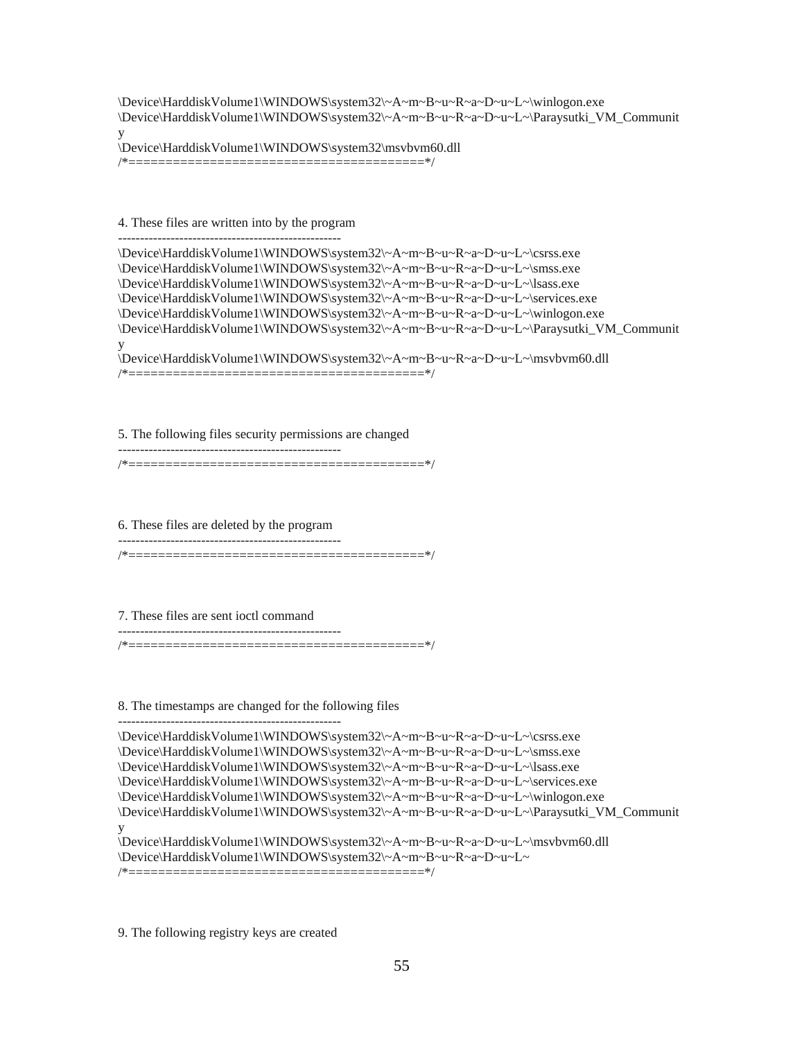\Device\HarddiskVolume1\WINDOWS\system32\~A~m~B~u~R~a~D~u~L~\winlogon.exe
\Device\HarddiskVolume1\WINDOWS\system32\~A~m~B~u~R~a~D~u~L~\Paraysutki_VM_Communit
y
\Device\HarddiskVolume1\WINDOWS\system32\msvbvm60.dll
/*========================================*/

4. These files are written into by the program
---------------------------------------------------
\Device\HarddiskVolume1\WINDOWS\system32\~A~m~B~u~R~a~D~u~L~\csrss.exe
\Device\HarddiskVolume1\WINDOWS\system32\~A~m~B~u~R~a~D~u~L~\smss.exe
\Device\HarddiskVolume1\WINDOWS\system32\~A~m~B~u~R~a~D~u~L~\lsass.exe
\Device\HarddiskVolume1\WINDOWS\system32\~A~m~B~u~R~a~D~u~L~\services.exe
\Device\HarddiskVolume1\WINDOWS\system32\~A~m~B~u~R~a~D~u~L~\winlogon.exe
\Device\HarddiskVolume1\WINDOWS\system32\~A~m~B~u~R~a~D~u~L~\Paraysutki_VM_Communit
y
\Device\HarddiskVolume1\WINDOWS\system32\~A~m~B~u~R~a~D~u~L~\msvbvm60.dll
/*========================================*/

5. The following files security permissions are changed
---------------------------------------------------
/*========================================*/

6. These files are deleted by the program
---------------------------------------------------
/*========================================*/

7. These files are sent ioctl command
---------------------------------------------------
/*========================================*/

8. The timestamps are changed for the following files
---------------------------------------------------
\Device\HarddiskVolume1\WINDOWS\system32\~A~m~B~u~R~a~D~u~L~\csrss.exe
\Device\HarddiskVolume1\WINDOWS\system32\~A~m~B~u~R~a~D~u~L~\smss.exe
\Device\HarddiskVolume1\WINDOWS\system32\~A~m~B~u~R~a~D~u~L~\lsass.exe
\Device\HarddiskVolume1\WINDOWS\system32\~A~m~B~u~R~a~D~u~L~\services.exe
\Device\HarddiskVolume1\WINDOWS\system32\~A~m~B~u~R~a~D~u~L~\winlogon.exe
\Device\HarddiskVolume1\WINDOWS\system32\~A~m~B~u~R~a~D~u~L~\Paraysutki_VM_Communit
y
\Device\HarddiskVolume1\WINDOWS\system32\~A~m~B~u~R~a~D~u~L~\msvbvm60.dll
\Device\HarddiskVolume1\WINDOWS\system32\~A~m~B~u~R~a~D~u~L~
/*========================================*/

9. The following registry keys are created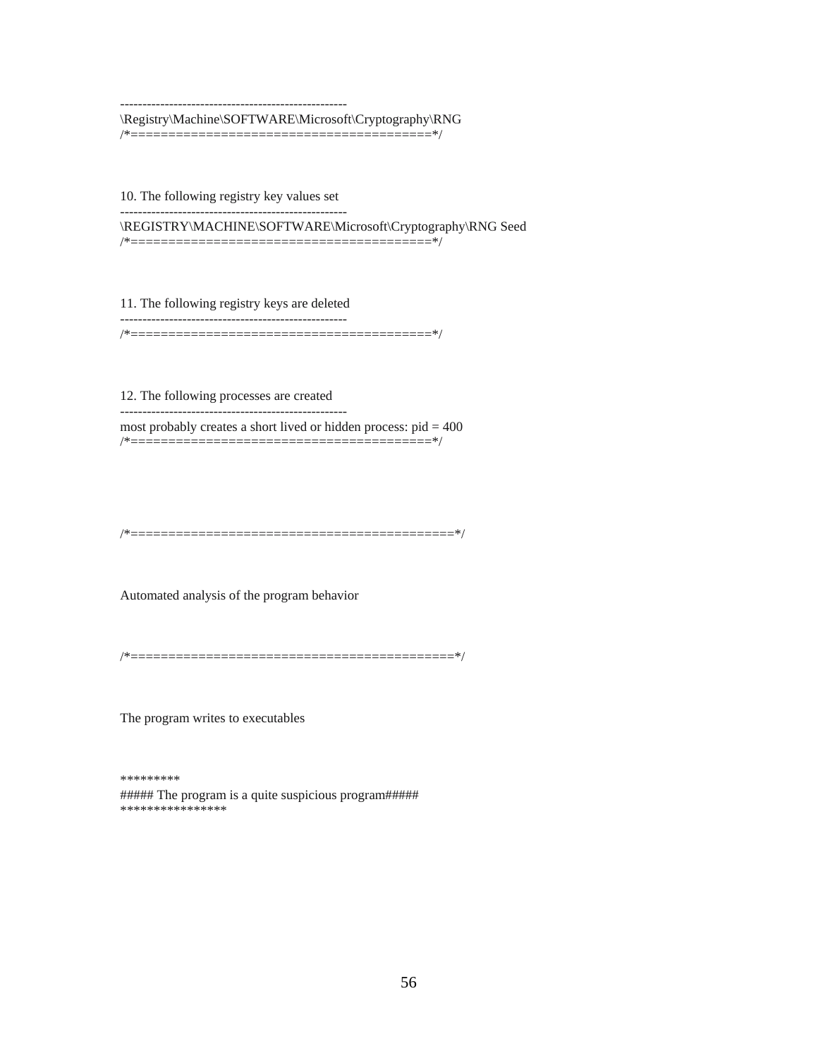---------------------------------------------------
\Registry\Machine\SOFTWARE\Microsoft\Cryptography\RNG
/*========================================*/

10. The following registry key values set

---------------------------------------------------
\REGISTRY\MACHINE\SOFTWARE\Microsoft\Cryptography\RNG Seed
/*========================================*/

11. The following registry keys are deleted

---------------------------------------------------
/*========================================*/

12. The following processes are created

---------------------------------------------------
most probably creates a short lived or hidden process: pid = 400
/*========================================*/

/*==========================================*/

Automated analysis of the program behavior

/*==========================================*/

The program writes to executables

*********
##### The program is a quite suspicious program#####
****************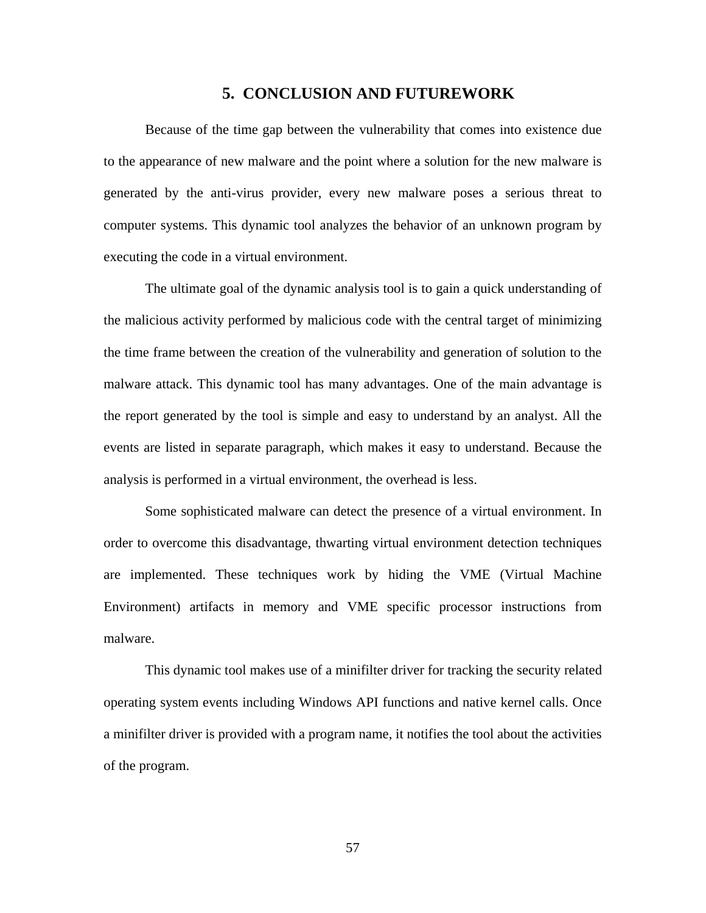# 5. CONCLUSION AND FUTUREWORK

Because of the time gap between the vulnerability that comes into existence due to the appearance of new malware and the point where a solution for the new malware is generated by the anti-virus provider, every new malware poses a serious threat to computer systems. This dynamic tool analyzes the behavior of an unknown program by executing the code in a virtual environment.

The ultimate goal of the dynamic analysis tool is to gain a quick understanding of the malicious activity performed by malicious code with the central target of minimizing the time frame between the creation of the vulnerability and generation of solution to the malware attack. This dynamic tool has many advantages. One of the main advantage is the report generated by the tool is simple and easy to understand by an analyst. All the events are listed in separate paragraph, which makes it easy to understand. Because the analysis is performed in a virtual environment, the overhead is less.

Some sophisticated malware can detect the presence of a virtual environment. In order to overcome this disadvantage, thwarting virtual environment detection techniques are implemented. These techniques work by hiding the VME (Virtual Machine Environment) artifacts in memory and VME specific processor instructions from malware.

This dynamic tool makes use of a minifilter driver for tracking the security related operating system events including Windows API functions and native kernel calls. Once a minifilter driver is provided with a program name, it notifies the tool about the activities of the program.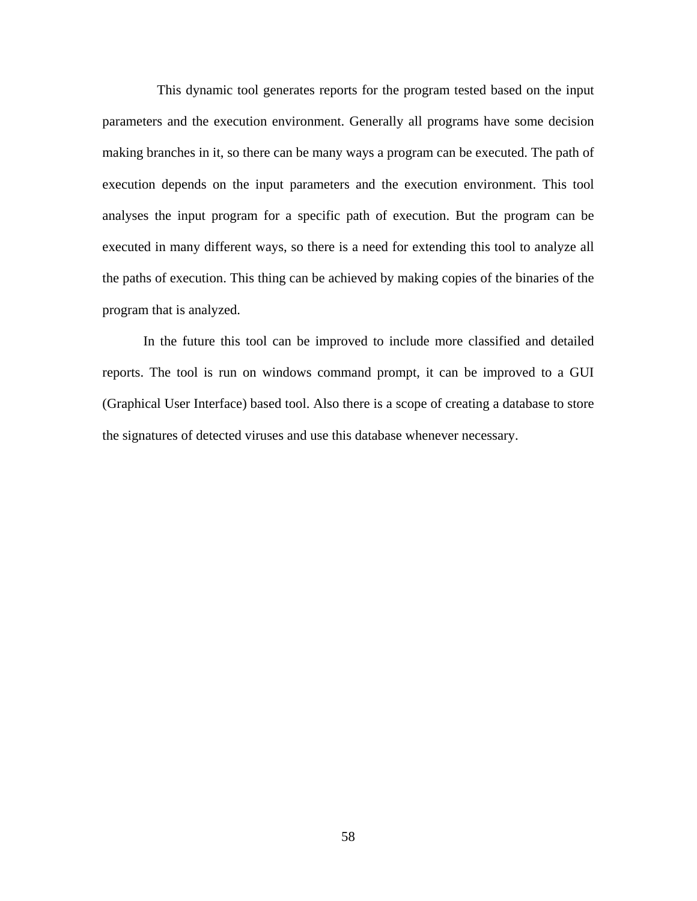This dynamic tool generates reports for the program tested based on the input parameters and the execution environment. Generally all programs have some decision making branches in it, so there can be many ways a program can be executed. The path of execution depends on the input parameters and the execution environment. This tool analyses the input program for a specific path of execution. But the program can be executed in many different ways, so there is a need for extending this tool to analyze all the paths of execution. This thing can be achieved by making copies of the binaries of the program that is analyzed.

In the future this tool can be improved to include more classified and detailed reports. The tool is run on windows command prompt, it can be improved to a GUI (Graphical User Interface) based tool. Also there is a scope of creating a database to store the signatures of detected viruses and use this database whenever necessary.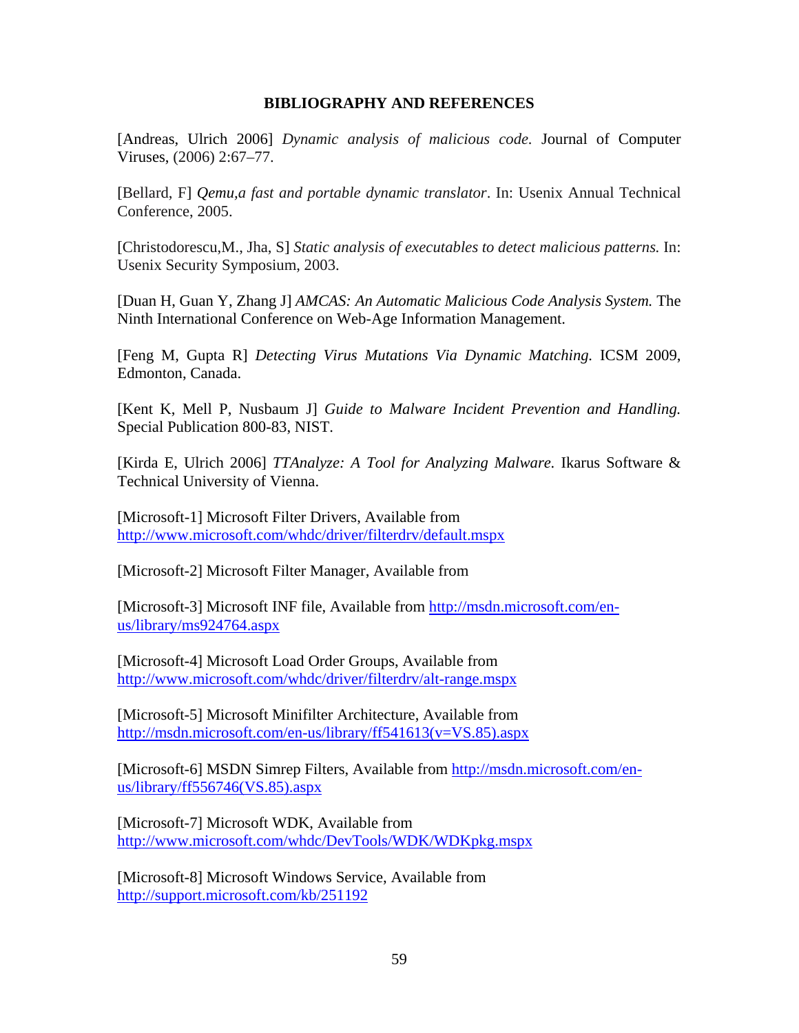## BIBLIOGRAPHY AND REFERENCES

[Andreas, Ulrich 2006] *Dynamic analysis of malicious code*. Journal of Computer Viruses, (2006) 2:67–77.

[Bellard, F] *Qemu,a fast and portable dynamic translator*. In: Usenix Annual Technical Conference, 2005.

[Christodorescu,M., Jha, S] *Static analysis of executables to detect malicious patterns.* In: Usenix Security Symposium, 2003.

[Duan H, Guan Y, Zhang J] *AMCAS: An Automatic Malicious Code Analysis System.* The Ninth International Conference on Web-Age Information Management.

[Feng M, Gupta R] *Detecting Virus Mutations Via Dynamic Matching.* ICSM 2009, Edmonton, Canada.

[Kent K, Mell P, Nusbaum J] *Guide to Malware Incident Prevention and Handling.* Special Publication 800-83, NIST.

[Kirda E, Ulrich 2006] *TTAnalyze: A Tool for Analyzing Malware.* Ikarus Software & Technical University of Vienna.

[Microsoft-1] Microsoft Filter Drivers, Available from http://www.microsoft.com/whdc/driver/filterdrv/default.mspx

[Microsoft-2] Microsoft Filter Manager, Available from

[Microsoft-3] Microsoft INF file, Available from http://msdn.microsoft.com/en-us/library/ms924764.aspx

[Microsoft-4] Microsoft Load Order Groups, Available from http://www.microsoft.com/whdc/driver/filterdrv/alt-range.mspx

[Microsoft-5] Microsoft Minifilter Architecture, Available from http://msdn.microsoft.com/en-us/library/ff541613(v=VS.85).aspx

[Microsoft-6] MSDN Simrep Filters, Available from http://msdn.microsoft.com/en-us/library/ff556746(VS.85).aspx

[Microsoft-7] Microsoft WDK, Available from http://www.microsoft.com/whdc/DevTools/WDK/WDKpkg.mspx

[Microsoft-8] Microsoft Windows Service, Available from http://support.microsoft.com/kb/251192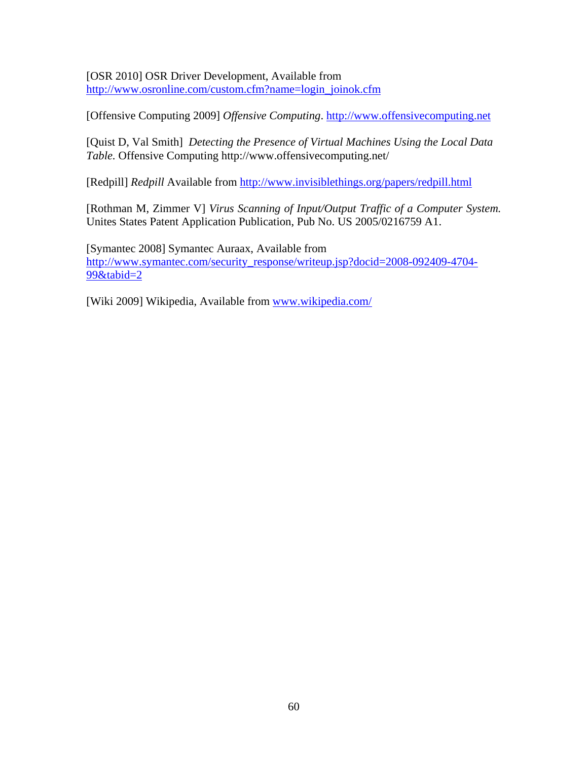[OSR 2010] OSR Driver Development, Available from http://www.osronline.com/custom.cfm?name=login_joinok.cfm

[Offensive Computing 2009] *Offensive Computing*. http://www.offensivecomputing.net

[Quist D, Val Smith] *Detecting the Presence of Virtual Machines Using the Local Data Table.* Offensive Computing http://www.offensivecomputing.net/

[Redpill] *Redpill* Available from http://www.invisiblethings.org/papers/redpill.html

[Rothman M, Zimmer V] *Virus Scanning of Input/Output Traffic of a Computer System.* Unites States Patent Application Publication, Pub No. US 2005/0216759 A1.

[Symantec 2008] Symantec Auraax, Available from http://www.symantec.com/security_response/writeup.jsp?docid=2008-092409-4704-99&tabid=2

[Wiki 2009] Wikipedia, Available from www.wikipedia.com/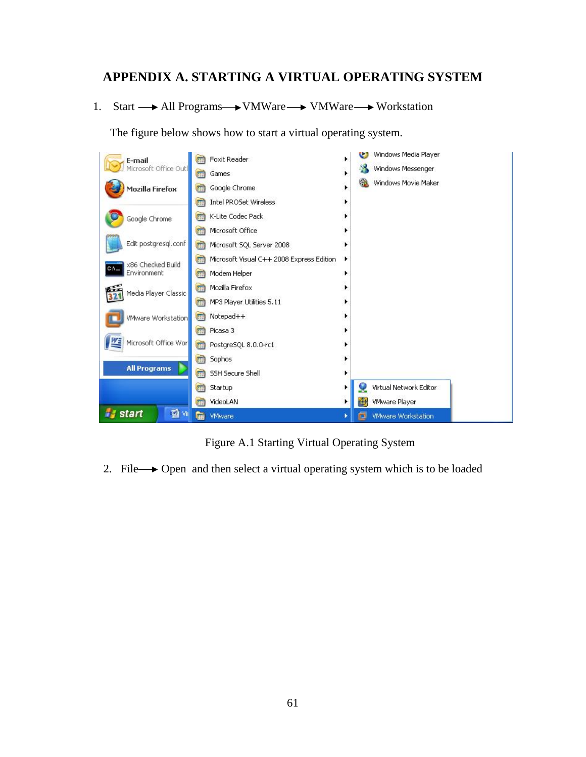# APPENDIX A. STARTING A VIRTUAL OPERATING SYSTEM

1. Start ⟶ All Programs ⟶ VMWare ⟶ VMWare ⟶ Workstation

   The figure below shows how to start a virtual operating system.

Figure A.1 Starting Virtual Operating System

2. File ⟶ Open and then select a virtual operating system which is to be loaded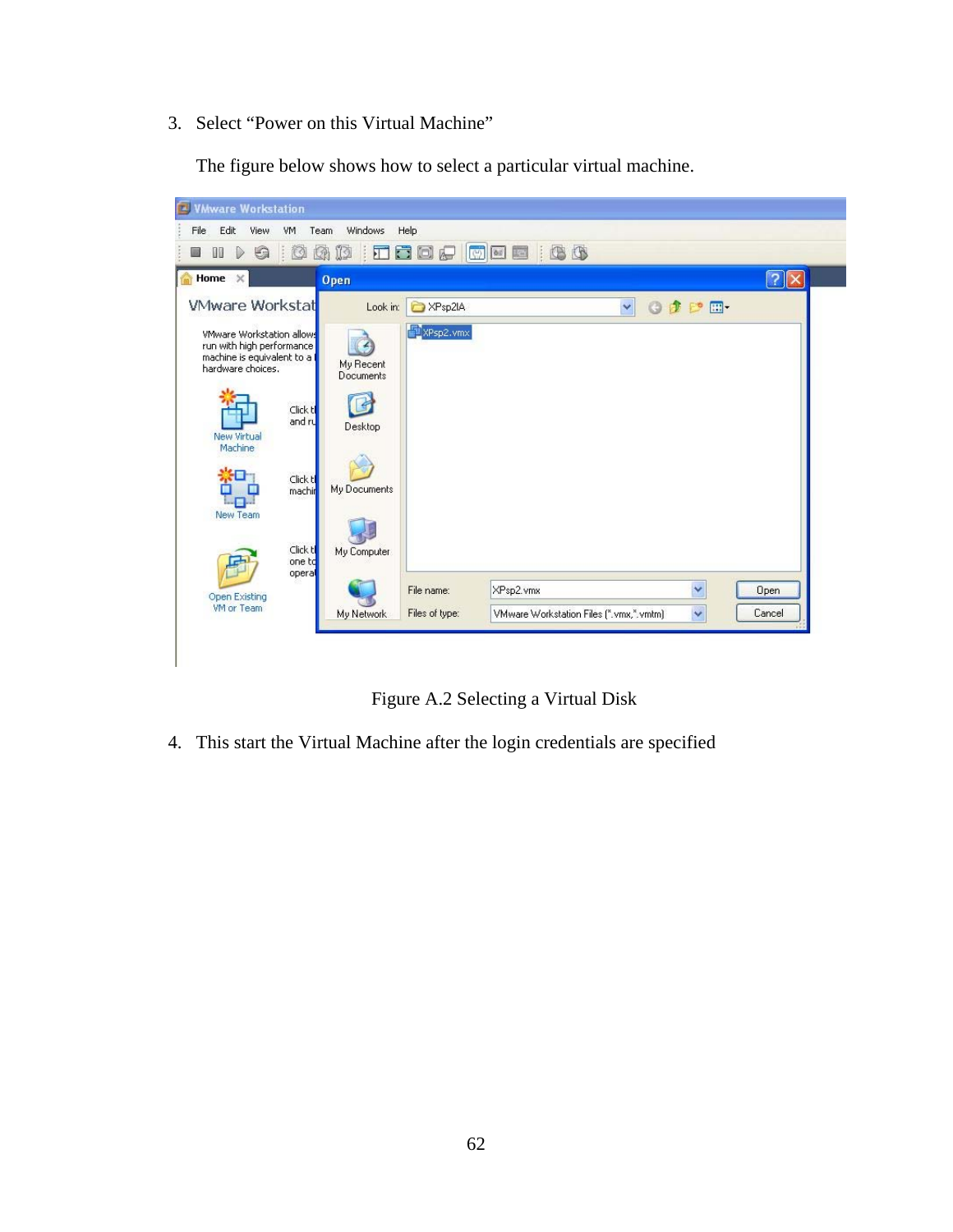3. Select "Power on this Virtual Machine"

   The figure below shows how to select a particular virtual machine.

Figure A.2 Selecting a Virtual Disk

4. This start the Virtual Machine after the login credentials are specified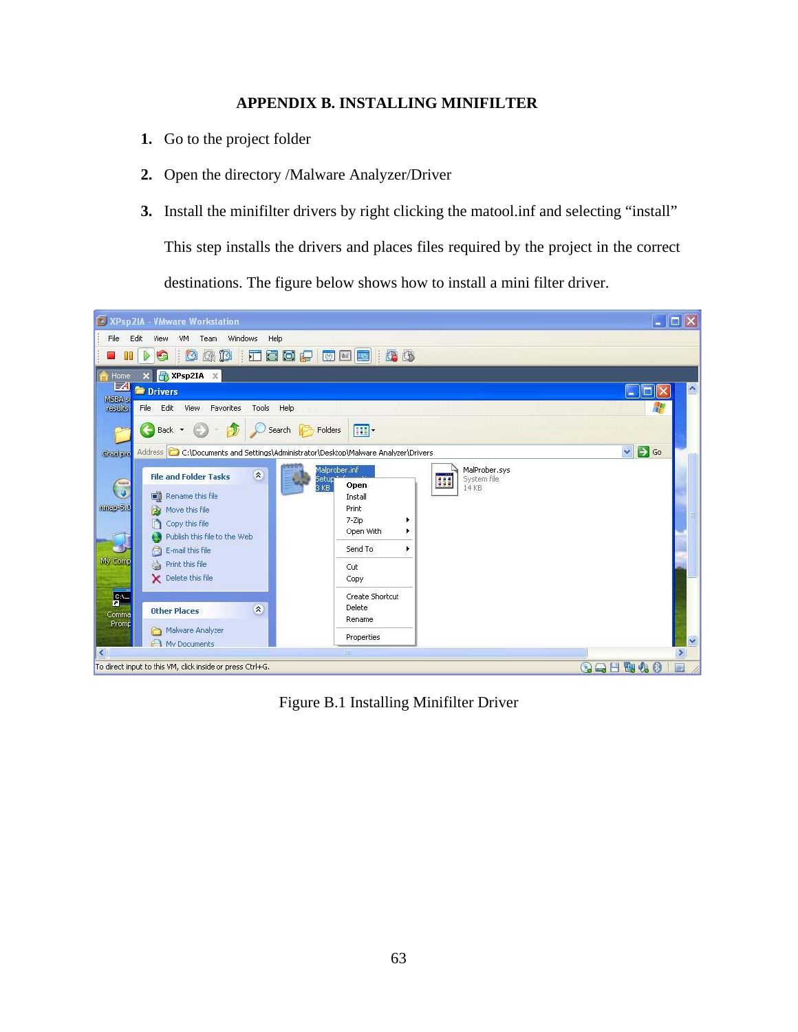# APPENDIX B. INSTALLING MINIFILTER

1. Go to the project folder
2. Open the directory /Malware Analyzer/Driver
3. Install the minifilter drivers by right clicking the matool.inf and selecting "install"

   This step installs the drivers and places files required by the project in the correct destinations. The figure below shows how to install a mini filter driver.

Figure B.1 Installing Minifilter Driver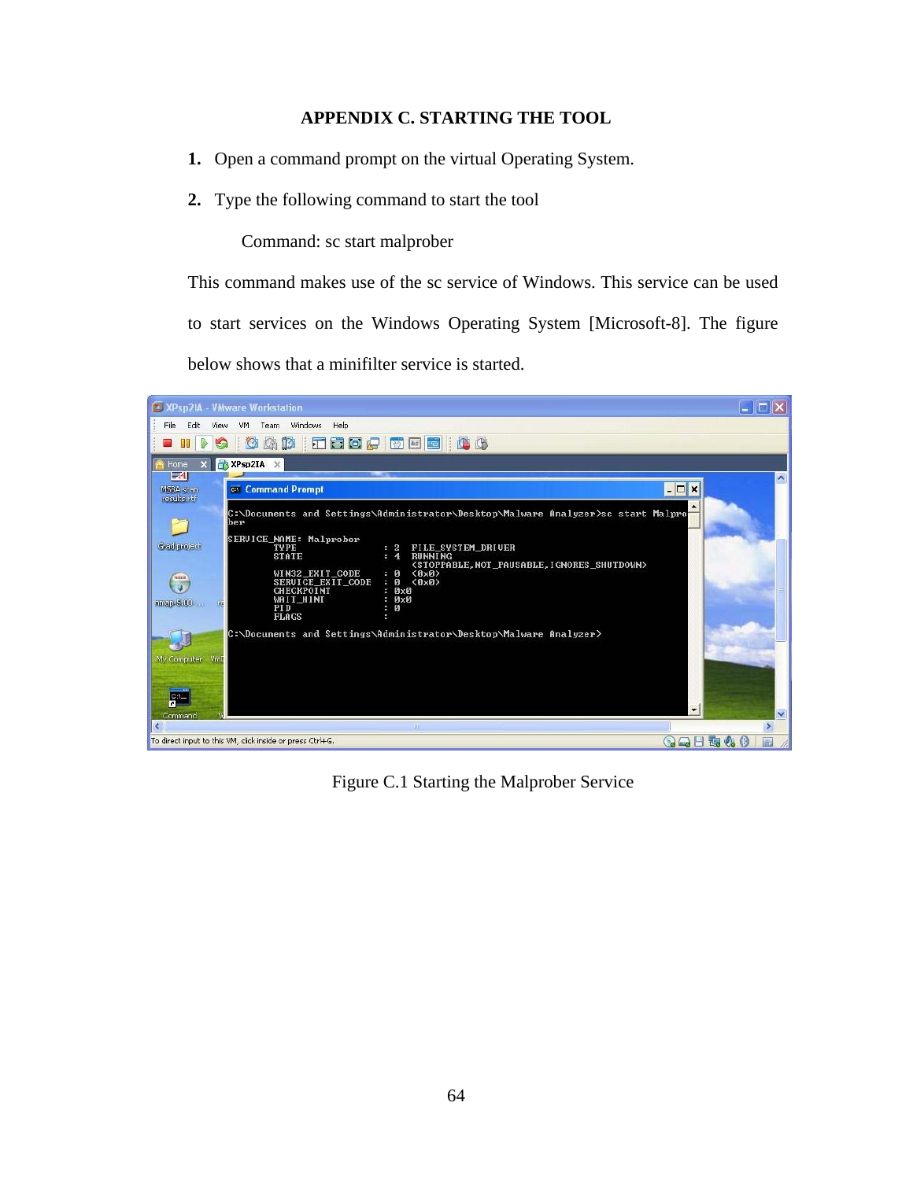# APPENDIX C. STARTING THE TOOL

1. Open a command prompt on the virtual Operating System.
2. Type the following command to start the tool

   Command: sc start malprober

This command makes use of the sc service of Windows. This service can be used to start services on the Windows Operating System [Microsoft-8]. The figure below shows that a minifilter service is started.

Figure C.1 Starting the Malprober Service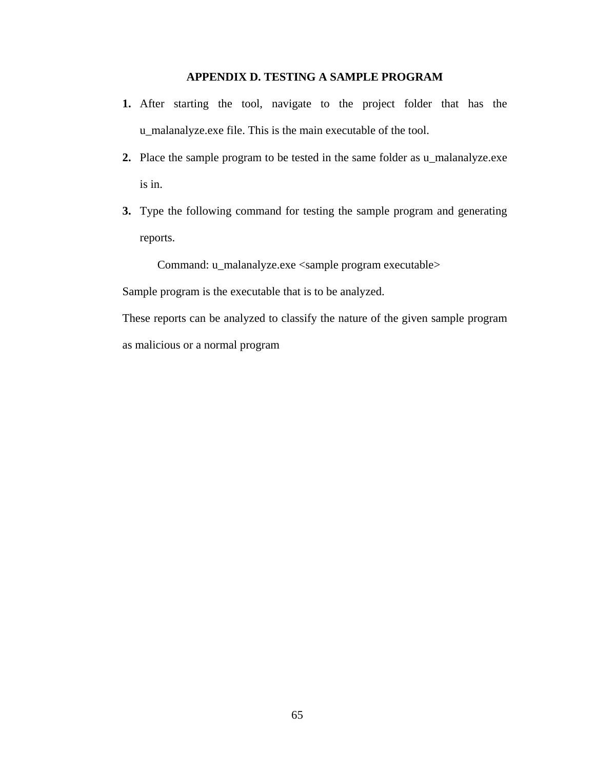## APPENDIX D. TESTING A SAMPLE PROGRAM

1. After starting the tool, navigate to the project folder that has the u_malanalyze.exe file. This is the main executable of the tool.
2. Place the sample program to be tested in the same folder as u_malanalyze.exe is in.
3. Type the following command for testing the sample program and generating reports.

    Command: u_malanalyze.exe <sample program executable>

Sample program is the executable that is to be analyzed.

These reports can be analyzed to classify the nature of the given sample program as malicious or a normal program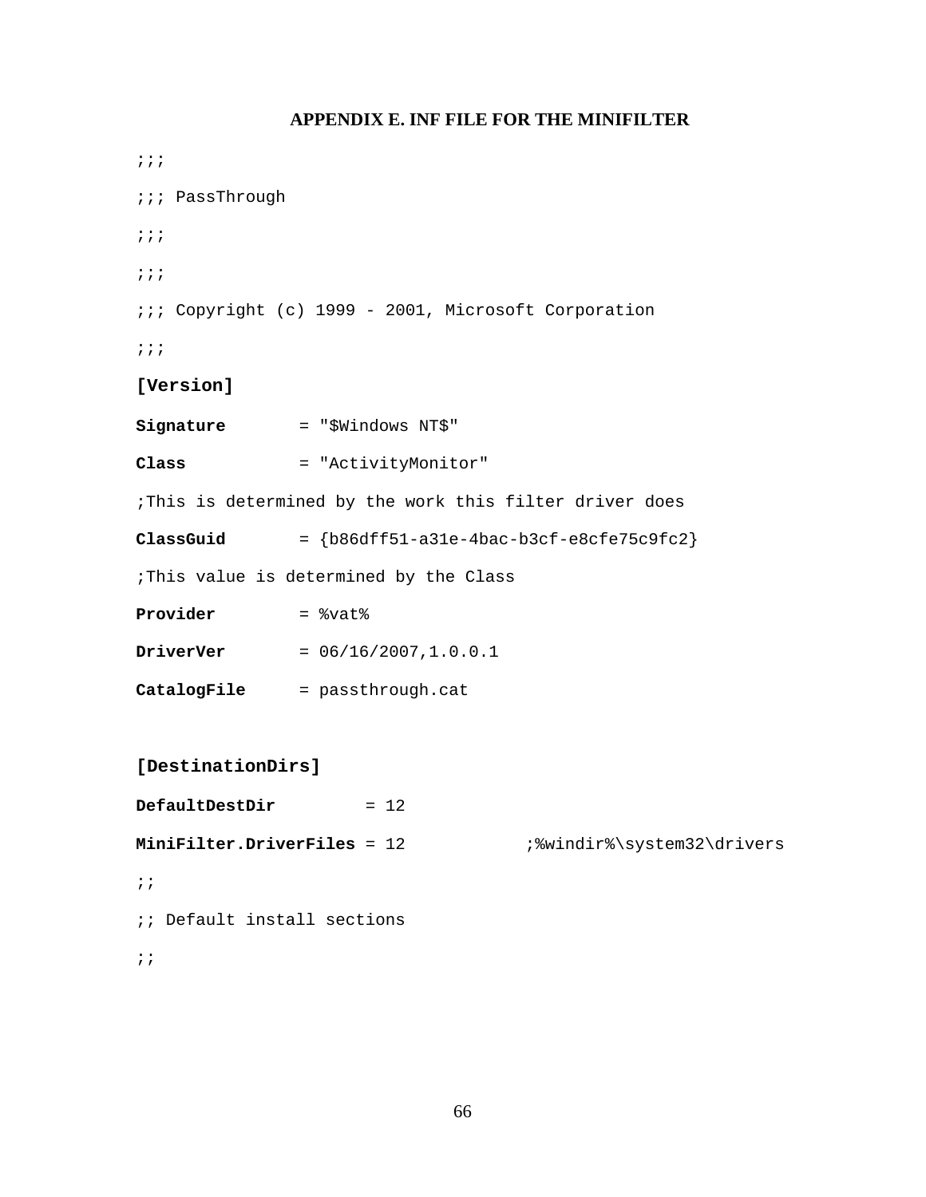## APPENDIX E. INF FILE FOR THE MINIFILTER

```
;;;
;;; PassThrough
;;;
;;;
;;; Copyright (c) 1999 - 2001, Microsoft Corporation
;;;
[Version]
Signature       = "$Windows NT$"
Class           = "ActivityMonitor"
;This is determined by the work this filter driver does
ClassGuid       = {b86dff51-a31e-4bac-b3cf-e8cfe75c9fc2}
;This value is determined by the Class
Provider        = %vat%
DriverVer       = 06/16/2007,1.0.0.1
CatalogFile     = passthrough.cat

[DestinationDirs]
DefaultDestDir         = 12
MiniFilter.DriverFiles = 12            ;%windir%\system32\drivers
;;
;; Default install sections
;;
```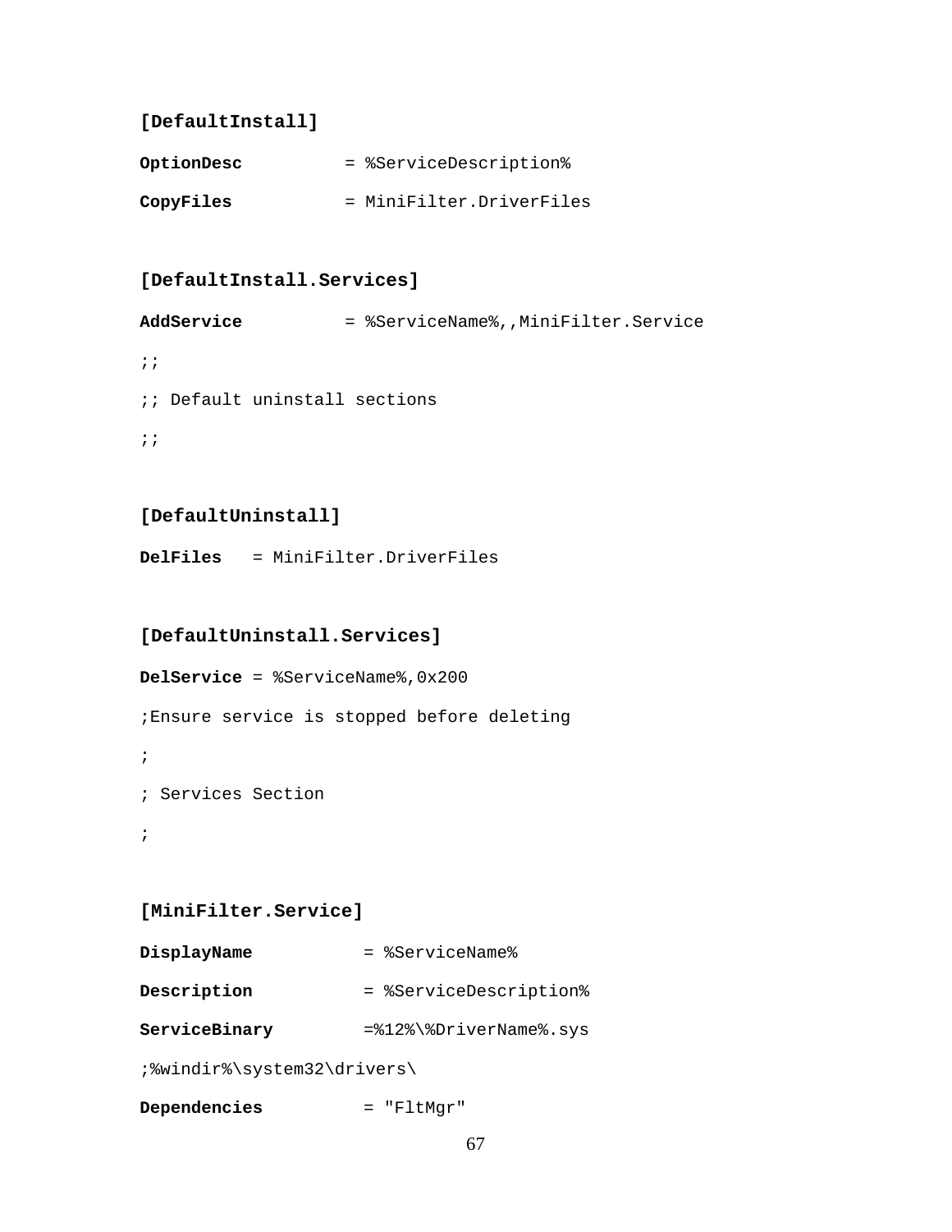```
[DefaultInstall]
OptionDesc          = %ServiceDescription%
CopyFiles           = MiniFilter.DriverFiles

[DefaultInstall.Services]
AddService          = %ServiceName%,,MiniFilter.Service
;;
;; Default uninstall sections
;;

[DefaultUninstall]
DelFiles   = MiniFilter.DriverFiles

[DefaultUninstall.Services]
DelService = %ServiceName%,0x200
;Ensure service is stopped before deleting
;
; Services Section
;

[MiniFilter.Service]
DisplayName          = %ServiceName%
Description          = %ServiceDescription%
ServiceBinary        =%12%\%DriverName%.sys
;%windir%\system32\drivers\
Dependencies         = "FltMgr"
```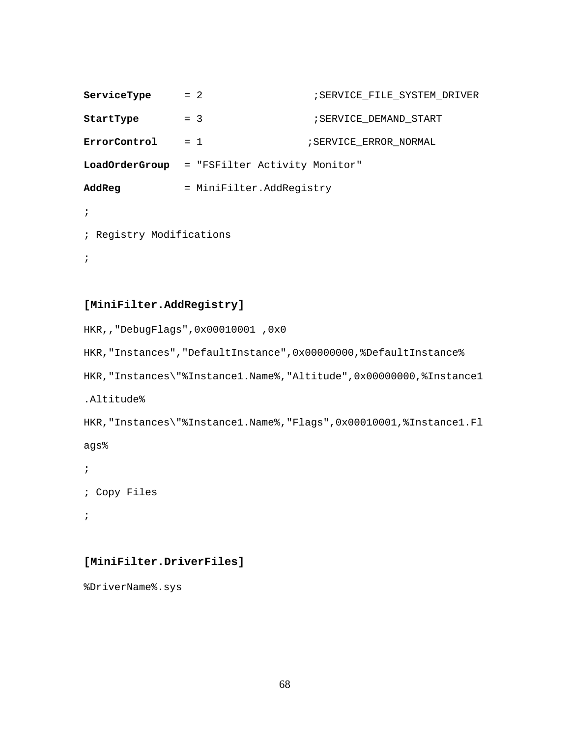```
ServiceType      = 2                  ;SERVICE_FILE_SYSTEM_DRIVER
StartType        = 3                  ;SERVICE_DEMAND_START
ErrorControl     = 1                 ;SERVICE_ERROR_NORMAL
LoadOrderGroup  = "FSFilter Activity Monitor"
AddReg           = MiniFilter.AddRegistry
;
; Registry Modifications
;

[MiniFilter.AddRegistry]
HKR,,"DebugFlags",0x00010001 ,0x0
HKR,"Instances","DefaultInstance",0x00000000,%DefaultInstance%
HKR,"Instances\"%Instance1.Name%,"Altitude",0x00000000,%Instance1
.Altitude%
HKR,"Instances\"%Instance1.Name%,"Flags",0x00010001,%Instance1.Fl
ags%
;
; Copy Files
;

[MiniFilter.DriverFiles]
%DriverName%.sys
```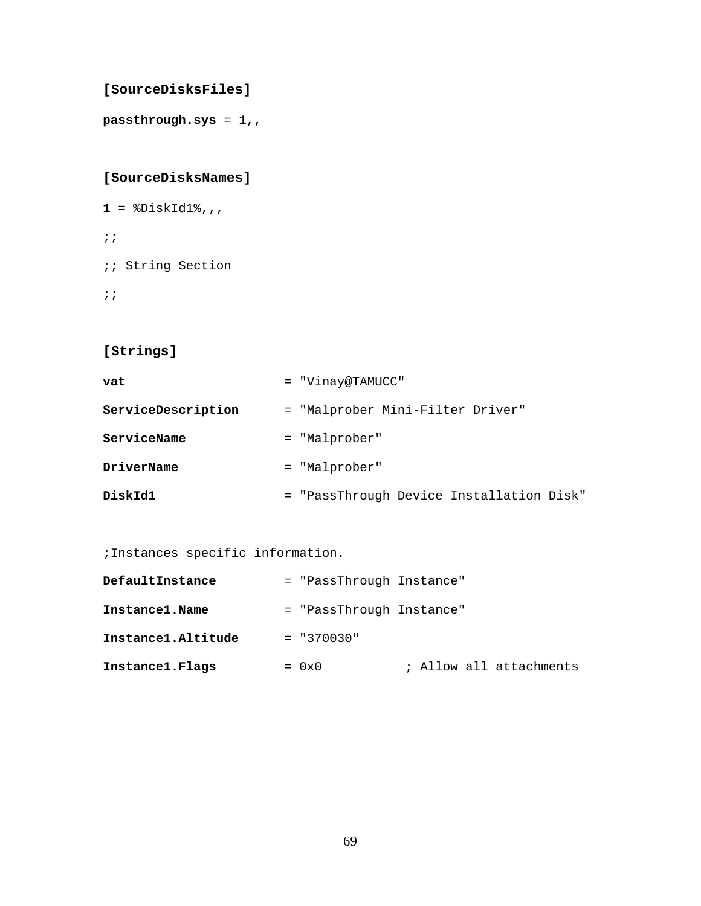```
[SourceDisksFiles]
passthrough.sys = 1,,

[SourceDisksNames]
1 = %DiskId1%,,,
;;
;; String Section
;;

[Strings]
vat                     = "Vinay@TAMUCC"
ServiceDescription      = "Malprober Mini-Filter Driver"
ServiceName             = "Malprober"
DriverName              = "Malprober"
DiskId1                 = "PassThrough Device Installation Disk"

;Instances specific information.
DefaultInstance         = "PassThrough Instance"
Instance1.Name          = "PassThrough Instance"
Instance1.Altitude      = "370030"
Instance1.Flags         = 0x0           ; Allow all attachments
```